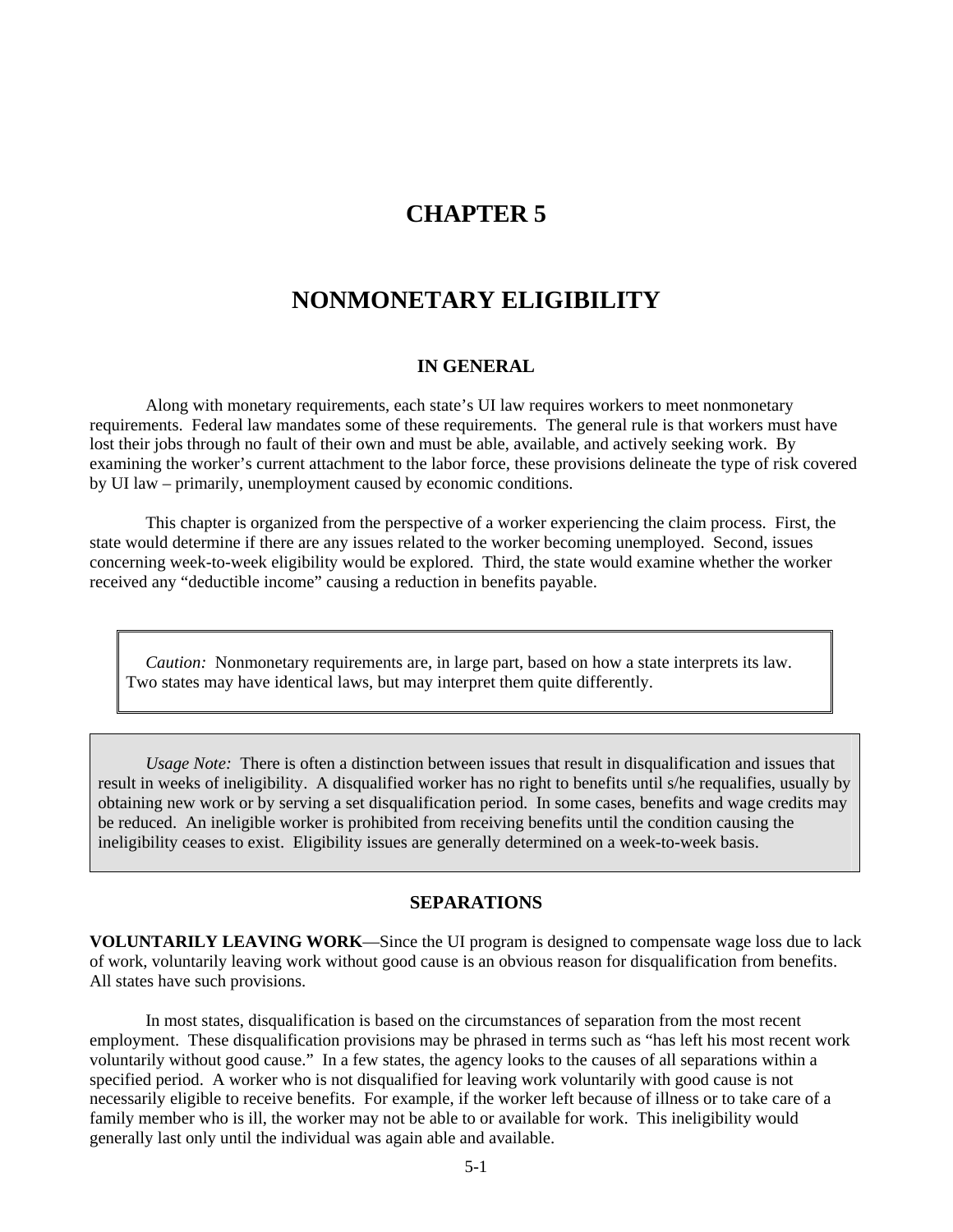# CHAPTER 5

# NONMONETARY ELIGIBILITY

## IN GENERAL

Along with monetary requirements, each state's UI law requires workers to meet nonmonetary requirements. Federal law mandates some of these requirements. The general rule is that workers must have lost their jobs through no fault of their own and must be able, available, and actively seeking work. By examining the worker's current attachment to the labor force, these provisions delineate the type of risk covered by UI law – primarily, unemployment caused by economic conditions.

This chapter is organized from the perspective of a worker experiencing the claim process. First, the state would determine if there are any issues related to the worker becoming unemployed. Second, issues concerning week-to-week eligibility would be explored. Third, the state would examine whether the worker received any "deductible income" causing a reduction in benefits payable.

> *Caution:* Nonmonetary requirements are, in large part, based on how a state interprets its law. Two states may have identical laws, but may interpret them quite differently.

> *Usage Note:* There is often a distinction between issues that result in disqualification and issues that result in weeks of ineligibility. A disqualified worker has no right to benefits until s/he requalifies, usually by obtaining new work or by serving a set disqualification period. In some cases, benefits and wage credits may be reduced. An ineligible worker is prohibited from receiving benefits until the condition causing the ineligibility ceases to exist. Eligibility issues are generally determined on a week-to-week basis.

## SEPARATIONS

**VOLUNTARILY LEAVING WORK**—Since the UI program is designed to compensate wage loss due to lack of work, voluntarily leaving work without good cause is an obvious reason for disqualification from benefits. All states have such provisions.

In most states, disqualification is based on the circumstances of separation from the most recent employment. These disqualification provisions may be phrased in terms such as "has left his most recent work voluntarily without good cause." In a few states, the agency looks to the causes of all separations within a specified period. A worker who is not disqualified for leaving work voluntarily with good cause is not necessarily eligible to receive benefits. For example, if the worker left because of illness or to take care of a family member who is ill, the worker may not be able to or available for work. This ineligibility would generally last only until the individual was again able and available.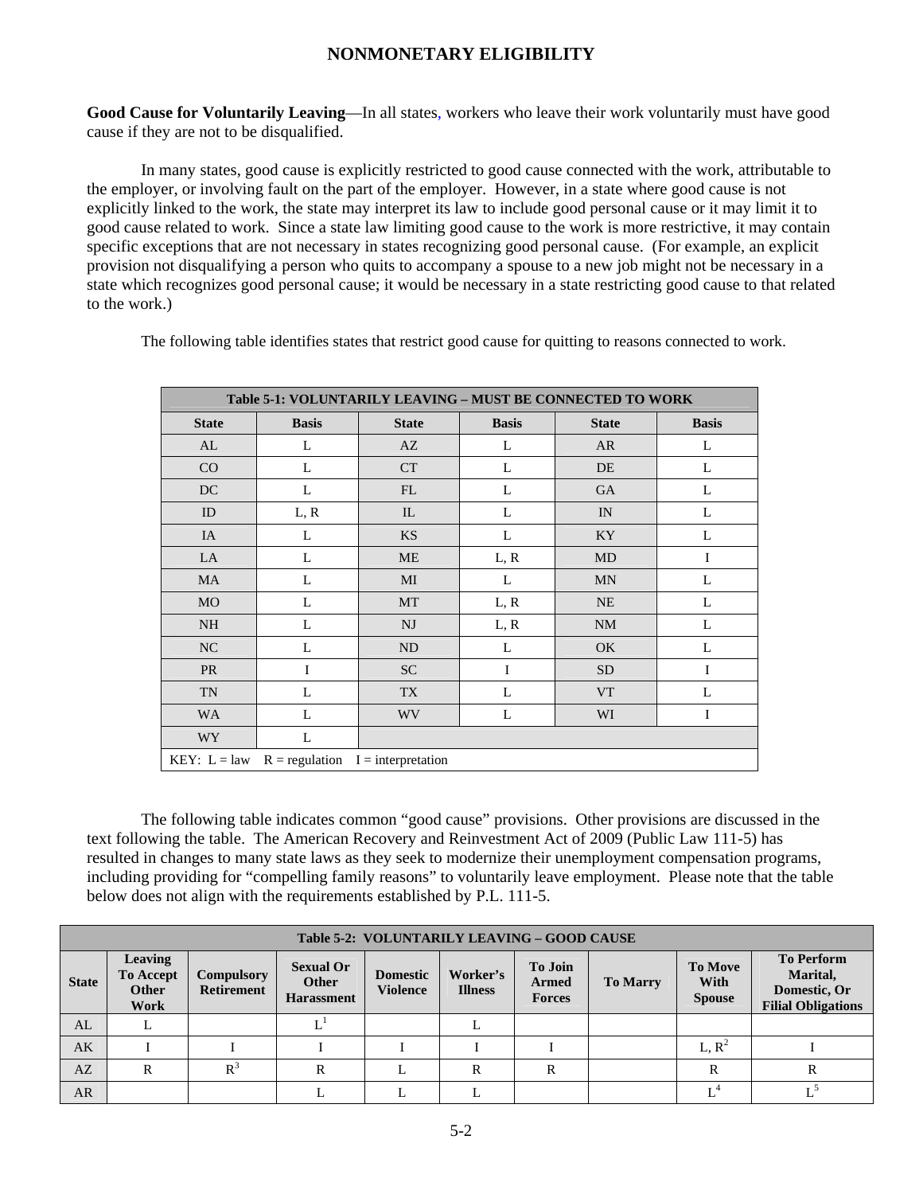## NONMONETARY ELIGIBILITY

**Good Cause for Voluntarily Leaving**—In all states, workers who leave their work voluntarily must have good cause if they are not to be disqualified.

In many states, good cause is explicitly restricted to good cause connected with the work, attributable to the employer, or involving fault on the part of the employer. However, in a state where good cause is not explicitly linked to the work, the state may interpret its law to include good personal cause or it may limit it to good cause related to work. Since a state law limiting good cause to the work is more restrictive, it may contain specific exceptions that are not necessary in states recognizing good personal cause. (For example, an explicit provision not disqualifying a person who quits to accompany a spouse to a new job might not be necessary in a state which recognizes good personal cause; it would be necessary in a state restricting good cause to that related to the work.)

The following table identifies states that restrict good cause for quitting to reasons connected to work.

| Table 5-1: VOLUNTARILY LEAVING – MUST BE CONNECTED TO WORK | | | | | |
|---|---|---|---|---|---|
| **State** | **Basis** | **State** | **Basis** | **State** | **Basis** |
| AL | L | AZ | L | AR | L |
| CO | L | CT | L | DE | L |
| DC | L | FL | L | GA | L |
| ID | L, R | IL | L | IN | L |
| IA | L | KS | L | KY | L |
| LA | L | ME | L, R | MD | I |
| MA | L | MI | L | MN | L |
| MO | L | MT | L, R | NE | L |
| NH | L | NJ | L, R | NM | L |
| NC | L | ND | L | OK | L |
| PR | I | SC | I | SD | I |
| TN | L | TX | L | VT | L |
| WA | L | WV | L | WI | I |
| WY | L | | | | |
| KEY: L = law R = regulation I = interpretation | | | | | |

The following table indicates common "good cause" provisions. Other provisions are discussed in the text following the table. The American Recovery and Reinvestment Act of 2009 (Public Law 111-5) has resulted in changes to many state laws as they seek to modernize their unemployment compensation programs, including providing for "compelling family reasons" to voluntarily leave employment. Please note that the table below does not align with the requirements established by P.L. 111-5.

| Table 5-2: VOLUNTARILY LEAVING – GOOD CAUSE | | | | | | | | | |
|---|---|---|---|---|---|---|---|---|---|
| **State** | **Leaving To Accept Other Work** | **Compulsory Retirement** | **Sexual Or Other Harassment** | **Domestic Violence** | **Worker's Illness** | **To Join Armed Forces** | **To Marry** | **To Move With Spouse** | **To Perform Marital, Domestic, Or Filial Obligations** |
| AL | L | | L[1] | | L | | | | |
| AK | I | I | I | I | I | I | | L, R[2] | I |
| AZ | R | R[3] | R | L | R | R | | R | R |
| AR | | | L | L | L | | | L[4] | L[5] |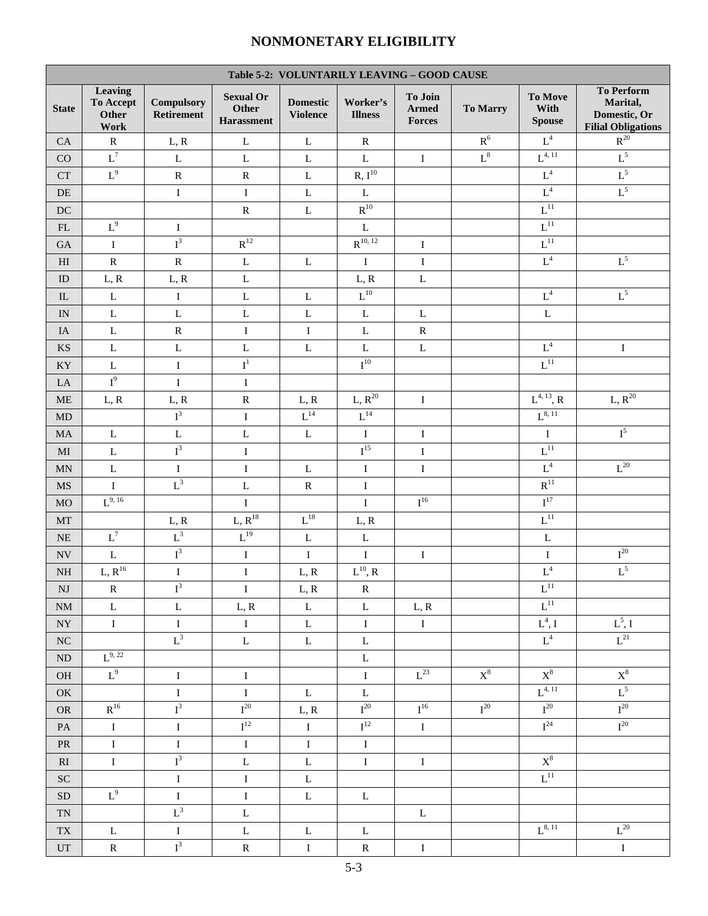# NONMONETARY ELIGIBILITY

| Table 5-2: VOLUNTARILY LEAVING – GOOD CAUSE | | | | | | | | | |
|---|---|---|---|---|---|---|---|---|---|
| **State** | **Leaving To Accept Other Work** | **Compulsory Retirement** | **Sexual Or Other Harassment** | **Domestic Violence** | **Worker's Illness** | **To Join Armed Forces** | **To Marry** | **To Move With Spouse** | **To Perform Marital, Domestic, Or Filial Obligations** |
| CA | R | L, R | L | L | R | | R[6] | L[4] | R[20] |
| CO | L[7] | L | L | L | L | I | L[8] | L[4, 11] | L[5] |
| CT | L[9] | R | R | L | R, I[10] | | | L[4] | L[5] |
| DE | | I | I | L | L | | | L[4] | L[5] |
| DC | | | R | L | R[10] | | | L[11] | |
| FL | L[9] | I | | | L | | | L[11] | |
| GA | I | I[3] | R[12] | | R[10, 12] | I | | L[11] | |
| HI | R | R | L | L | I | I | | L[4] | L[5] |
| ID | L, R | L, R | L | | L, R | L | | | |
| IL | L | I | L | L | L[10] | | | L[4] | L[5] |
| IN | L | L | L | L | L | L | | L | |
| IA | L | R | I | I | L | R | | | |
| KS | L | L | L | L | L | L | | L[4] | I |
| KY | L | I | I[1] | | I[10] | | | L[11] | |
| LA | I[9] | I | I | | | | | | |
| ME | L, R | L, R | R | L, R | L, R[20] | I | | L[4, 13], R | L, R[20] |
| MD | | I[3] | I | L[14] | L[14] | | | L[8, 11] | |
| MA | L | L | L | L | I | I | | I | I[5] |
| MI | L | I[3] | I | | I[15] | I | | L[11] | |
| MN | L | I | I | L | I | I | | L[4] | L[20] |
| MS | I | L[3] | L | R | I | | | R[11] | |
| MO | L[9, 16] | | I | | I | I[16] | | I[17] | |
| MT | | L, R | L, R[18] | L[18] | L, R | | | L[11] | |
| NE | L[7] | L[3] | L[19] | L | L | | | L | |
| NV | L | I[3] | I | I | I | I | | I | I[20] |
| NH | L, R[16] | I | I | L, R | L[10], R | | | L[4] | L[5] |
| NJ | R | I[3] | I | L, R | R | | | L[11] | |
| NM | L | L | L, R | L | L | L, R | | L[11] | |
| NY | I | I | I | L | I | I | | L[4], I | L[5], I |
| NC | | L[3] | L | L | L | | | L[4] | L[21] |
| ND | L[9, 22] | | | | L | | | | |
| OH | L[9] | I | I | | I | L[23] | X[8] | X[8] | X[8] |
| OK | | I | I | L | L | | | L[4, 11] | L[5] |
| OR | R[16] | I[3] | I[20] | L, R | I[20] | I[16] | I[20] | I[20] | I[20] |
| PA | I | I | I[12] | I | I[12] | I | | I[24] | I[20] |
| PR | I | I | I | I | I | | | | |
| RI | I | I[3] | L | L | I | I | | X[8] | |
| SC | | I | I | L | | | | L[11] | |
| SD | L[9] | I | I | L | L | | | | |
| TN | | L[3] | L | | | L | | | |
| TX | L | I | L | L | L | | | L[8, 11] | L[20] |
| UT | R | I[3] | R | I | R | I | | | I |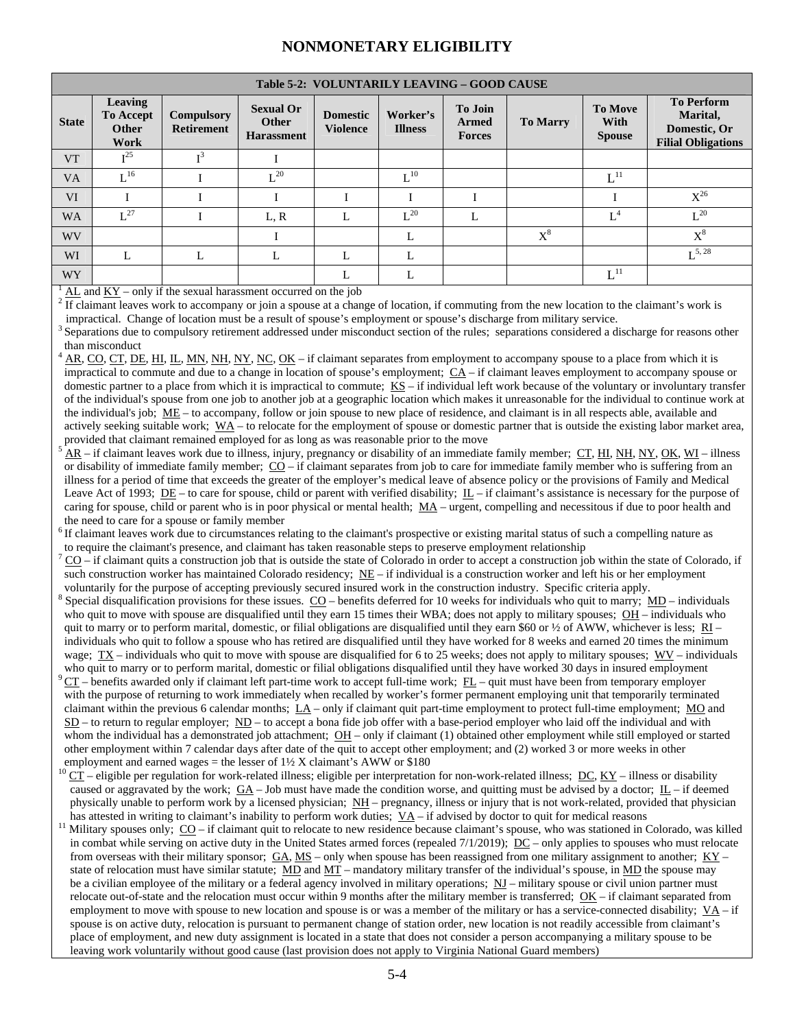# NONMONETARY ELIGIBILITY

| Table 5-2: VOLUNTARILY LEAVING – GOOD CAUSE | | | | | | | | | |
|---|---|---|---|---|---|---|---|---|---|
| **State** | **Leaving To Accept Other Work** | **Compulsory Retirement** | **Sexual Or Other Harassment** | **Domestic Violence** | **Worker's Illness** | **To Join Armed Forces** | **To Marry** | **To Move With Spouse** | **To Perform Marital, Domestic, Or Filial Obligations** |
| VT | I[25] | I[3] | I | | | | | | |
| VA | L[16] | I | L[20] | | L[10] | | | L[11] | |
| VI | I | I | I | I | I | I | | I | X[26] |
| WA | L[27] | I | L, R | L | L[20] | L | | L[4] | L[20] |
| WV | | | I | | L | | X[8] | | X[8] |
| WI | L | L | L | L | L | | | | L[5, 28] |
| WY | | | | L | L | | | L[11] | |

[1] AL and KY – only if the sexual harassment occurred on the job

[2] If claimant leaves work to accompany or join a spouse at a change of location, if commuting from the new location to the claimant's work is impractical. Change of location must be a result of spouse's employment or spouse's discharge from military service.

[3] Separations due to compulsory retirement addressed under misconduct section of the rules; separations considered a discharge for reasons other than misconduct

[4] AR, CO, CT, DE, HI, IL, MN, NH, NY, NC, OK – if claimant separates from employment to accompany spouse to a place from which it is impractical to commute and due to a change in location of spouse's employment; CA – if claimant leaves employment to accompany spouse or domestic partner to a place from which it is impractical to commute; KS – if individual left work because of the voluntary or involuntary transfer of the individual's spouse from one job to another job at a geographic location which makes it unreasonable for the individual to continue work at the individual's job; ME – to accompany, follow or join spouse to new place of residence, and claimant is in all respects able, available and actively seeking suitable work; WA – to relocate for the employment of spouse or domestic partner that is outside the existing labor market area, provided that claimant remained employed for as long as was reasonable prior to the move

[5] AR – if claimant leaves work due to illness, injury, pregnancy or disability of an immediate family member; CT, HI, NH, NY, OK, WI – illness or disability of immediate family member; CO – if claimant separates from job to care for immediate family member who is suffering from an illness for a period of time that exceeds the greater of the employer's medical leave of absence policy or the provisions of Family and Medical Leave Act of 1993; DE – to care for spouse, child or parent with verified disability; IL – if claimant's assistance is necessary for the purpose of caring for spouse, child or parent who is in poor physical or mental health; MA – urgent, compelling and necessitous if due to poor health and the need to care for a spouse or family member

[6] If claimant leaves work due to circumstances relating to the claimant's prospective or existing marital status of such a compelling nature as to require the claimant's presence, and claimant has taken reasonable steps to preserve employment relationship

[7] CO – if claimant quits a construction job that is outside the state of Colorado in order to accept a construction job within the state of Colorado, if such construction worker has maintained Colorado residency; NE – if individual is a construction worker and left his or her employment voluntarily for the purpose of accepting previously secured insured work in the construction industry. Specific criteria apply.

[8] Special disqualification provisions for these issues. CO – benefits deferred for 10 weeks for individuals who quit to marry; MD – individuals who quit to move with spouse are disqualified until they earn 15 times their WBA; does not apply to military spouses; OH – individuals who quit to marry or to perform marital, domestic, or filial obligations are disqualified until they earn $60 or ½ of AWW, whichever is less; RI – individuals who quit to follow a spouse who has retired are disqualified until they have worked for 8 weeks and earned 20 times the minimum wage; TX – individuals who quit to move with spouse are disqualified for 6 to 25 weeks; does not apply to military spouses; WV – individuals who quit to marry or to perform marital, domestic or filial obligations disqualified until they have worked 30 days in insured employment

[9] CT – benefits awarded only if claimant left part-time work to accept full-time work; FL – quit must have been from temporary employer with the purpose of returning to work immediately when recalled by worker's former permanent employing unit that temporarily terminated claimant within the previous 6 calendar months; LA – only if claimant quit part-time employment to protect full-time employment; MO and SD – to return to regular employer; ND – to accept a bona fide job offer with a base-period employer who laid off the individual and with whom the individual has a demonstrated job attachment; OH – only if claimant (1) obtained other employment while still employed or started other employment within 7 calendar days after date of the quit to accept other employment; and (2) worked 3 or more weeks in other employment and earned wages = the lesser of 1½ X claimant's AWW or $180

[10] CT – eligible per regulation for work-related illness; eligible per interpretation for non-work-related illness; DC, KY – illness or disability caused or aggravated by the work; GA – Job must have made the condition worse, and quitting must be advised by a doctor; IL – if deemed physically unable to perform work by a licensed physician; NH – pregnancy, illness or injury that is not work-related, provided that physician has attested in writing to claimant's inability to perform work duties; VA – if advised by doctor to quit for medical reasons

[11] Military spouses only; CO – if claimant quit to relocate to new residence because claimant's spouse, who was stationed in Colorado, was killed in combat while serving on active duty in the United States armed forces (repealed 7/1/2019); DC – only applies to spouses who must relocate from overseas with their military sponsor; GA, MS – only when spouse has been reassigned from one military assignment to another; KY – state of relocation must have similar statute; MD and MT – mandatory military transfer of the individual's spouse, in MD the spouse may be a civilian employee of the military or a federal agency involved in military operations; NJ – military spouse or civil union partner must relocate out-of-state and the relocation must occur within 9 months after the military member is transferred; OK – if claimant separated from employment to move with spouse to new location and spouse is or was a member of the military or has a service-connected disability; VA – if spouse is on active duty, relocation is pursuant to permanent change of station order, new location is not readily accessible from claimant's place of employment, and new duty assignment is located in a state that does not consider a person accompanying a military spouse to be leaving work voluntarily without good cause (last provision does not apply to Virginia National Guard members)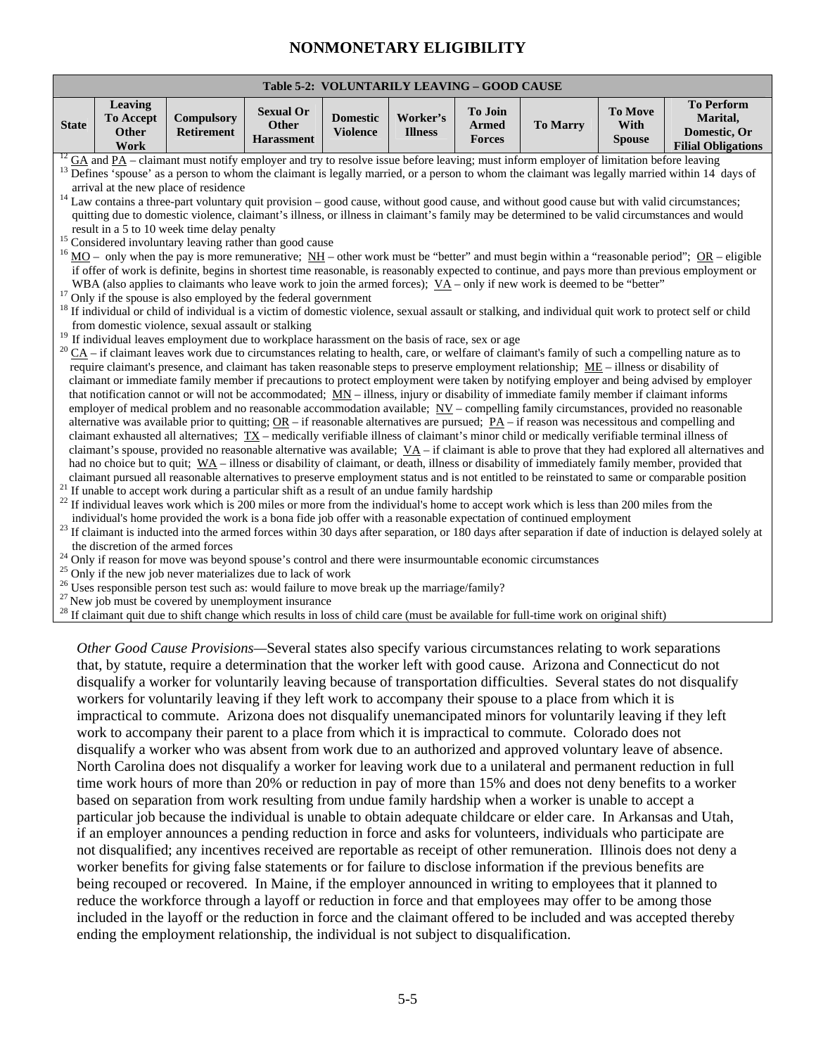## NONMONETARY ELIGIBILITY

| Table 5-2: VOLUNTARILY LEAVING – GOOD CAUSE | | | | | | | | | |
|---|---|---|---|---|---|---|---|---|---|
| **State** | **Leaving To Accept Other Work** | **Compulsory Retirement** | **Sexual Or Other Harassment** | **Domestic Violence** | **Worker's Illness** | **To Join Armed Forces** | **To Marry** | **To Move With Spouse** | **To Perform Marital, Domestic, Or Filial Obligations** |

[12] GA and PA – claimant must notify employer and try to resolve issue before leaving; must inform employer of limitation before leaving

[13] Defines 'spouse' as a person to whom the claimant is legally married, or a person to whom the claimant was legally married within 14 days of arrival at the new place of residence

[14] Law contains a three-part voluntary quit provision – good cause, without good cause, and without good cause but with valid circumstances; quitting due to domestic violence, claimant's illness, or illness in claimant's family may be determined to be valid circumstances and would result in a 5 to 10 week time delay penalty

[15] Considered involuntary leaving rather than good cause

[16] MO – only when the pay is more remunerative; NH – other work must be "better" and must begin within a "reasonable period"; OR – eligible if offer of work is definite, begins in shortest time reasonable, is reasonably expected to continue, and pays more than previous employment or WBA (also applies to claimants who leave work to join the armed forces); VA – only if new work is deemed to be "better"

[17] Only if the spouse is also employed by the federal government

[18] If individual or child of individual is a victim of domestic violence, sexual assault or stalking, and individual quit work to protect self or child from domestic violence, sexual assault or stalking

[19] If individual leaves employment due to workplace harassment on the basis of race, sex or age

[20] CA – if claimant leaves work due to circumstances relating to health, care, or welfare of claimant's family of such a compelling nature as to require claimant's presence, and claimant has taken reasonable steps to preserve employment relationship; ME – illness or disability of claimant or immediate family member if precautions to protect employment were taken by notifying employer and being advised by employer that notification cannot or will not be accommodated; MN – illness, injury or disability of immediate family member if claimant informs employer of medical problem and no reasonable accommodation available; NV – compelling family circumstances, provided no reasonable alternative was available prior to quitting; OR – if reasonable alternatives are pursued; PA – if reason was necessitous and compelling and claimant exhausted all alternatives; TX – medically verifiable illness of claimant's minor child or medically verifiable terminal illness of claimant's spouse, provided no reasonable alternative was available; VA – if claimant is able to prove that they had explored all alternatives and had no choice but to quit; WA – illness or disability of claimant, or death, illness or disability of immediately family member, provided that claimant pursued all reasonable alternatives to preserve employment status and is not entitled to be reinstated to same or comparable position

[21] If unable to accept work during a particular shift as a result of an undue family hardship

[22] If individual leaves work which is 200 miles or more from the individual's home to accept work which is less than 200 miles from the individual's home provided the work is a bona fide job offer with a reasonable expectation of continued employment

[23] If claimant is inducted into the armed forces within 30 days after separation, or 180 days after separation if date of induction is delayed solely at the discretion of the armed forces

[24] Only if reason for move was beyond spouse's control and there were insurmountable economic circumstances

[25] Only if the new job never materializes due to lack of work

[26] Uses responsible person test such as: would failure to move break up the marriage/family?

[27] New job must be covered by unemployment insurance

[28] If claimant quit due to shift change which results in loss of child care (must be available for full-time work on original shift)

*Other Good Cause Provisions—*Several states also specify various circumstances relating to work separations that, by statute, require a determination that the worker left with good cause. Arizona and Connecticut do not disqualify a worker for voluntarily leaving because of transportation difficulties. Several states do not disqualify workers for voluntarily leaving if they left work to accompany their spouse to a place from which it is impractical to commute. Arizona does not disqualify unemancipated minors for voluntarily leaving if they left work to accompany their parent to a place from which it is impractical to commute. Colorado does not disqualify a worker who was absent from work due to an authorized and approved voluntary leave of absence. North Carolina does not disqualify a worker for leaving work due to a unilateral and permanent reduction in full time work hours of more than 20% or reduction in pay of more than 15% and does not deny benefits to a worker based on separation from work resulting from undue family hardship when a worker is unable to accept a particular job because the individual is unable to obtain adequate childcare or elder care. In Arkansas and Utah, if an employer announces a pending reduction in force and asks for volunteers, individuals who participate are not disqualified; any incentives received are reportable as receipt of other remuneration. Illinois does not deny a worker benefits for giving false statements or for failure to disclose information if the previous benefits are being recouped or recovered. In Maine, if the employer announced in writing to employees that it planned to reduce the workforce through a layoff or reduction in force and that employees may offer to be among those included in the layoff or the reduction in force and the claimant offered to be included and was accepted thereby ending the employment relationship, the individual is not subject to disqualification.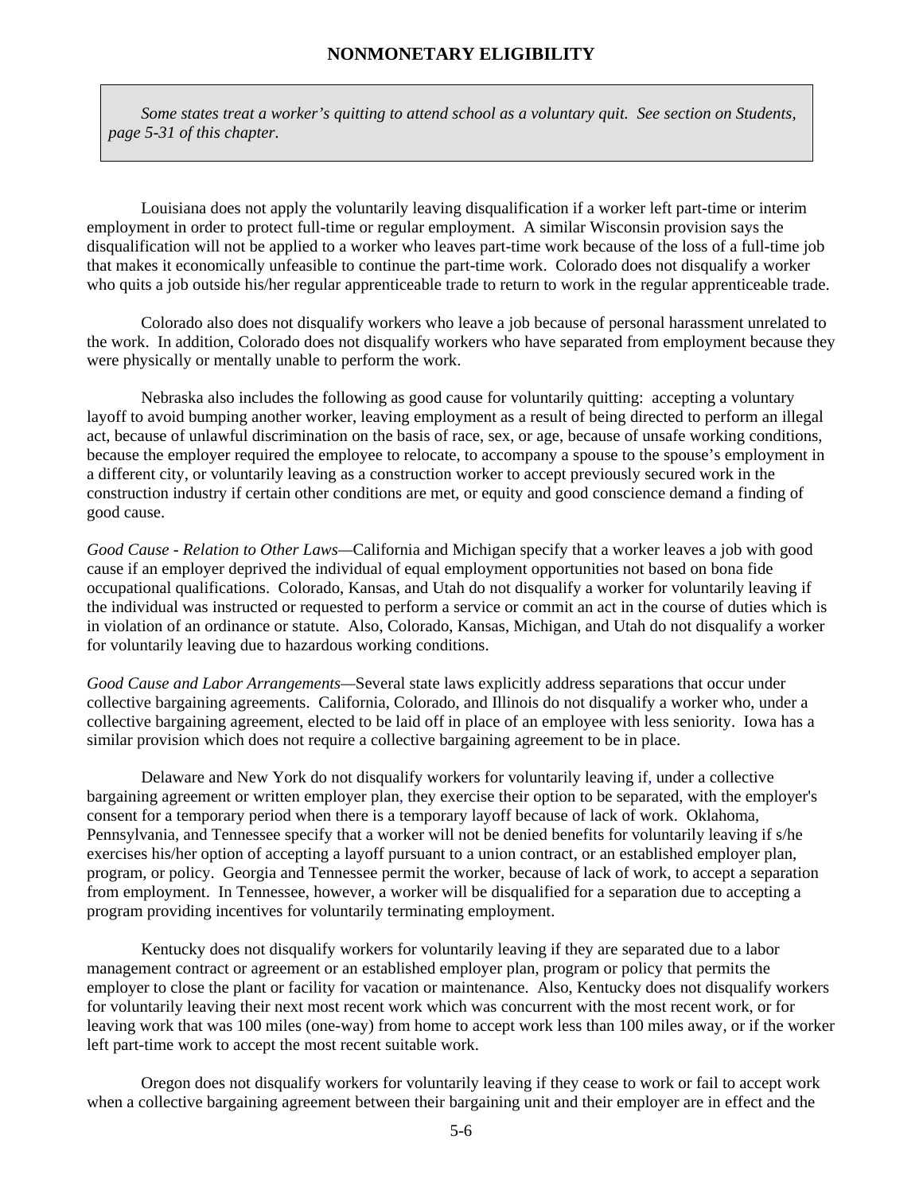> *Some states treat a worker's quitting to attend school as a voluntary quit. See section on Students, page 5-31 of this chapter.*

Louisiana does not apply the voluntarily leaving disqualification if a worker left part-time or interim employment in order to protect full-time or regular employment. A similar Wisconsin provision says the disqualification will not be applied to a worker who leaves part-time work because of the loss of a full-time job that makes it economically unfeasible to continue the part-time work. Colorado does not disqualify a worker who quits a job outside his/her regular apprenticeable trade to return to work in the regular apprenticeable trade.

Colorado also does not disqualify workers who leave a job because of personal harassment unrelated to the work. In addition, Colorado does not disqualify workers who have separated from employment because they were physically or mentally unable to perform the work.

Nebraska also includes the following as good cause for voluntarily quitting: accepting a voluntary layoff to avoid bumping another worker, leaving employment as a result of being directed to perform an illegal act, because of unlawful discrimination on the basis of race, sex, or age, because of unsafe working conditions, because the employer required the employee to relocate, to accompany a spouse to the spouse's employment in a different city, or voluntarily leaving as a construction worker to accept previously secured work in the construction industry if certain other conditions are met, or equity and good conscience demand a finding of good cause.

*Good Cause - Relation to Other Laws*—California and Michigan specify that a worker leaves a job with good cause if an employer deprived the individual of equal employment opportunities not based on bona fide occupational qualifications. Colorado, Kansas, and Utah do not disqualify a worker for voluntarily leaving if the individual was instructed or requested to perform a service or commit an act in the course of duties which is in violation of an ordinance or statute. Also, Colorado, Kansas, Michigan, and Utah do not disqualify a worker for voluntarily leaving due to hazardous working conditions.

*Good Cause and Labor Arrangements*—Several state laws explicitly address separations that occur under collective bargaining agreements. California, Colorado, and Illinois do not disqualify a worker who, under a collective bargaining agreement, elected to be laid off in place of an employee with less seniority. Iowa has a similar provision which does not require a collective bargaining agreement to be in place.

Delaware and New York do not disqualify workers for voluntarily leaving if, under a collective bargaining agreement or written employer plan, they exercise their option to be separated, with the employer's consent for a temporary period when there is a temporary layoff because of lack of work. Oklahoma, Pennsylvania, and Tennessee specify that a worker will not be denied benefits for voluntarily leaving if s/he exercises his/her option of accepting a layoff pursuant to a union contract, or an established employer plan, program, or policy. Georgia and Tennessee permit the worker, because of lack of work, to accept a separation from employment. In Tennessee, however, a worker will be disqualified for a separation due to accepting a program providing incentives for voluntarily terminating employment.

Kentucky does not disqualify workers for voluntarily leaving if they are separated due to a labor management contract or agreement or an established employer plan, program or policy that permits the employer to close the plant or facility for vacation or maintenance. Also, Kentucky does not disqualify workers for voluntarily leaving their next most recent work which was concurrent with the most recent work, or for leaving work that was 100 miles (one-way) from home to accept work less than 100 miles away, or if the worker left part-time work to accept the most recent suitable work.

Oregon does not disqualify workers for voluntarily leaving if they cease to work or fail to accept work when a collective bargaining agreement between their bargaining unit and their employer are in effect and the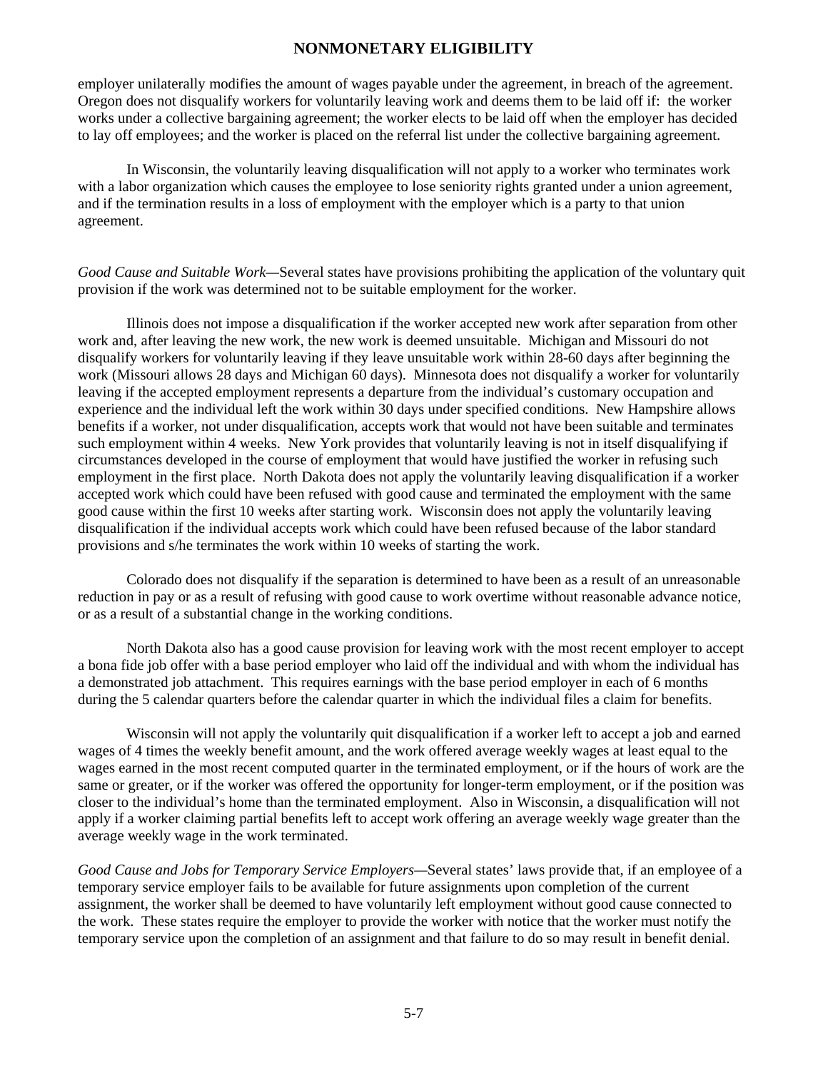employer unilaterally modifies the amount of wages payable under the agreement, in breach of the agreement. Oregon does not disqualify workers for voluntarily leaving work and deems them to be laid off if: the worker works under a collective bargaining agreement; the worker elects to be laid off when the employer has decided to lay off employees; and the worker is placed on the referral list under the collective bargaining agreement.

In Wisconsin, the voluntarily leaving disqualification will not apply to a worker who terminates work with a labor organization which causes the employee to lose seniority rights granted under a union agreement, and if the termination results in a loss of employment with the employer which is a party to that union agreement.

*Good Cause and Suitable Work*—Several states have provisions prohibiting the application of the voluntary quit provision if the work was determined not to be suitable employment for the worker.

Illinois does not impose a disqualification if the worker accepted new work after separation from other work and, after leaving the new work, the new work is deemed unsuitable. Michigan and Missouri do not disqualify workers for voluntarily leaving if they leave unsuitable work within 28-60 days after beginning the work (Missouri allows 28 days and Michigan 60 days). Minnesota does not disqualify a worker for voluntarily leaving if the accepted employment represents a departure from the individual's customary occupation and experience and the individual left the work within 30 days under specified conditions. New Hampshire allows benefits if a worker, not under disqualification, accepts work that would not have been suitable and terminates such employment within 4 weeks. New York provides that voluntarily leaving is not in itself disqualifying if circumstances developed in the course of employment that would have justified the worker in refusing such employment in the first place. North Dakota does not apply the voluntarily leaving disqualification if a worker accepted work which could have been refused with good cause and terminated the employment with the same good cause within the first 10 weeks after starting work. Wisconsin does not apply the voluntarily leaving disqualification if the individual accepts work which could have been refused because of the labor standard provisions and s/he terminates the work within 10 weeks of starting the work.

Colorado does not disqualify if the separation is determined to have been as a result of an unreasonable reduction in pay or as a result of refusing with good cause to work overtime without reasonable advance notice, or as a result of a substantial change in the working conditions.

North Dakota also has a good cause provision for leaving work with the most recent employer to accept a bona fide job offer with a base period employer who laid off the individual and with whom the individual has a demonstrated job attachment. This requires earnings with the base period employer in each of 6 months during the 5 calendar quarters before the calendar quarter in which the individual files a claim for benefits.

Wisconsin will not apply the voluntarily quit disqualification if a worker left to accept a job and earned wages of 4 times the weekly benefit amount, and the work offered average weekly wages at least equal to the wages earned in the most recent computed quarter in the terminated employment, or if the hours of work are the same or greater, or if the worker was offered the opportunity for longer-term employment, or if the position was closer to the individual's home than the terminated employment. Also in Wisconsin, a disqualification will not apply if a worker claiming partial benefits left to accept work offering an average weekly wage greater than the average weekly wage in the work terminated.

*Good Cause and Jobs for Temporary Service Employers*—Several states' laws provide that, if an employee of a temporary service employer fails to be available for future assignments upon completion of the current assignment, the worker shall be deemed to have voluntarily left employment without good cause connected to the work. These states require the employer to provide the worker with notice that the worker must notify the temporary service upon the completion of an assignment and that failure to do so may result in benefit denial.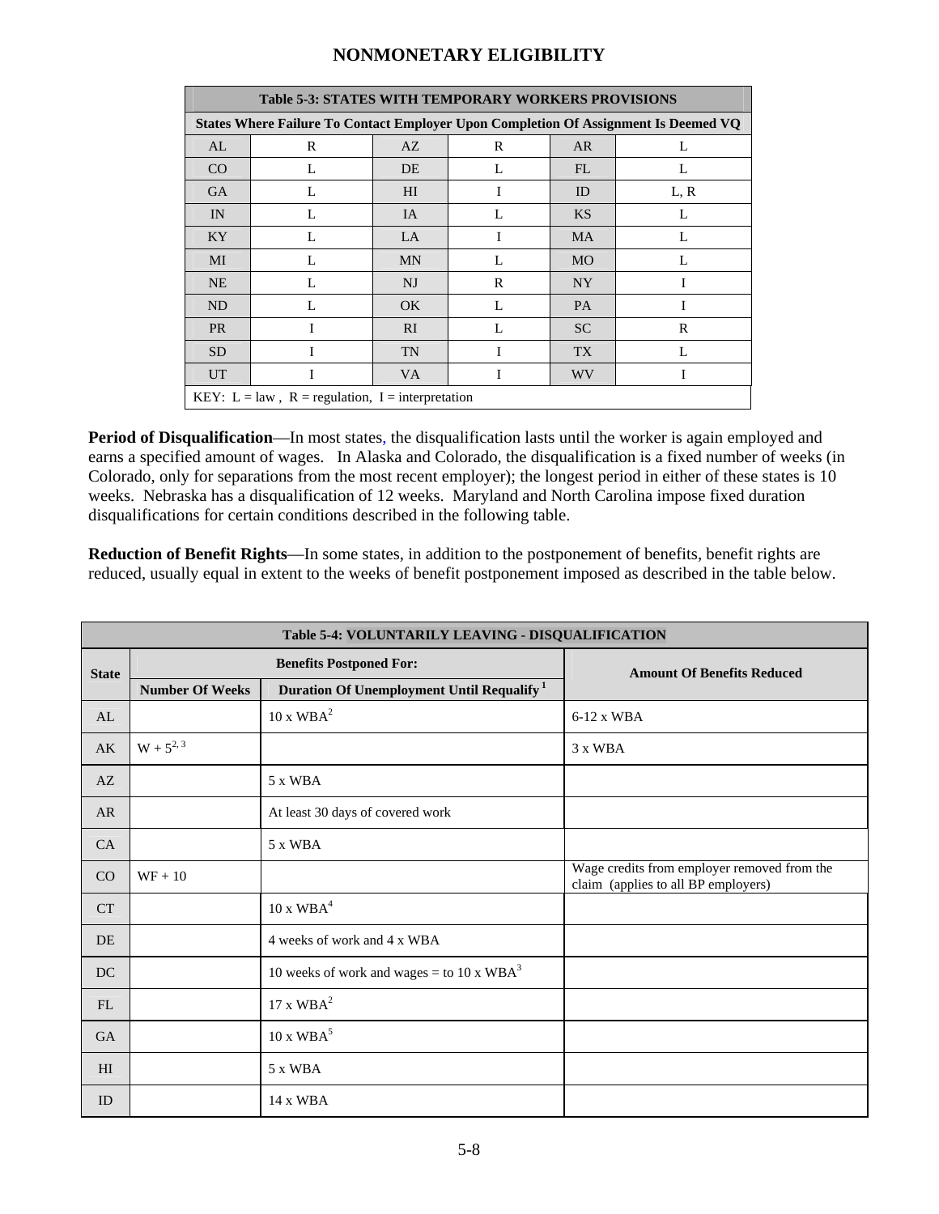## NONMONETARY ELIGIBILITY

| Table 5-3: STATES WITH TEMPORARY WORKERS PROVISIONS | | | | | |
|---|---|---|---|---|---|
| States Where Failure To Contact Employer Upon Completion Of Assignment Is Deemed VQ | | | | | |
| AL | R | AZ | R | AR | L |
| CO | L | DE | L | FL | L |
| GA | L | HI | I | ID | L, R |
| IN | L | IA | L | KS | L |
| KY | L | LA | I | MA | L |
| MI | L | MN | L | MO | L |
| NE | L | NJ | R | NY | I |
| ND | L | OK | L | PA | I |
| PR | I | RI | L | SC | R |
| SD | I | TN | I | TX | L |
| UT | I | VA | I | WV | I |
| KEY: L = law , R = regulation, I = interpretation | | | | | |

**Period of Disqualification**—In most states, the disqualification lasts until the worker is again employed and earns a specified amount of wages. In Alaska and Colorado, the disqualification is a fixed number of weeks (in Colorado, only for separations from the most recent employer); the longest period in either of these states is 10 weeks. Nebraska has a disqualification of 12 weeks. Maryland and North Carolina impose fixed duration disqualifications for certain conditions described in the following table.

**Reduction of Benefit Rights**—In some states, in addition to the postponement of benefits, benefit rights are reduced, usually equal in extent to the weeks of benefit postponement imposed as described in the table below.

| Table 5-4: VOLUNTARILY LEAVING - DISQUALIFICATION | | | |
|---|---|---|---|
| State | Benefits Postponed For: | | Amount Of Benefits Reduced |
| | Number Of Weeks | Duration Of Unemployment Until Requalify [1] | |
| AL | | 10 x WBA[2] | 6-12 x WBA |
| AK | W + 5[2, 3] | | 3 x WBA |
| AZ | | 5 x WBA | |
| AR | | At least 30 days of covered work | |
| CA | | 5 x WBA | |
| CO | WF + 10 | | Wage credits from employer removed from the claim (applies to all BP employers) |
| CT | | 10 x WBA[4] | |
| DE | | 4 weeks of work and 4 x WBA | |
| DC | | 10 weeks of work and wages = to 10 x WBA[3] | |
| FL | | 17 x WBA[2] | |
| GA | | 10 x WBA[5] | |
| HI | | 5 x WBA | |
| ID | | 14 x WBA | |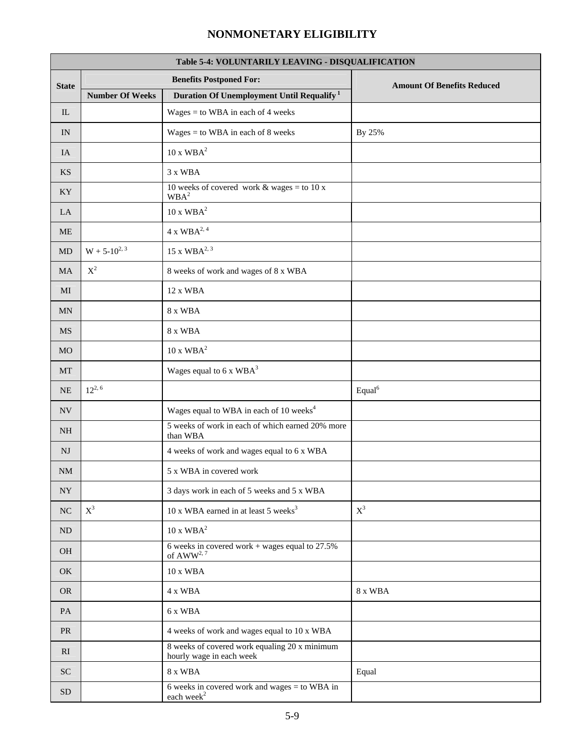# NONMONETARY ELIGIBILITY

| Table 5-4: VOLUNTARILY LEAVING - DISQUALIFICATION | | | |
|---|---|---|---|
| State | Benefits Postponed For: | | Amount Of Benefits Reduced |
| | Number Of Weeks | Duration Of Unemployment Until Requalify [1] | |
| IL | | Wages = to WBA in each of 4 weeks | |
| IN | | Wages = to WBA in each of 8 weeks | By 25% |
| IA | | 10 x WBA[2] | |
| KS | | 3 x WBA | |
| KY | | 10 weeks of covered work & wages = to 10 x WBA[2] | |
| LA | | 10 x WBA[2] | |
| ME | | 4 x WBA[2, 4] | |
| MD | W + 5-10[2, 3] | 15 x WBA[2, 3] | |
| MA | X[2] | 8 weeks of work and wages of 8 x WBA | |
| MI | | 12 x WBA | |
| MN | | 8 x WBA | |
| MS | | 8 x WBA | |
| MO | | 10 x WBA[2] | |
| MT | | Wages equal to 6 x WBA[3] | |
| NE | 12[2, 6] | | Equal[6] |
| NV | | Wages equal to WBA in each of 10 weeks[4] | |
| NH | | 5 weeks of work in each of which earned 20% more than WBA | |
| NJ | | 4 weeks of work and wages equal to 6 x WBA | |
| NM | | 5 x WBA in covered work | |
| NY | | 3 days work in each of 5 weeks and 5 x WBA | |
| NC | X[3] | 10 x WBA earned in at least 5 weeks[3] | X[3] |
| ND | | 10 x WBA[2] | |
| OH | | 6 weeks in covered work + wages equal to 27.5% of AWW[2, 7] | |
| OK | | 10 x WBA | |
| OR | | 4 x WBA | 8 x WBA |
| PA | | 6 x WBA | |
| PR | | 4 weeks of work and wages equal to 10 x WBA | |
| RI | | 8 weeks of covered work equaling 20 x minimum hourly wage in each week | |
| SC | | 8 x WBA | Equal |
| SD | | 6 weeks in covered work and wages = to WBA in each week[2] | |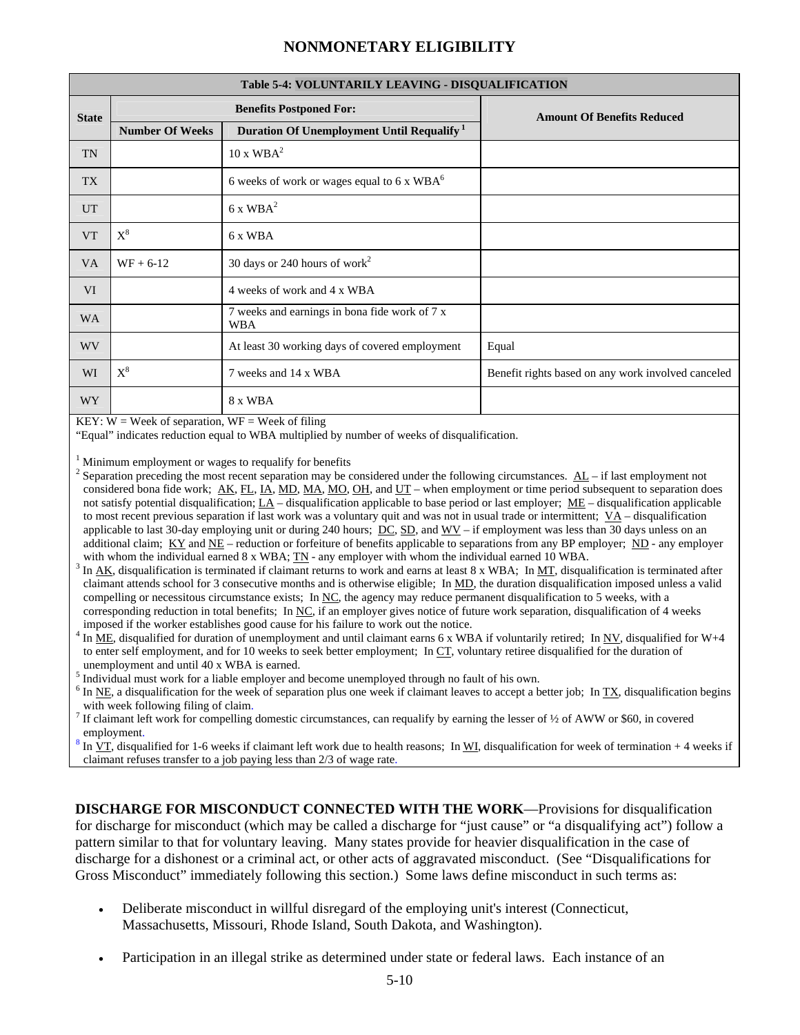## NONMONETARY ELIGIBILITY

| Table 5-4: VOLUNTARILY LEAVING - DISQUALIFICATION | | | |
|---|---|---|---|
| State | Benefits Postponed For: | | Amount Of Benefits Reduced |
| | Number Of Weeks | Duration Of Unemployment Until Requalify [1] | |
| TN | | 10 x WBA[2] | |
| TX | | 6 weeks of work or wages equal to 6 x WBA[6] | |
| UT | | 6 x WBA[2] | |
| VT | X[8] | 6 x WBA | |
| VA | WF + 6-12 | 30 days or 240 hours of work[2] | |
| VI | | 4 weeks of work and 4 x WBA | |
| WA | | 7 weeks and earnings in bona fide work of 7 x WBA | |
| WV | | At least 30 working days of covered employment | Equal |
| WI | X[8] | 7 weeks and 14 x WBA | Benefit rights based on any work involved canceled |
| WY | | 8 x WBA | |

KEY: W = Week of separation, WF = Week of filing
"Equal" indicates reduction equal to WBA multiplied by number of weeks of disqualification.

[1] Minimum employment or wages to requalify for benefits
[2] Separation preceding the most recent separation may be considered under the following circumstances. AL – if last employment not considered bona fide work; AK, FL, IA, MD, MA, MO, OH, and UT – when employment or time period subsequent to separation does not satisfy potential disqualification; LA – disqualification applicable to base period or last employer; ME – disqualification applicable to most recent previous separation if last work was a voluntary quit and was not in usual trade or intermittent; VA – disqualification applicable to last 30-day employing unit or during 240 hours; DC, SD, and WV – if employment was less than 30 days unless on an additional claim; KY and NE – reduction or forfeiture of benefits applicable to separations from any BP employer; ND - any employer with whom the individual earned 8 x WBA; TN - any employer with whom the individual earned 10 WBA.
[3] In AK, disqualification is terminated if claimant returns to work and earns at least 8 x WBA; In MT, disqualification is terminated after claimant attends school for 3 consecutive months and is otherwise eligible; In MD, the duration disqualification imposed unless a valid compelling or necessitous circumstance exists; In NC, the agency may reduce permanent disqualification to 5 weeks, with a corresponding reduction in total benefits; In NC, if an employer gives notice of future work separation, disqualification of 4 weeks imposed if the worker establishes good cause for his failure to work out the notice.
[4] In ME, disqualified for duration of unemployment and until claimant earns 6 x WBA if voluntarily retired; In NV, disqualified for W+4 to enter self employment, and for 10 weeks to seek better employment; In CT, voluntary retiree disqualified for the duration of unemployment and until 40 x WBA is earned.
[5] Individual must work for a liable employer and become unemployed through no fault of his own.
[6] In NE, a disqualification for the week of separation plus one week if claimant leaves to accept a better job; In TX, disqualification begins with week following filing of claim.
[7] If claimant left work for compelling domestic circumstances, can requalify by earning the lesser of ½ of AWW or $60, in covered employment.
[8] In VT, disqualified for 1-6 weeks if claimant left work due to health reasons; In WI, disqualification for week of termination + 4 weeks if claimant refuses transfer to a job paying less than 2/3 of wage rate.

**DISCHARGE FOR MISCONDUCT CONNECTED WITH THE WORK**—Provisions for disqualification for discharge for misconduct (which may be called a discharge for "just cause" or "a disqualifying act") follow a pattern similar to that for voluntary leaving. Many states provide for heavier disqualification in the case of discharge for a dishonest or a criminal act, or other acts of aggravated misconduct. (See "Disqualifications for Gross Misconduct" immediately following this section.) Some laws define misconduct in such terms as:

- Deliberate misconduct in willful disregard of the employing unit's interest (Connecticut, Massachusetts, Missouri, Rhode Island, South Dakota, and Washington).
- Participation in an illegal strike as determined under state or federal laws. Each instance of an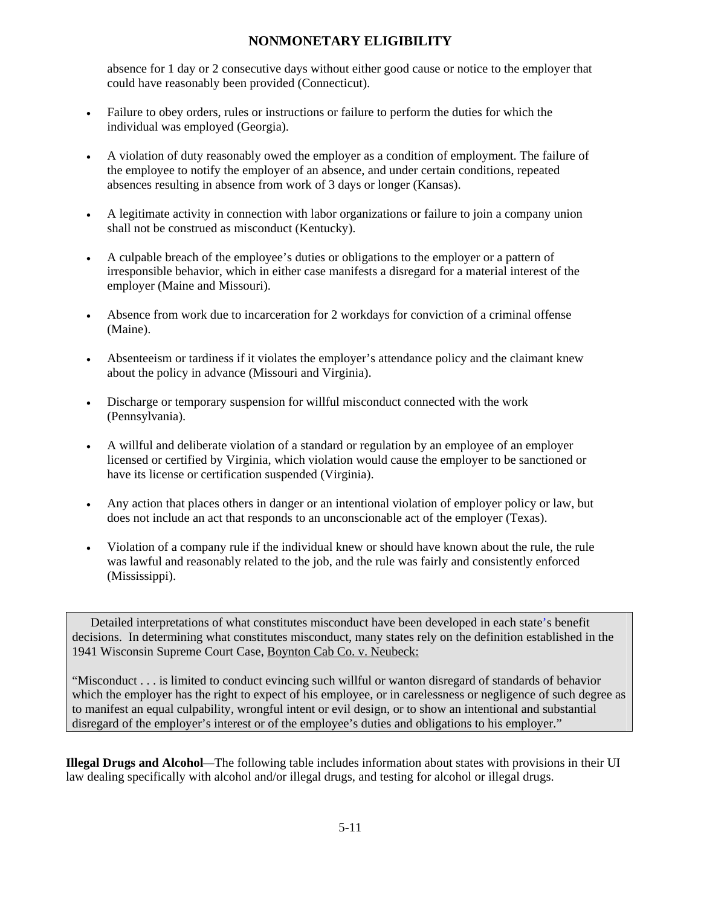absence for 1 day or 2 consecutive days without either good cause or notice to the employer that could have reasonably been provided (Connecticut).

- Failure to obey orders, rules or instructions or failure to perform the duties for which the individual was employed (Georgia).
- A violation of duty reasonably owed the employer as a condition of employment. The failure of the employee to notify the employer of an absence, and under certain conditions, repeated absences resulting in absence from work of 3 days or longer (Kansas).
- A legitimate activity in connection with labor organizations or failure to join a company union shall not be construed as misconduct (Kentucky).
- A culpable breach of the employee's duties or obligations to the employer or a pattern of irresponsible behavior, which in either case manifests a disregard for a material interest of the employer (Maine and Missouri).
- Absence from work due to incarceration for 2 workdays for conviction of a criminal offense (Maine).
- Absenteeism or tardiness if it violates the employer's attendance policy and the claimant knew about the policy in advance (Missouri and Virginia).
- Discharge or temporary suspension for willful misconduct connected with the work (Pennsylvania).
- A willful and deliberate violation of a standard or regulation by an employee of an employer licensed or certified by Virginia, which violation would cause the employer to be sanctioned or have its license or certification suspended (Virginia).
- Any action that places others in danger or an intentional violation of employer policy or law, but does not include an act that responds to an unconscionable act of the employer (Texas).
- Violation of a company rule if the individual knew or should have known about the rule, the rule was lawful and reasonably related to the job, and the rule was fairly and consistently enforced (Mississippi).

Detailed interpretations of what constitutes misconduct have been developed in each state's benefit decisions. In determining what constitutes misconduct, many states rely on the definition established in the 1941 Wisconsin Supreme Court Case, Boynton Cab Co. v. Neubeck:

"Misconduct . . . is limited to conduct evincing such willful or wanton disregard of standards of behavior which the employer has the right to expect of his employee, or in carelessness or negligence of such degree as to manifest an equal culpability, wrongful intent or evil design, or to show an intentional and substantial disregard of the employer's interest or of the employee's duties and obligations to his employer."

**Illegal Drugs and Alcohol**—The following table includes information about states with provisions in their UI law dealing specifically with alcohol and/or illegal drugs, and testing for alcohol or illegal drugs.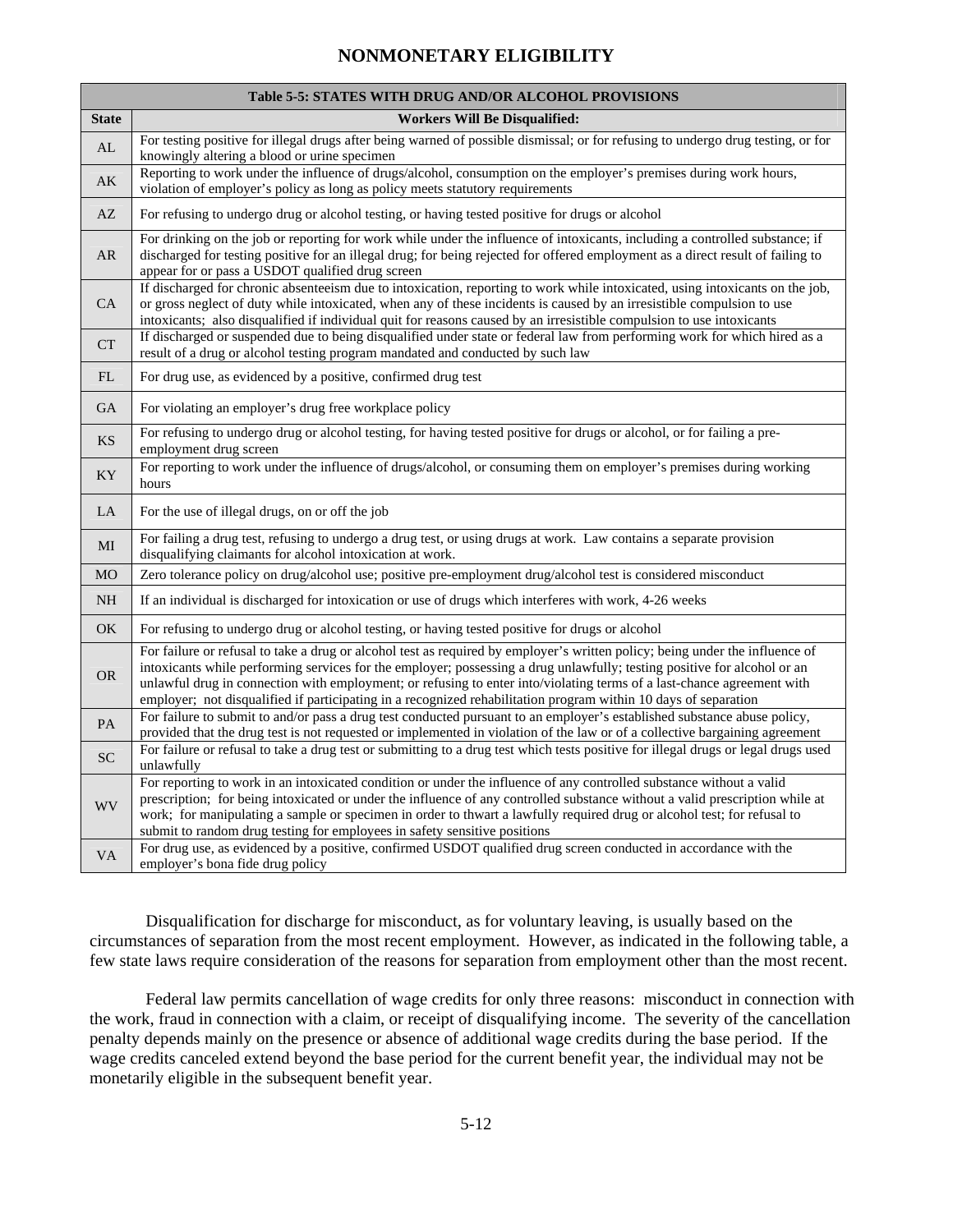## NONMONETARY ELIGIBILITY

| Table 5-5: STATES WITH DRUG AND/OR ALCOHOL PROVISIONS | |
|---|---|
| **State** | **Workers Will Be Disqualified:** |
| AL | For testing positive for illegal drugs after being warned of possible dismissal; or for refusing to undergo drug testing, or for knowingly altering a blood or urine specimen |
| AK | Reporting to work under the influence of drugs/alcohol, consumption on the employer's premises during work hours, violation of employer's policy as long as policy meets statutory requirements |
| AZ | For refusing to undergo drug or alcohol testing, or having tested positive for drugs or alcohol |
| AR | For drinking on the job or reporting for work while under the influence of intoxicants, including a controlled substance; if discharged for testing positive for an illegal drug; for being rejected for offered employment as a direct result of failing to appear for or pass a USDOT qualified drug screen |
| CA | If discharged for chronic absenteeism due to intoxication, reporting to work while intoxicated, using intoxicants on the job, or gross neglect of duty while intoxicated, when any of these incidents is caused by an irresistible compulsion to use intoxicants; also disqualified if individual quit for reasons caused by an irresistible compulsion to use intoxicants |
| CT | If discharged or suspended due to being disqualified under state or federal law from performing work for which hired as a result of a drug or alcohol testing program mandated and conducted by such law |
| FL | For drug use, as evidenced by a positive, confirmed drug test |
| GA | For violating an employer's drug free workplace policy |
| KS | For refusing to undergo drug or alcohol testing, for having tested positive for drugs or alcohol, or for failing a pre-employment drug screen |
| KY | For reporting to work under the influence of drugs/alcohol, or consuming them on employer's premises during working hours |
| LA | For the use of illegal drugs, on or off the job |
| MI | For failing a drug test, refusing to undergo a drug test, or using drugs at work. Law contains a separate provision disqualifying claimants for alcohol intoxication at work. |
| MO | Zero tolerance policy on drug/alcohol use; positive pre-employment drug/alcohol test is considered misconduct |
| NH | If an individual is discharged for intoxication or use of drugs which interferes with work, 4-26 weeks |
| OK | For refusing to undergo drug or alcohol testing, or having tested positive for drugs or alcohol |
| OR | For failure or refusal to take a drug or alcohol test as required by employer's written policy; being under the influence of intoxicants while performing services for the employer; possessing a drug unlawfully; testing positive for alcohol or an unlawful drug in connection with employment; or refusing to enter into/violating terms of a last-chance agreement with employer; not disqualified if participating in a recognized rehabilitation program within 10 days of separation |
| PA | For failure to submit to and/or pass a drug test conducted pursuant to an employer's established substance abuse policy, provided that the drug test is not requested or implemented in violation of the law or of a collective bargaining agreement |
| SC | For failure or refusal to take a drug test or submitting to a drug test which tests positive for illegal drugs or legal drugs used unlawfully |
| WV | For reporting to work in an intoxicated condition or under the influence of any controlled substance without a valid prescription; for being intoxicated or under the influence of any controlled substance without a valid prescription while at work; for manipulating a sample or specimen in order to thwart a lawfully required drug or alcohol test; for refusal to submit to random drug testing for employees in safety sensitive positions |
| VA | For drug use, as evidenced by a positive, confirmed USDOT qualified drug screen conducted in accordance with the employer's bona fide drug policy |

Disqualification for discharge for misconduct, as for voluntary leaving, is usually based on the circumstances of separation from the most recent employment. However, as indicated in the following table, a few state laws require consideration of the reasons for separation from employment other than the most recent.

Federal law permits cancellation of wage credits for only three reasons: misconduct in connection with the work, fraud in connection with a claim, or receipt of disqualifying income. The severity of the cancellation penalty depends mainly on the presence or absence of additional wage credits during the base period. If the wage credits canceled extend beyond the base period for the current benefit year, the individual may not be monetarily eligible in the subsequent benefit year.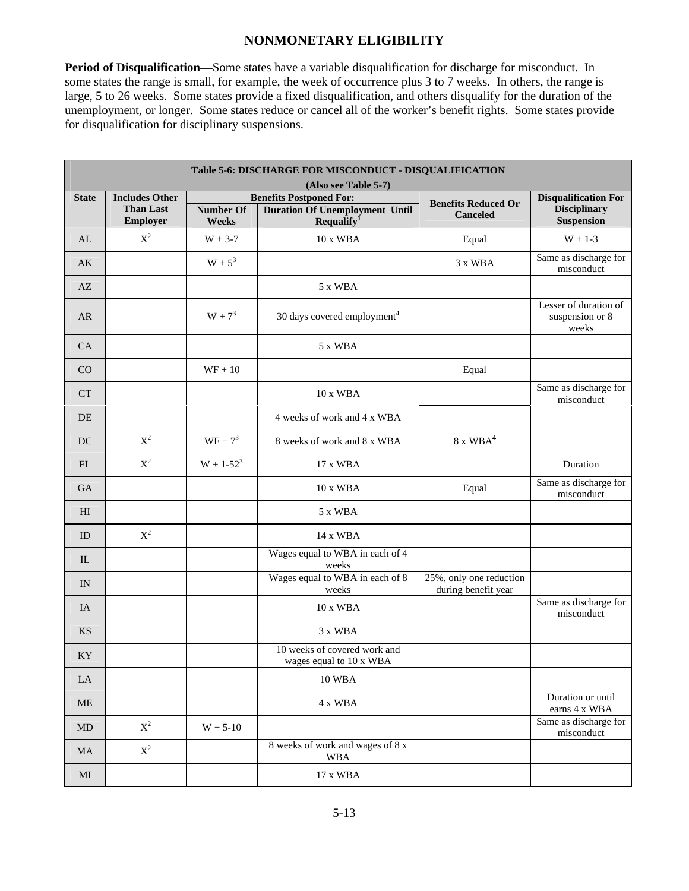## NONMONETARY ELIGIBILITY

**Period of Disqualification—**Some states have a variable disqualification for discharge for misconduct. In some states the range is small, for example, the week of occurrence plus 3 to 7 weeks. In others, the range is large, 5 to 26 weeks. Some states provide a fixed disqualification, and others disqualify for the duration of the unemployment, or longer. Some states reduce or cancel all of the worker's benefit rights. Some states provide for disqualification for disciplinary suspensions.

**Table 5-6: DISCHARGE FOR MISCONDUCT - DISQUALIFICATION (Also see Table 5-7)**

| State | Includes Other Than Last Employer | Benefits Postponed For: | | Benefits Reduced Or Canceled | Disqualification For Disciplinary Suspension |
|---|---|---|---|---|---|
| | | Number Of Weeks | Duration Of Unemployment Until Requalify[1] | | |
| AL | X[2] | W + 3-7 | 10 x WBA | Equal | W + 1-3 |
| AK | | W + 5[3] | | 3 x WBA | Same as discharge for misconduct |
| AZ | | | 5 x WBA | | |
| AR | | W + 7[3] | 30 days covered employment[4] | | Lesser of duration of suspension or 8 weeks |
| CA | | | 5 x WBA | | |
| CO | | WF + 10 | | Equal | |
| CT | | | 10 x WBA | | Same as discharge for misconduct |
| DE | | | 4 weeks of work and 4 x WBA | | |
| DC | X[2] | WF + 7[3] | 8 weeks of work and 8 x WBA | 8 x WBA[4] | |
| FL | X[2] | W + 1-52[3] | 17 x WBA | | Duration |
| GA | | | 10 x WBA | Equal | Same as discharge for misconduct |
| HI | | | 5 x WBA | | |
| ID | X[2] | | 14 x WBA | | |
| IL | | | Wages equal to WBA in each of 4 weeks | | |
| IN | | | Wages equal to WBA in each of 8 weeks | 25%, only one reduction during benefit year | |
| IA | | | 10 x WBA | | Same as discharge for misconduct |
| KS | | | 3 x WBA | | |
| KY | | | 10 weeks of covered work and wages equal to 10 x WBA | | |
| LA | | | 10 WBA | | |
| ME | | | 4 x WBA | | Duration or until earns 4 x WBA |
| MD | X[2] | W + 5-10 | | | Same as discharge for misconduct |
| MA | X[2] | | 8 weeks of work and wages of 8 x WBA | | |
| MI | | | 17 x WBA | | |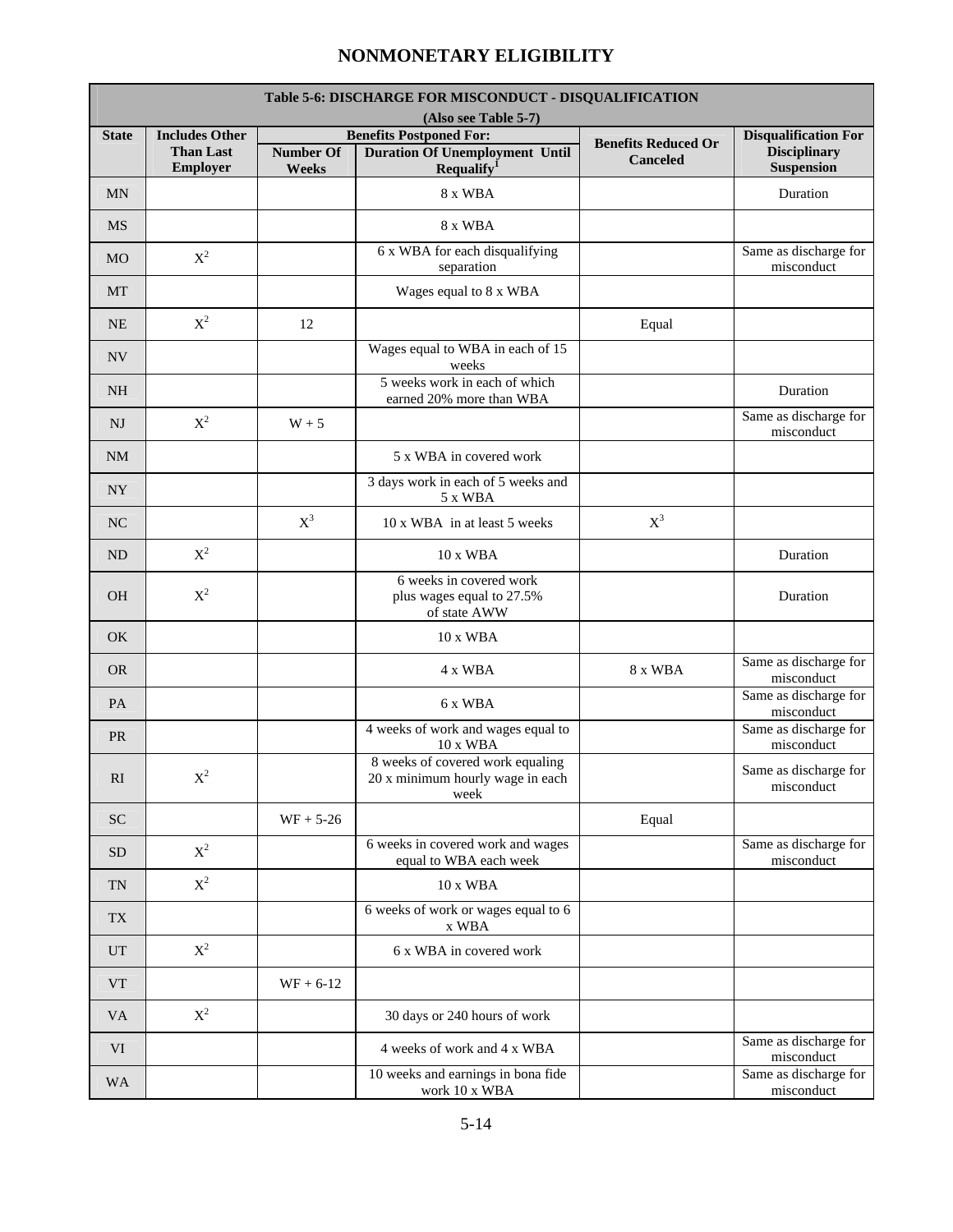# NONMONETARY ELIGIBILITY

| Table 5-6: DISCHARGE FOR MISCONDUCT - DISQUALIFICATION (Also see Table 5-7) | | | | | |
|---|---|---|---|---|---|
| State | Includes Other Than Last Employer | Benefits Postponed For: | | Benefits Reduced Or Canceled | Disqualification For Disciplinary Suspension |
| | | Number Of Weeks | Duration Of Unemployment Until Requalify[1] | | |
| MN | | | 8 x WBA | | Duration |
| MS | | | 8 x WBA | | |
| MO | X[2] | | 6 x WBA for each disqualifying separation | | Same as discharge for misconduct |
| MT | | | Wages equal to 8 x WBA | | |
| NE | X[2] | 12 | | Equal | |
| NV | | | Wages equal to WBA in each of 15 weeks | | |
| NH | | | 5 weeks work in each of which earned 20% more than WBA | | Duration |
| NJ | X[2] | W + 5 | | | Same as discharge for misconduct |
| NM | | | 5 x WBA in covered work | | |
| NY | | | 3 days work in each of 5 weeks and 5 x WBA | | |
| NC | | X[3] | 10 x WBA in at least 5 weeks | X[3] | |
| ND | X[2] | | 10 x WBA | | Duration |
| OH | X[2] | | 6 weeks in covered work plus wages equal to 27.5% of state AWW | | Duration |
| OK | | | 10 x WBA | | |
| OR | | | 4 x WBA | 8 x WBA | Same as discharge for misconduct |
| PA | | | 6 x WBA | | Same as discharge for misconduct |
| PR | | | 4 weeks of work and wages equal to 10 x WBA | | Same as discharge for misconduct |
| RI | X[2] | | 8 weeks of covered work equaling 20 x minimum hourly wage in each week | | Same as discharge for misconduct |
| SC | | WF + 5-26 | | Equal | |
| SD | X[2] | | 6 weeks in covered work and wages equal to WBA each week | | Same as discharge for misconduct |
| TN | X[2] | | 10 x WBA | | |
| TX | | | 6 weeks of work or wages equal to 6 x WBA | | |
| UT | X[2] | | 6 x WBA in covered work | | |
| VT | | WF + 6-12 | | | |
| VA | X[2] | | 30 days or 240 hours of work | | |
| VI | | | 4 weeks of work and 4 x WBA | | Same as discharge for misconduct |
| WA | | | 10 weeks and earnings in bona fide work 10 x WBA | | Same as discharge for misconduct |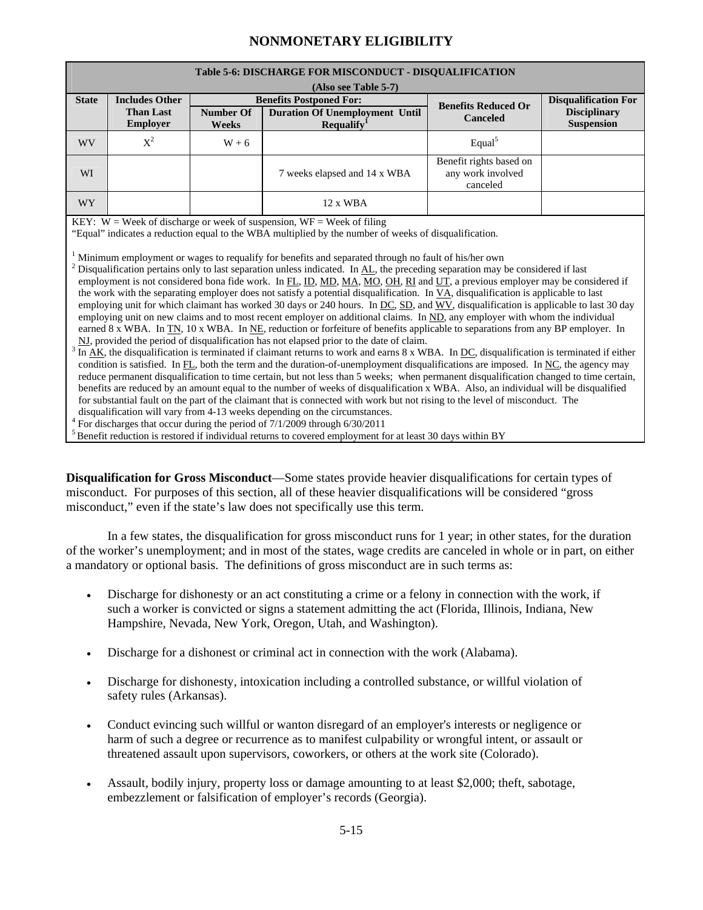# NONMONETARY ELIGIBILITY

| Table 5-6: DISCHARGE FOR MISCONDUCT - DISQUALIFICATION (Also see Table 5-7) | | | | | |
|---|---|---|---|---|---|
| State | Includes Other Than Last Employer | Benefits Postponed For: | | Benefits Reduced Or Canceled | Disqualification For Disciplinary Suspension |
| | | Number Of Weeks | Duration Of Unemployment Until Requalify[1] | | |
| WV | X[2] | W + 6 | | Equal[5] | |
| WI | | | 7 weeks elapsed and 14 x WBA | Benefit rights based on any work involved canceled | |
| WY | | | 12 x WBA | | |

KEY: W = Week of discharge or week of suspension, WF = Week of filing
"Equal" indicates a reduction equal to the WBA multiplied by the number of weeks of disqualification.

[1] Minimum employment or wages to requalify for benefits and separated through no fault of his/her own
[2] Disqualification pertains only to last separation unless indicated. In AL, the preceding separation may be considered if last employment is not considered bona fide work. In FL, ID, MD, MA, MO, OH, RI and UT, a previous employer may be considered if the work with the separating employer does not satisfy a potential disqualification. In VA, disqualification is applicable to last employing unit for which claimant has worked 30 days or 240 hours. In DC, SD, and WV, disqualification is applicable to last 30 day employing unit on new claims and to most recent employer on additional claims. In ND, any employer with whom the individual earned 8 x WBA. In TN, 10 x WBA. In NE, reduction or forfeiture of benefits applicable to separations from any BP employer. In NJ, provided the period of disqualification has not elapsed prior to the date of claim.
[3] In AK, the disqualification is terminated if claimant returns to work and earns 8 x WBA. In DC, disqualification is terminated if either condition is satisfied. In FL, both the term and the duration-of-unemployment disqualifications are imposed. In NC, the agency may reduce permanent disqualification to time certain, but not less than 5 weeks; when permanent disqualification changed to time certain, benefits are reduced by an amount equal to the number of weeks of disqualification x WBA. Also, an individual will be disqualified for substantial fault on the part of the claimant that is connected with work but not rising to the level of misconduct. The disqualification will vary from 4-13 weeks depending on the circumstances.
[4] For discharges that occur during the period of 7/1/2009 through 6/30/2011
[5] Benefit reduction is restored if individual returns to covered employment for at least 30 days within BY

**Disqualification for Gross Misconduct**—Some states provide heavier disqualifications for certain types of misconduct. For purposes of this section, all of these heavier disqualifications will be considered "gross misconduct," even if the state's law does not specifically use this term.

In a few states, the disqualification for gross misconduct runs for 1 year; in other states, for the duration of the worker's unemployment; and in most of the states, wage credits are canceled in whole or in part, on either a mandatory or optional basis. The definitions of gross misconduct are in such terms as:

- Discharge for dishonesty or an act constituting a crime or a felony in connection with the work, if such a worker is convicted or signs a statement admitting the act (Florida, Illinois, Indiana, New Hampshire, Nevada, New York, Oregon, Utah, and Washington).
- Discharge for a dishonest or criminal act in connection with the work (Alabama).
- Discharge for dishonesty, intoxication including a controlled substance, or willful violation of safety rules (Arkansas).
- Conduct evincing such willful or wanton disregard of an employer's interests or negligence or harm of such a degree or recurrence as to manifest culpability or wrongful intent, or assault or threatened assault upon supervisors, coworkers, or others at the work site (Colorado).
- Assault, bodily injury, property loss or damage amounting to at least $2,000; theft, sabotage, embezzlement or falsification of employer's records (Georgia).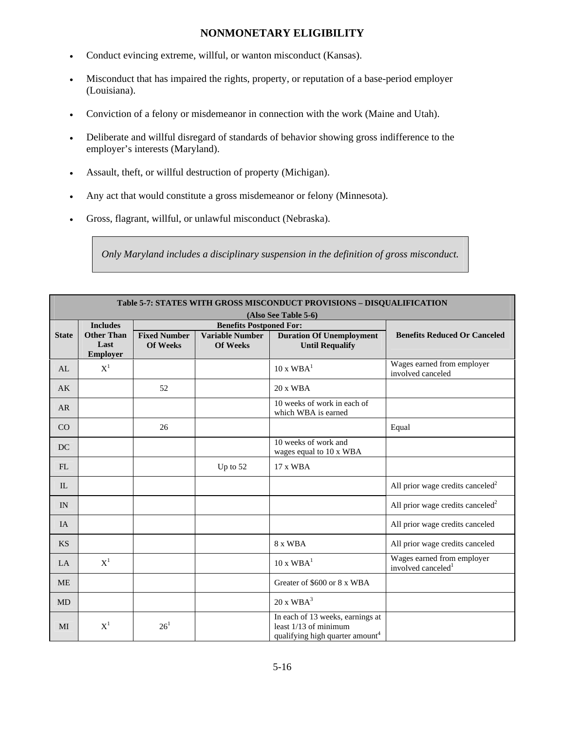## NONMONETARY ELIGIBILITY

- Conduct evincing extreme, willful, or wanton misconduct (Kansas).
- Misconduct that has impaired the rights, property, or reputation of a base-period employer (Louisiana).
- Conviction of a felony or misdemeanor in connection with the work (Maine and Utah).
- Deliberate and willful disregard of standards of behavior showing gross indifference to the employer's interests (Maryland).
- Assault, theft, or willful destruction of property (Michigan).
- Any act that would constitute a gross misdemeanor or felony (Minnesota).
- Gross, flagrant, willful, or unlawful misconduct (Nebraska).

> *Only Maryland includes a disciplinary suspension in the definition of gross misconduct.*

**Table 5-7: STATES WITH GROSS MISCONDUCT PROVISIONS – DISQUALIFICATION (Also See Table 5-6)**

| State | Includes Other Than Last Employer | Benefits Postponed For: | | | Benefits Reduced Or Canceled |
|---|---|---|---|---|---|
| | | Fixed Number Of Weeks | Variable Number Of Weeks | Duration Of Unemployment Until Requalify | |
| AL | X[1] | | | 10 x WBA[1] | Wages earned from employer involved canceled |
| AK | | 52 | | 20 x WBA | |
| AR | | | | 10 weeks of work in each of which WBA is earned | |
| CO | | 26 | | | Equal |
| DC | | | | 10 weeks of work and wages equal to 10 x WBA | |
| FL | | | Up to 52 | 17 x WBA | |
| IL | | | | | All prior wage credits canceled[2] |
| IN | | | | | All prior wage credits canceled[2] |
| IA | | | | | All prior wage credits canceled |
| KS | | | | 8 x WBA | All prior wage credits canceled |
| LA | X[1] | | | 10 x WBA[1] | Wages earned from employer involved canceled[1] |
| ME | | | | Greater of $600 or 8 x WBA | |
| MD | | | | 20 x WBA[3] | |
| MI | X[1] | 26[1] | | In each of 13 weeks, earnings at least 1/13 of minimum qualifying high quarter amount[4] | |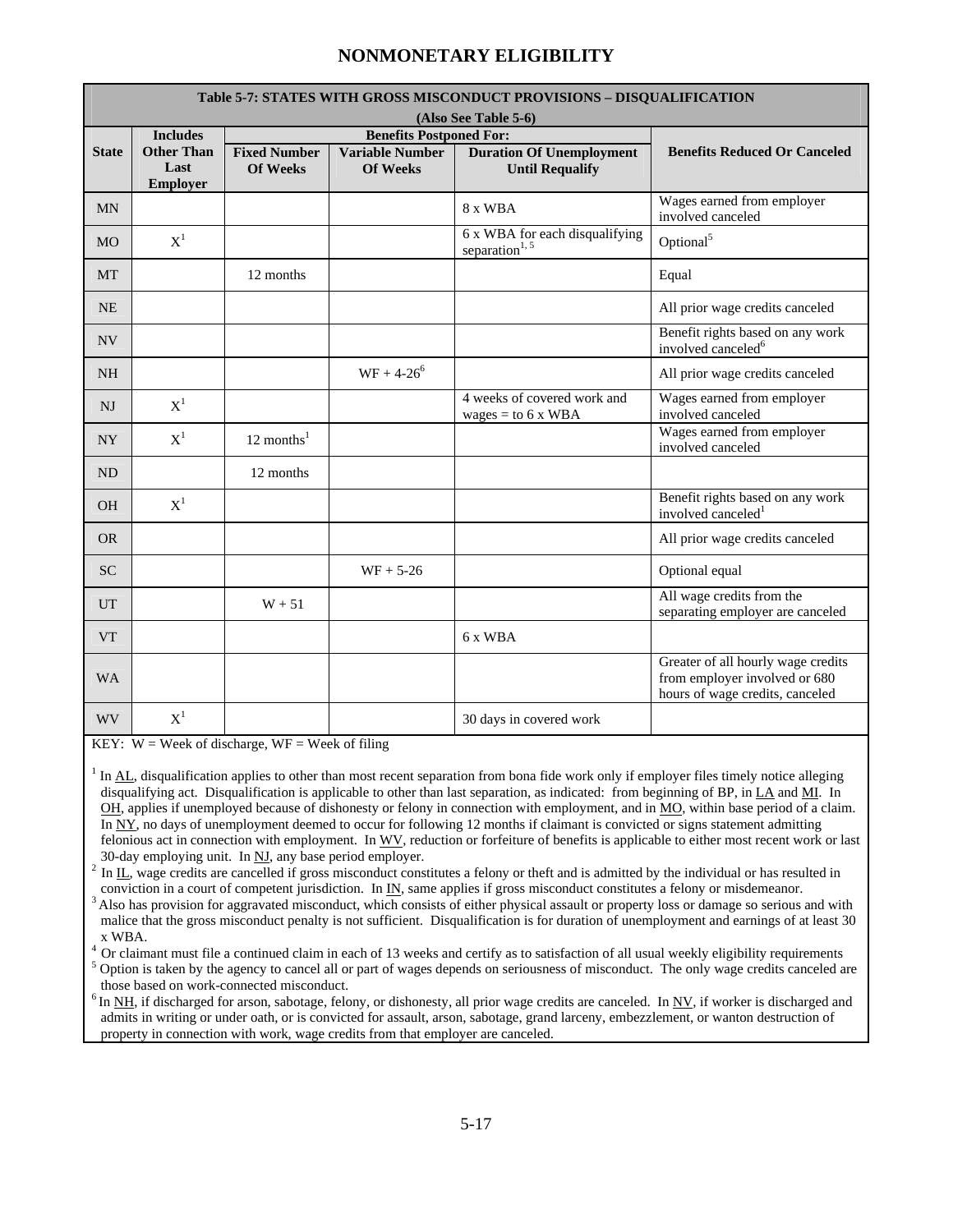## NONMONETARY ELIGIBILITY

| Table 5-7: STATES WITH GROSS MISCONDUCT PROVISIONS – DISQUALIFICATION (Also See Table 5-6) | | | | | |
|---|---|---|---|---|---|
| State | Includes Other Than Last Employer | Benefits Postponed For: Fixed Number Of Weeks | Variable Number Of Weeks | Duration Of Unemployment Until Requalify | Benefits Reduced Or Canceled |
| MN | | | | 8 x WBA | Wages earned from employer involved canceled |
| MO | X[1] | | | 6 x WBA for each disqualifying separation[1, 5] | Optional[5] |
| MT | | 12 months | | | Equal |
| NE | | | | | All prior wage credits canceled |
| NV | | | | | Benefit rights based on any work involved canceled[6] |
| NH | | | WF + 4-26[6] | | All prior wage credits canceled |
| NJ | X[1] | | | 4 weeks of covered work and wages = to 6 x WBA | Wages earned from employer involved canceled |
| NY | X[1] | 12 months[1] | | | Wages earned from employer involved canceled |
| ND | | 12 months | | | |
| OH | X[1] | | | | Benefit rights based on any work involved canceled[1] |
| OR | | | | | All prior wage credits canceled |
| SC | | | WF + 5-26 | | Optional equal |
| UT | | W + 51 | | | All wage credits from the separating employer are canceled |
| VT | | | | 6 x WBA | |
| WA | | | | | Greater of all hourly wage credits from employer involved or 680 hours of wage credits, canceled |
| WV | X[1] | | | 30 days in covered work | |

KEY: W = Week of discharge, WF = Week of filing

[1] In AL, disqualification applies to other than most recent separation from bona fide work only if employer files timely notice alleging disqualifying act. Disqualification is applicable to other than last separation, as indicated: from beginning of BP, in LA and MI. In OH, applies if unemployed because of dishonesty or felony in connection with employment, and in MO, within base period of a claim. In NY, no days of unemployment deemed to occur for following 12 months if claimant is convicted or signs statement admitting felonious act in connection with employment. In WV, reduction or forfeiture of benefits is applicable to either most recent work or last 30-day employing unit. In NJ, any base period employer.

[2] In IL, wage credits are cancelled if gross misconduct constitutes a felony or theft and is admitted by the individual or has resulted in conviction in a court of competent jurisdiction. In IN, same applies if gross misconduct constitutes a felony or misdemeanor.

[3] Also has provision for aggravated misconduct, which consists of either physical assault or property loss or damage so serious and with malice that the gross misconduct penalty is not sufficient. Disqualification is for duration of unemployment and earnings of at least 30 x WBA.

[4] Or claimant must file a continued claim in each of 13 weeks and certify as to satisfaction of all usual weekly eligibility requirements

[5] Option is taken by the agency to cancel all or part of wages depends on seriousness of misconduct. The only wage credits canceled are those based on work-connected misconduct.

[6] In NH, if discharged for arson, sabotage, felony, or dishonesty, all prior wage credits are canceled. In NV, if worker is discharged and admits in writing or under oath, or is convicted for assault, arson, sabotage, grand larceny, embezzlement, or wanton destruction of property in connection with work, wage credits from that employer are canceled.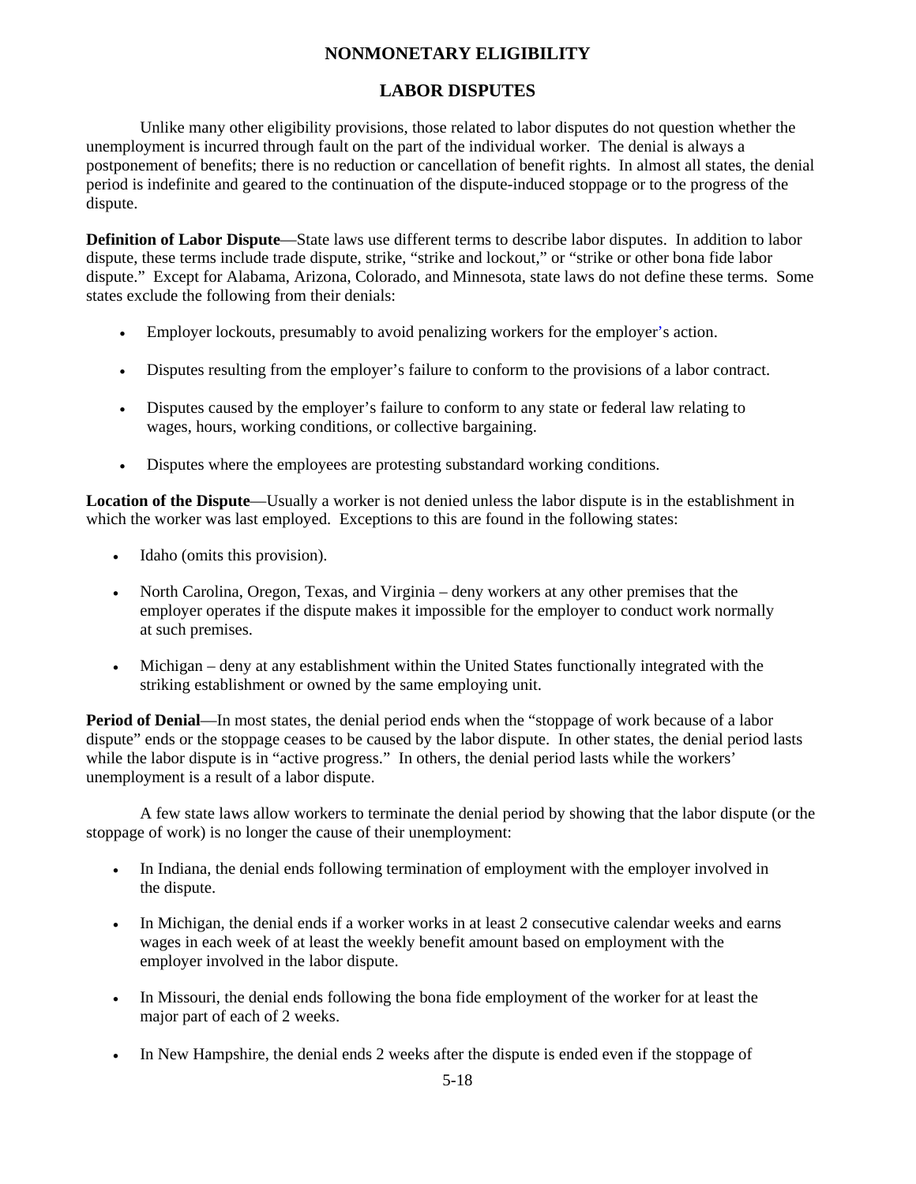## NONMONETARY ELIGIBILITY

### LABOR DISPUTES

Unlike many other eligibility provisions, those related to labor disputes do not question whether the unemployment is incurred through fault on the part of the individual worker. The denial is always a postponement of benefits; there is no reduction or cancellation of benefit rights. In almost all states, the denial period is indefinite and geared to the continuation of the dispute-induced stoppage or to the progress of the dispute.

**Definition of Labor Dispute**—State laws use different terms to describe labor disputes. In addition to labor dispute, these terms include trade dispute, strike, "strike and lockout," or "strike or other bona fide labor dispute." Except for Alabama, Arizona, Colorado, and Minnesota, state laws do not define these terms. Some states exclude the following from their denials:

- Employer lockouts, presumably to avoid penalizing workers for the employer's action.
- Disputes resulting from the employer's failure to conform to the provisions of a labor contract.
- Disputes caused by the employer's failure to conform to any state or federal law relating to wages, hours, working conditions, or collective bargaining.
- Disputes where the employees are protesting substandard working conditions.

**Location of the Dispute**—Usually a worker is not denied unless the labor dispute is in the establishment in which the worker was last employed. Exceptions to this are found in the following states:

- Idaho (omits this provision).
- North Carolina, Oregon, Texas, and Virginia – deny workers at any other premises that the employer operates if the dispute makes it impossible for the employer to conduct work normally at such premises.
- Michigan – deny at any establishment within the United States functionally integrated with the striking establishment or owned by the same employing unit.

**Period of Denial**—In most states, the denial period ends when the "stoppage of work because of a labor dispute" ends or the stoppage ceases to be caused by the labor dispute. In other states, the denial period lasts while the labor dispute is in "active progress." In others, the denial period lasts while the workers' unemployment is a result of a labor dispute.

A few state laws allow workers to terminate the denial period by showing that the labor dispute (or the stoppage of work) is no longer the cause of their unemployment:

- In Indiana, the denial ends following termination of employment with the employer involved in the dispute.
- In Michigan, the denial ends if a worker works in at least 2 consecutive calendar weeks and earns wages in each week of at least the weekly benefit amount based on employment with the employer involved in the labor dispute.
- In Missouri, the denial ends following the bona fide employment of the worker for at least the major part of each of 2 weeks.
- In New Hampshire, the denial ends 2 weeks after the dispute is ended even if the stoppage of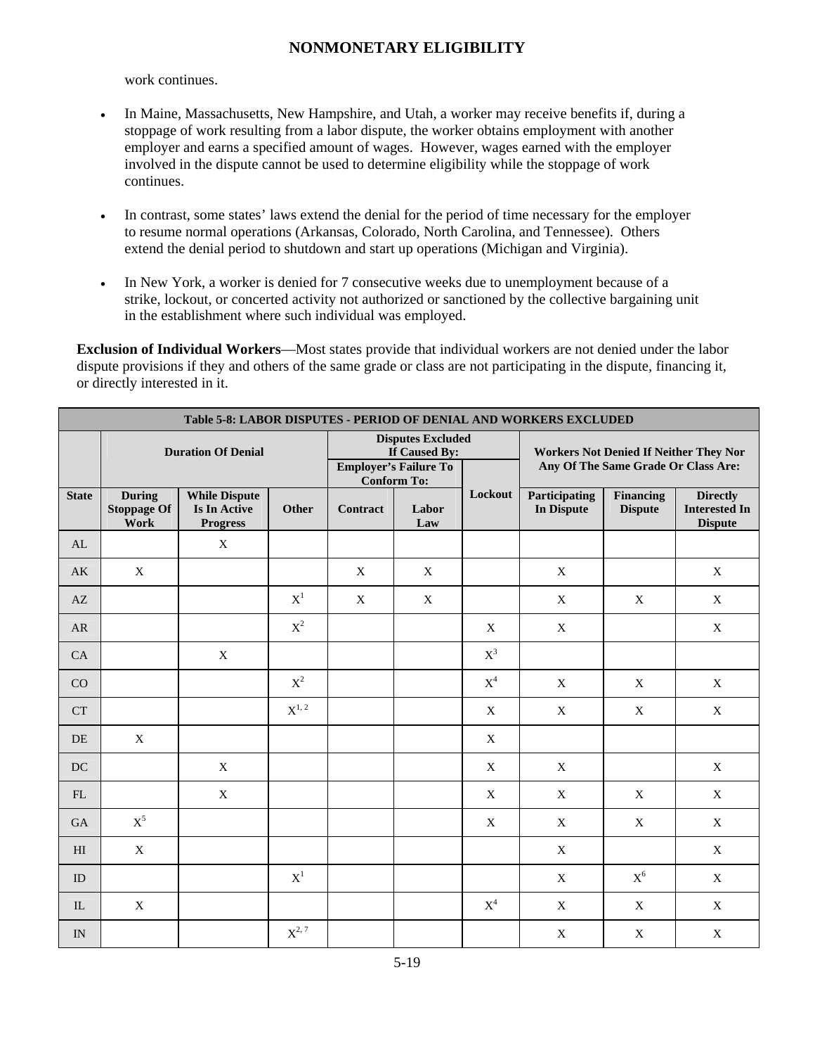work continues.

- In Maine, Massachusetts, New Hampshire, and Utah, a worker may receive benefits if, during a stoppage of work resulting from a labor dispute, the worker obtains employment with another employer and earns a specified amount of wages. However, wages earned with the employer involved in the dispute cannot be used to determine eligibility while the stoppage of work continues.

- In contrast, some states' laws extend the denial for the period of time necessary for the employer to resume normal operations (Arkansas, Colorado, North Carolina, and Tennessee). Others extend the denial period to shutdown and start up operations (Michigan and Virginia).

- In New York, a worker is denied for 7 consecutive weeks due to unemployment because of a strike, lockout, or concerted activity not authorized or sanctioned by the collective bargaining unit in the establishment where such individual was employed.

**Exclusion of Individual Workers**—Most states provide that individual workers are not denied under the labor dispute provisions if they and others of the same grade or class are not participating in the dispute, financing it, or directly interested in it.

| Table 5-8: LABOR DISPUTES - PERIOD OF DENIAL AND WORKERS EXCLUDED | | | | | | | | | |
|---|---|---|---|---|---|---|---|---|---|
| | Duration Of Denial | | | Disputes Excluded If Caused By: | | | Workers Not Denied If Neither They Nor Any Of The Same Grade Or Class Are: | | |
| | | | | Employer's Failure To Conform To: | | Lockout | | | |
| State | During Stoppage Of Work | While Dispute Is In Active Progress | Other | Contract | Labor Law | | Participating In Dispute | Financing Dispute | Directly Interested In Dispute |
| AL | | X | | | | | | | |
| AK | X | | | X | X | | X | | X |
| AZ | | | X[1] | X | X | | X | X | X |
| AR | | | X[2] | | | X | X | | X |
| CA | | X | | | | X[3] | | | |
| CO | | | X[2] | | | X[4] | X | X | X |
| CT | | | X[1, 2] | | | X | X | X | X |
| DE | X | | | | | X | | | |
| DC | | X | | | | X | X | | X |
| FL | | X | | | | X | X | X | X |
| GA | X[5] | | | | | X | X | X | X |
| HI | X | | | | | | X | | X |
| ID | | | X[1] | | | | X | X[6] | X |
| IL | X | | | | | X[4] | X | X | X |
| IN | | | X[2, 7] | | | | X | X | X |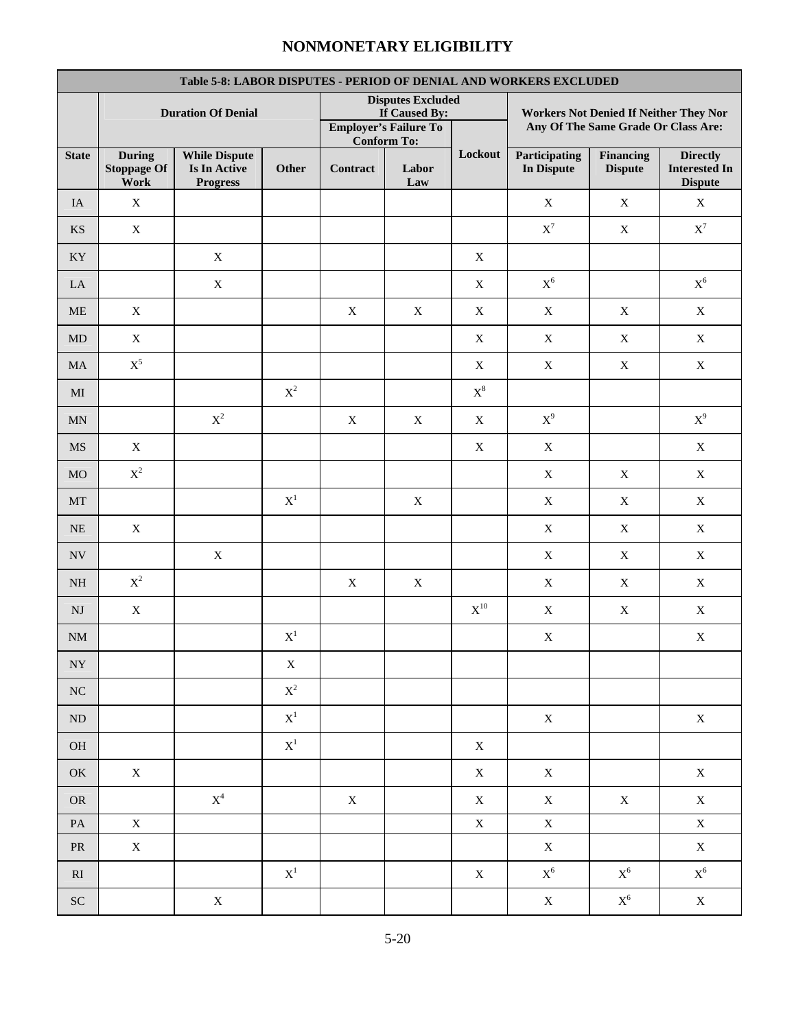## NONMONETARY ELIGIBILITY

| Table 5-8: LABOR DISPUTES - PERIOD OF DENIAL AND WORKERS EXCLUDED | | | | | | | | | |
|---|---|---|---|---|---|---|---|---|---|
| | Duration Of Denial | | | Disputes Excluded If Caused By: | | | Workers Not Denied If Neither They Nor Any Of The Same Grade Or Class Are: | | |
| | | | | Employer's Failure To Conform To: | | | | | |
| State | During Stoppage Of Work | While Dispute Is In Active Progress | Other | Contract | Labor Law | Lockout | Participating In Dispute | Financing Dispute | Directly Interested In Dispute |
| IA | X | | | | | | X | X | X |
| KS | X | | | | | | X[7] | X | X[7] |
| KY | | X | | | | X | | | |
| LA | | X | | | | X | X[6] | | X[6] |
| ME | X | | | X | X | X | X | X | X |
| MD | X | | | | | X | X | X | X |
| MA | X[5] | | | | | X | X | X | X |
| MI | | | X[2] | | | X[8] | | | |
| MN | | X[2] | | X | X | X | X[9] | | X[9] |
| MS | X | | | | | X | X | | X |
| MO | X[2] | | | | | | X | X | X |
| MT | | | X[1] | | X | | X | X | X |
| NE | X | | | | | | X | X | X |
| NV | | X | | | | | X | X | X |
| NH | X[2] | | | X | X | | X | X | X |
| NJ | X | | | | | X[10] | X | X | X |
| NM | | | X[1] | | | | X | | X |
| NY | | | X | | | | | | |
| NC | | | X[2] | | | | | | |
| ND | | | X[1] | | | | X | | X |
| OH | | | X[1] | | | X | | | |
| OK | X | | | | | X | X | | X |
| OR | | X[4] | | X | | X | X | X | X |
| PA | X | | | | | X | X | | X |
| PR | X | | | | | | X | | X |
| RI | | | X[1] | | | X | X[6] | X[6] | X[6] |
| SC | | X | | | | | X | X[6] | X |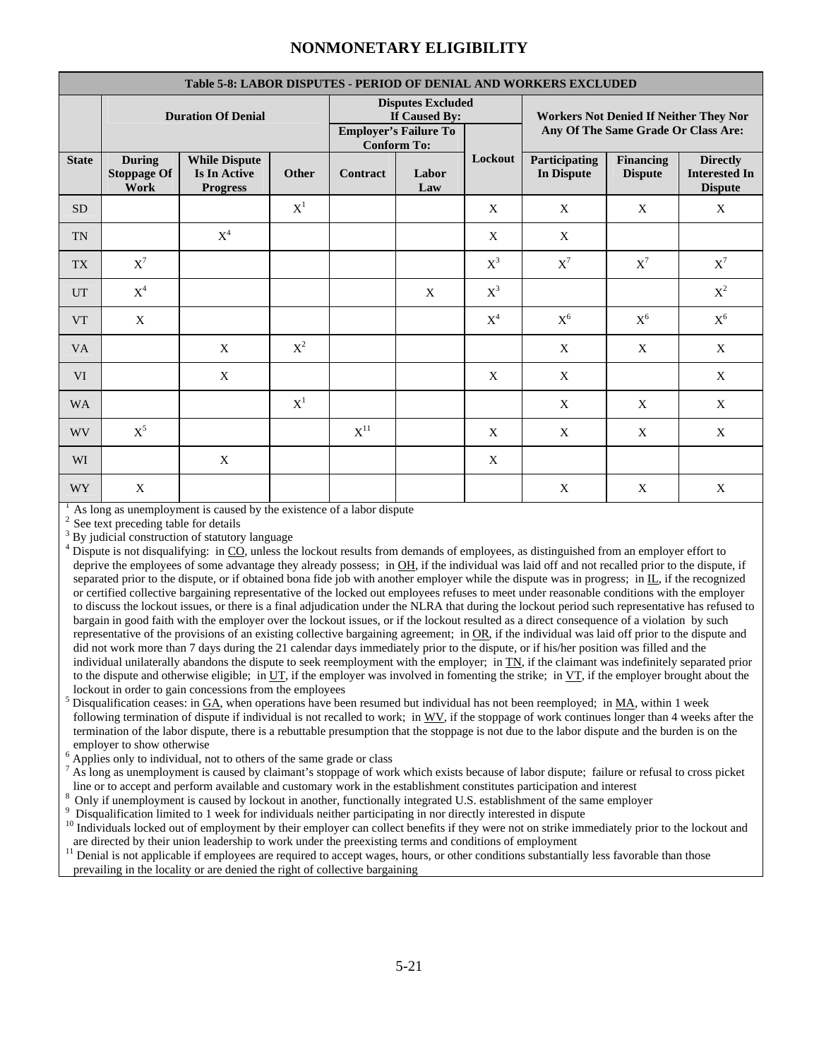## NONMONETARY ELIGIBILITY

**Table 5-8: LABOR DISPUTES - PERIOD OF DENIAL AND WORKERS EXCLUDED**

| | Duration Of Denial | | | Disputes Excluded If Caused By: | | | Workers Not Denied If Neither They Nor Any Of The Same Grade Or Class Are: | | |
|---|---|---|---|---|---|---|---|---|---|
| | | | | Employer's Failure To Conform To: | | | | | |
| State | During Stoppage Of Work | While Dispute Is In Active Progress | Other | Contract | Labor Law | Lockout | Participating In Dispute | Financing Dispute | Directly Interested In Dispute |
| SD | | | X[1] | | | X | X | X | X |
| TN | | X[4] | | | | X | X | | |
| TX | X[7] | | | | | X[3] | X[7] | X[7] | X[7] |
| UT | X[4] | | | | X | X[3] | | | X[2] |
| VT | X | | | | | X[4] | X[6] | X[6] | X[6] |
| VA | | X | X[2] | | | | X | X | X |
| VI | | X | | | | X | X | | X |
| WA | | | X[1] | | | | X | X | X |
| WV | X[5] | | | X[11] | | X | X | X | X |
| WI | | X | | | | X | | | |
| WY | X | | | | | | X | X | X |

[1] As long as unemployment is caused by the existence of a labor dispute

[2] See text preceding table for details

[3] By judicial construction of statutory language

[4] Dispute is not disqualifying: in CO, unless the lockout results from demands of employees, as distinguished from an employer effort to deprive the employees of some advantage they already possess; in OH, if the individual was laid off and not recalled prior to the dispute, if separated prior to the dispute, or if obtained bona fide job with another employer while the dispute was in progress; in IL, if the recognized or certified collective bargaining representative of the locked out employees refuses to meet under reasonable conditions with the employer to discuss the lockout issues, or there is a final adjudication under the NLRA that during the lockout period such representative has refused to bargain in good faith with the employer over the lockout issues, or if the lockout resulted as a direct consequence of a violation by such representative of the provisions of an existing collective bargaining agreement; in OR, if the individual was laid off prior to the dispute and did not work more than 7 days during the 21 calendar days immediately prior to the dispute, or if his/her position was filled and the individual unilaterally abandons the dispute to seek reemployment with the employer; in TN, if the claimant was indefinitely separated prior to the dispute and otherwise eligible; in UT, if the employer was involved in fomenting the strike; in VT, if the employer brought about the lockout in order to gain concessions from the employees

[5] Disqualification ceases: in GA, when operations have been resumed but individual has not been reemployed; in MA, within 1 week following termination of dispute if individual is not recalled to work; in WV, if the stoppage of work continues longer than 4 weeks after the termination of the labor dispute, there is a rebuttable presumption that the stoppage is not due to the labor dispute and the burden is on the employer to show otherwise

[6] Applies only to individual, not to others of the same grade or class

[7] As long as unemployment is caused by claimant's stoppage of work which exists because of labor dispute; failure or refusal to cross picket line or to accept and perform available and customary work in the establishment constitutes participation and interest

[8] Only if unemployment is caused by lockout in another, functionally integrated U.S. establishment of the same employer

[9] Disqualification limited to 1 week for individuals neither participating in nor directly interested in dispute

[10] Individuals locked out of employment by their employer can collect benefits if they were not on strike immediately prior to the lockout and are directed by their union leadership to work under the preexisting terms and conditions of employment

[11] Denial is not applicable if employees are required to accept wages, hours, or other conditions substantially less favorable than those prevailing in the locality or are denied the right of collective bargaining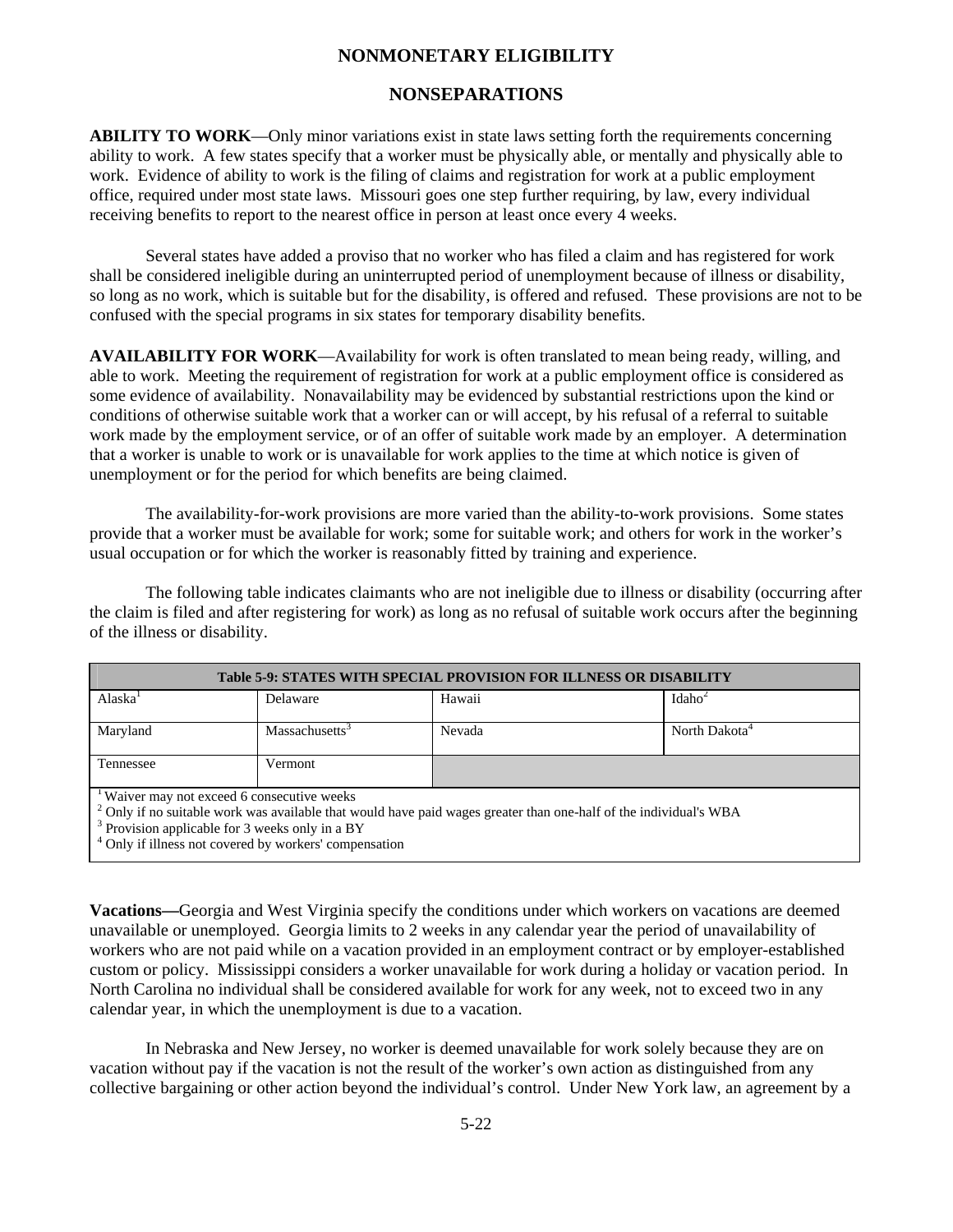# NONMONETARY ELIGIBILITY

## NONSEPARATIONS

**ABILITY TO WORK**—Only minor variations exist in state laws setting forth the requirements concerning ability to work. A few states specify that a worker must be physically able, or mentally and physically able to work. Evidence of ability to work is the filing of claims and registration for work at a public employment office, required under most state laws. Missouri goes one step further requiring, by law, every individual receiving benefits to report to the nearest office in person at least once every 4 weeks.

Several states have added a proviso that no worker who has filed a claim and has registered for work shall be considered ineligible during an uninterrupted period of unemployment because of illness or disability, so long as no work, which is suitable but for the disability, is offered and refused. These provisions are not to be confused with the special programs in six states for temporary disability benefits.

**AVAILABILITY FOR WORK**—Availability for work is often translated to mean being ready, willing, and able to work. Meeting the requirement of registration for work at a public employment office is considered as some evidence of availability. Nonavailability may be evidenced by substantial restrictions upon the kind or conditions of otherwise suitable work that a worker can or will accept, by his refusal of a referral to suitable work made by the employment service, or of an offer of suitable work made by an employer. A determination that a worker is unable to work or is unavailable for work applies to the time at which notice is given of unemployment or for the period for which benefits are being claimed.

The availability-for-work provisions are more varied than the ability-to-work provisions. Some states provide that a worker must be available for work; some for suitable work; and others for work in the worker's usual occupation or for which the worker is reasonably fitted by training and experience.

The following table indicates claimants who are not ineligible due to illness or disability (occurring after the claim is filed and after registering for work) as long as no refusal of suitable work occurs after the beginning of the illness or disability.

| Table 5-9: STATES WITH SPECIAL PROVISION FOR ILLNESS OR DISABILITY | | | |
|---|---|---|---|
| Alaska[1] | Delaware | Hawaii | Idaho[2] |
| Maryland | Massachusetts[3] | Nevada | North Dakota[4] |
| Tennessee | Vermont | | |

[1] Waiver may not exceed 6 consecutive weeks
[2] Only if no suitable work was available that would have paid wages greater than one-half of the individual's WBA
[3] Provision applicable for 3 weeks only in a BY
[4] Only if illness not covered by workers' compensation

**Vacations—**Georgia and West Virginia specify the conditions under which workers on vacations are deemed unavailable or unemployed. Georgia limits to 2 weeks in any calendar year the period of unavailability of workers who are not paid while on a vacation provided in an employment contract or by employer-established custom or policy. Mississippi considers a worker unavailable for work during a holiday or vacation period. In North Carolina no individual shall be considered available for work for any week, not to exceed two in any calendar year, in which the unemployment is due to a vacation.

In Nebraska and New Jersey, no worker is deemed unavailable for work solely because they are on vacation without pay if the vacation is not the result of the worker's own action as distinguished from any collective bargaining or other action beyond the individual's control. Under New York law, an agreement by a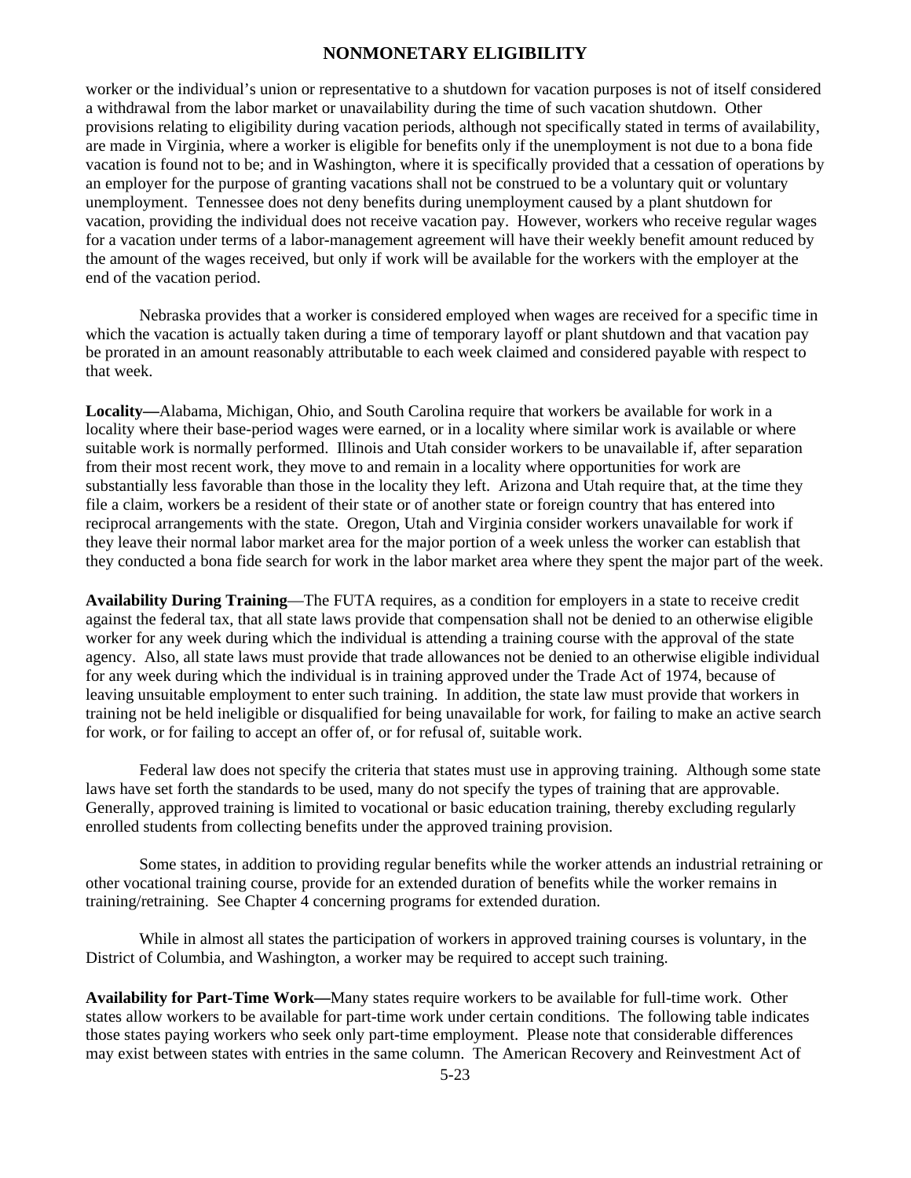worker or the individual's union or representative to a shutdown for vacation purposes is not of itself considered a withdrawal from the labor market or unavailability during the time of such vacation shutdown. Other provisions relating to eligibility during vacation periods, although not specifically stated in terms of availability, are made in Virginia, where a worker is eligible for benefits only if the unemployment is not due to a bona fide vacation is found not to be; and in Washington, where it is specifically provided that a cessation of operations by an employer for the purpose of granting vacations shall not be construed to be a voluntary quit or voluntary unemployment. Tennessee does not deny benefits during unemployment caused by a plant shutdown for vacation, providing the individual does not receive vacation pay. However, workers who receive regular wages for a vacation under terms of a labor-management agreement will have their weekly benefit amount reduced by the amount of the wages received, but only if work will be available for the workers with the employer at the end of the vacation period.

Nebraska provides that a worker is considered employed when wages are received for a specific time in which the vacation is actually taken during a time of temporary layoff or plant shutdown and that vacation pay be prorated in an amount reasonably attributable to each week claimed and considered payable with respect to that week.

**Locality—**Alabama, Michigan, Ohio, and South Carolina require that workers be available for work in a locality where their base-period wages were earned, or in a locality where similar work is available or where suitable work is normally performed. Illinois and Utah consider workers to be unavailable if, after separation from their most recent work, they move to and remain in a locality where opportunities for work are substantially less favorable than those in the locality they left. Arizona and Utah require that, at the time they file a claim, workers be a resident of their state or of another state or foreign country that has entered into reciprocal arrangements with the state. Oregon, Utah and Virginia consider workers unavailable for work if they leave their normal labor market area for the major portion of a week unless the worker can establish that they conducted a bona fide search for work in the labor market area where they spent the major part of the week.

**Availability During Training**—The FUTA requires, as a condition for employers in a state to receive credit against the federal tax, that all state laws provide that compensation shall not be denied to an otherwise eligible worker for any week during which the individual is attending a training course with the approval of the state agency. Also, all state laws must provide that trade allowances not be denied to an otherwise eligible individual for any week during which the individual is in training approved under the Trade Act of 1974, because of leaving unsuitable employment to enter such training. In addition, the state law must provide that workers in training not be held ineligible or disqualified for being unavailable for work, for failing to make an active search for work, or for failing to accept an offer of, or for refusal of, suitable work.

Federal law does not specify the criteria that states must use in approving training. Although some state laws have set forth the standards to be used, many do not specify the types of training that are approvable. Generally, approved training is limited to vocational or basic education training, thereby excluding regularly enrolled students from collecting benefits under the approved training provision.

Some states, in addition to providing regular benefits while the worker attends an industrial retraining or other vocational training course, provide for an extended duration of benefits while the worker remains in training/retraining. See Chapter 4 concerning programs for extended duration.

While in almost all states the participation of workers in approved training courses is voluntary, in the District of Columbia, and Washington, a worker may be required to accept such training.

**Availability for Part-Time Work—**Many states require workers to be available for full-time work. Other states allow workers to be available for part-time work under certain conditions. The following table indicates those states paying workers who seek only part-time employment. Please note that considerable differences may exist between states with entries in the same column. The American Recovery and Reinvestment Act of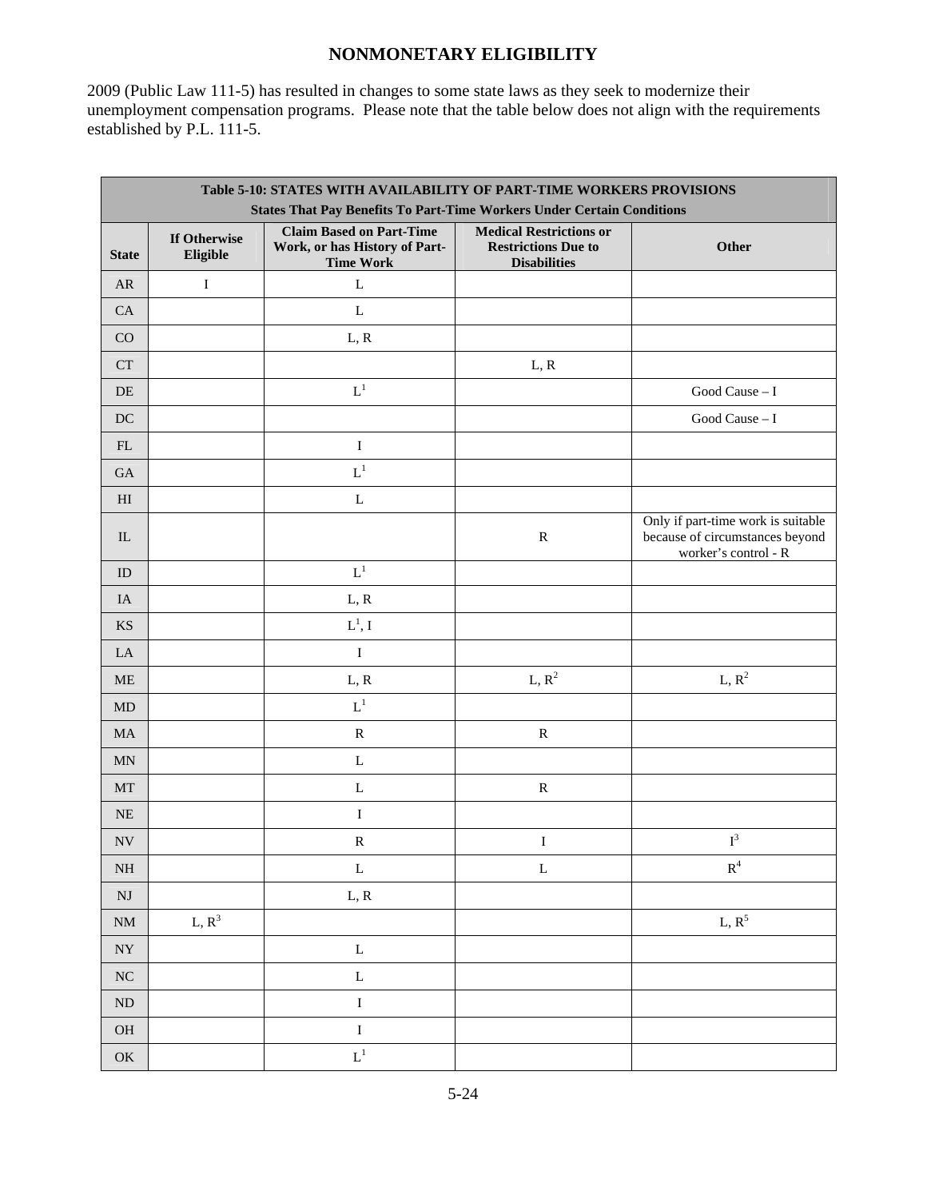2009 (Public Law 111-5) has resulted in changes to some state laws as they seek to modernize their unemployment compensation programs. Please note that the table below does not align with the requirements established by P.L. 111-5.

| Table 5-10: STATES WITH AVAILABILITY OF PART-TIME WORKERS PROVISIONS<br>States That Pay Benefits To Part-Time Workers Under Certain Conditions | | | | |
|---|---|---|---|---|
| **State** | **If Otherwise Eligible** | **Claim Based on Part-Time Work, or has History of Part-Time Work** | **Medical Restrictions or Restrictions Due to Disabilities** | **Other** |
| AR | I | L | | |
| CA | | L | | |
| CO | | L, R | | |
| CT | | | L, R | |
| DE | | L[1] | | Good Cause – I |
| DC | | | | Good Cause – I |
| FL | | I | | |
| GA | | L[1] | | |
| HI | | L | | |
| IL | | | R | Only if part-time work is suitable because of circumstances beyond worker's control - R |
| ID | | L[1] | | |
| IA | | L, R | | |
| KS | | L[1], I | | |
| LA | | I | | |
| ME | | L, R | L, R[2] | L, R[2] |
| MD | | L[1] | | |
| MA | | R | R | |
| MN | | L | | |
| MT | | L | R | |
| NE | | I | | |
| NV | | R | I | I[3] |
| NH | | L | L | R[4] |
| NJ | | L, R | | |
| NM | L, R[3] | | | L, R[5] |
| NY | | L | | |
| NC | | L | | |
| ND | | I | | |
| OH | | I | | |
| OK | | L[1] | | |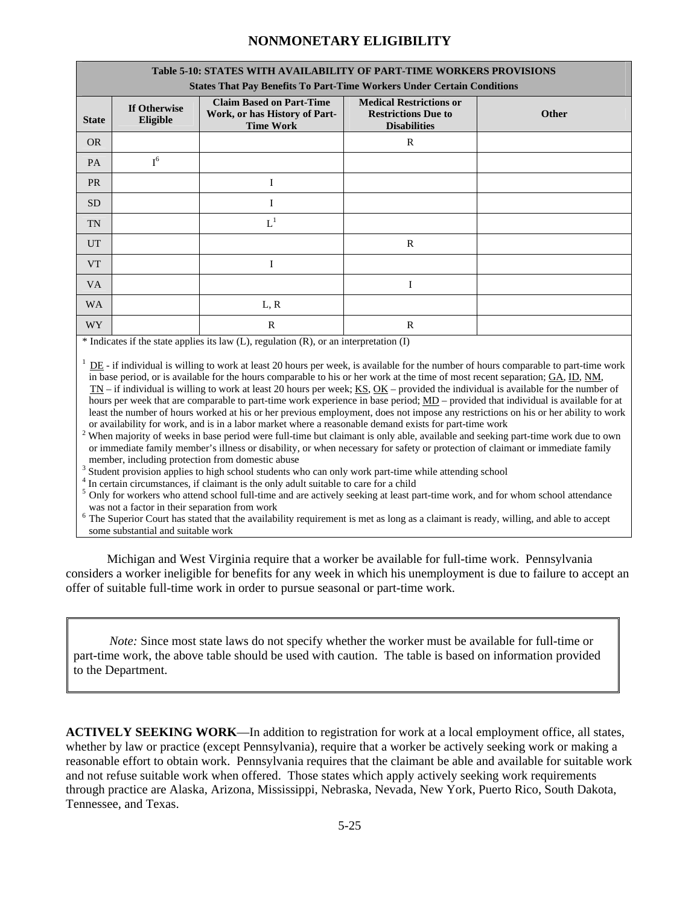# NONMONETARY ELIGIBILITY

| Table 5-10: STATES WITH AVAILABILITY OF PART-TIME WORKERS PROVISIONS<br>States That Pay Benefits To Part-Time Workers Under Certain Conditions | | | | |
|---|---|---|---|---|
| **State** | **If Otherwise Eligible** | **Claim Based on Part-Time Work, or has History of Part-Time Work** | **Medical Restrictions or Restrictions Due to Disabilities** | **Other** |
| OR | | | R | |
| PA | I[6] | | | |
| PR | | I | | |
| SD | | I | | |
| TN | | L[1] | | |
| UT | | | R | |
| VT | | I | | |
| VA | | | I | |
| WA | | L, R | | |
| WY | | R | R | |

\* Indicates if the state applies its law (L), regulation (R), or an interpretation (I)

[1] DE - if individual is willing to work at least 20 hours per week, is available for the number of hours comparable to part-time work in base period, or is available for the hours comparable to his or her work at the time of most recent separation; GA, ID, NM, TN – if individual is willing to work at least 20 hours per week; KS, OK – provided the individual is available for the number of hours per week that are comparable to part-time work experience in base period; MD – provided that individual is available for at least the number of hours worked at his or her previous employment, does not impose any restrictions on his or her ability to work or availability for work, and is in a labor market where a reasonable demand exists for part-time work

[2] When majority of weeks in base period were full-time but claimant is only able, available and seeking part-time work due to own or immediate family member's illness or disability, or when necessary for safety or protection of claimant or immediate family member, including protection from domestic abuse

[3] Student provision applies to high school students who can only work part-time while attending school

[4] In certain circumstances, if claimant is the only adult suitable to care for a child

[5] Only for workers who attend school full-time and are actively seeking at least part-time work, and for whom school attendance was not a factor in their separation from work

[6] The Superior Court has stated that the availability requirement is met as long as a claimant is ready, willing, and able to accept some substantial and suitable work

Michigan and West Virginia require that a worker be available for full-time work. Pennsylvania considers a worker ineligible for benefits for any week in which his unemployment is due to failure to accept an offer of suitable full-time work in order to pursue seasonal or part-time work.

> *Note:* Since most state laws do not specify whether the worker must be available for full-time or part-time work, the above table should be used with caution. The table is based on information provided to the Department.

**ACTIVELY SEEKING WORK**—In addition to registration for work at a local employment office, all states, whether by law or practice (except Pennsylvania), require that a worker be actively seeking work or making a reasonable effort to obtain work. Pennsylvania requires that the claimant be able and available for suitable work and not refuse suitable work when offered. Those states which apply actively seeking work requirements through practice are Alaska, Arizona, Mississippi, Nebraska, Nevada, New York, Puerto Rico, South Dakota, Tennessee, and Texas.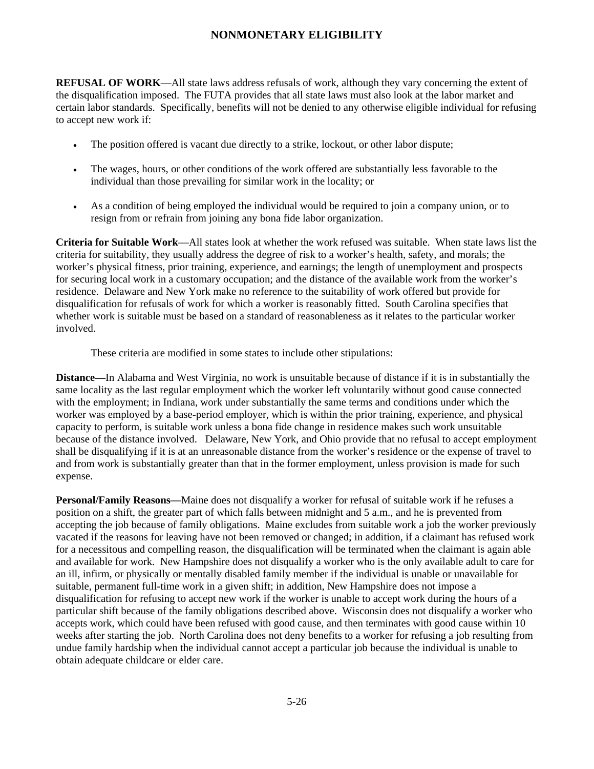# NONMONETARY ELIGIBILITY

**REFUSAL OF WORK**—All state laws address refusals of work, although they vary concerning the extent of the disqualification imposed. The FUTA provides that all state laws must also look at the labor market and certain labor standards. Specifically, benefits will not be denied to any otherwise eligible individual for refusing to accept new work if:

- The position offered is vacant due directly to a strike, lockout, or other labor dispute;
- The wages, hours, or other conditions of the work offered are substantially less favorable to the individual than those prevailing for similar work in the locality; or
- As a condition of being employed the individual would be required to join a company union, or to resign from or refrain from joining any bona fide labor organization.

**Criteria for Suitable Work**—All states look at whether the work refused was suitable. When state laws list the criteria for suitability, they usually address the degree of risk to a worker's health, safety, and morals; the worker's physical fitness, prior training, experience, and earnings; the length of unemployment and prospects for securing local work in a customary occupation; and the distance of the available work from the worker's residence. Delaware and New York make no reference to the suitability of work offered but provide for disqualification for refusals of work for which a worker is reasonably fitted. South Carolina specifies that whether work is suitable must be based on a standard of reasonableness as it relates to the particular worker involved.

These criteria are modified in some states to include other stipulations:

**Distance—**In Alabama and West Virginia, no work is unsuitable because of distance if it is in substantially the same locality as the last regular employment which the worker left voluntarily without good cause connected with the employment; in Indiana, work under substantially the same terms and conditions under which the worker was employed by a base-period employer, which is within the prior training, experience, and physical capacity to perform, is suitable work unless a bona fide change in residence makes such work unsuitable because of the distance involved. Delaware, New York, and Ohio provide that no refusal to accept employment shall be disqualifying if it is at an unreasonable distance from the worker's residence or the expense of travel to and from work is substantially greater than that in the former employment, unless provision is made for such expense.

**Personal/Family Reasons—**Maine does not disqualify a worker for refusal of suitable work if he refuses a position on a shift, the greater part of which falls between midnight and 5 a.m., and he is prevented from accepting the job because of family obligations. Maine excludes from suitable work a job the worker previously vacated if the reasons for leaving have not been removed or changed; in addition, if a claimant has refused work for a necessitous and compelling reason, the disqualification will be terminated when the claimant is again able and available for work. New Hampshire does not disqualify a worker who is the only available adult to care for an ill, infirm, or physically or mentally disabled family member if the individual is unable or unavailable for suitable, permanent full-time work in a given shift; in addition, New Hampshire does not impose a disqualification for refusing to accept new work if the worker is unable to accept work during the hours of a particular shift because of the family obligations described above. Wisconsin does not disqualify a worker who accepts work, which could have been refused with good cause, and then terminates with good cause within 10 weeks after starting the job. North Carolina does not deny benefits to a worker for refusing a job resulting from undue family hardship when the individual cannot accept a particular job because the individual is unable to obtain adequate childcare or elder care.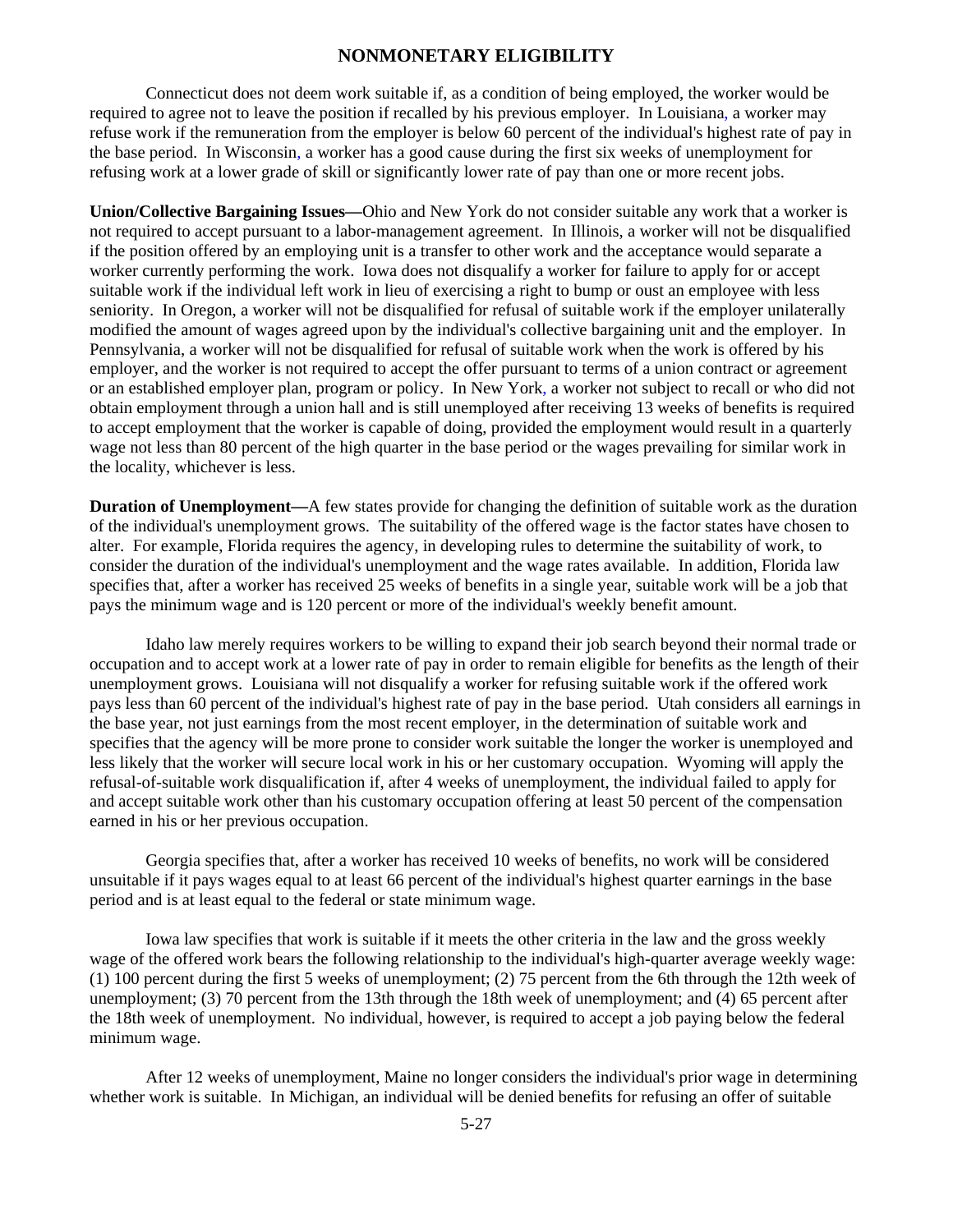Connecticut does not deem work suitable if, as a condition of being employed, the worker would be required to agree not to leave the position if recalled by his previous employer. In Louisiana, a worker may refuse work if the remuneration from the employer is below 60 percent of the individual's highest rate of pay in the base period. In Wisconsin, a worker has a good cause during the first six weeks of unemployment for refusing work at a lower grade of skill or significantly lower rate of pay than one or more recent jobs.

**Union/Collective Bargaining Issues—**Ohio and New York do not consider suitable any work that a worker is not required to accept pursuant to a labor-management agreement. In Illinois, a worker will not be disqualified if the position offered by an employing unit is a transfer to other work and the acceptance would separate a worker currently performing the work. Iowa does not disqualify a worker for failure to apply for or accept suitable work if the individual left work in lieu of exercising a right to bump or oust an employee with less seniority. In Oregon, a worker will not be disqualified for refusal of suitable work if the employer unilaterally modified the amount of wages agreed upon by the individual's collective bargaining unit and the employer. In Pennsylvania, a worker will not be disqualified for refusal of suitable work when the work is offered by his employer, and the worker is not required to accept the offer pursuant to terms of a union contract or agreement or an established employer plan, program or policy. In New York, a worker not subject to recall or who did not obtain employment through a union hall and is still unemployed after receiving 13 weeks of benefits is required to accept employment that the worker is capable of doing, provided the employment would result in a quarterly wage not less than 80 percent of the high quarter in the base period or the wages prevailing for similar work in the locality, whichever is less.

**Duration of Unemployment—**A few states provide for changing the definition of suitable work as the duration of the individual's unemployment grows. The suitability of the offered wage is the factor states have chosen to alter. For example, Florida requires the agency, in developing rules to determine the suitability of work, to consider the duration of the individual's unemployment and the wage rates available. In addition, Florida law specifies that, after a worker has received 25 weeks of benefits in a single year, suitable work will be a job that pays the minimum wage and is 120 percent or more of the individual's weekly benefit amount.

Idaho law merely requires workers to be willing to expand their job search beyond their normal trade or occupation and to accept work at a lower rate of pay in order to remain eligible for benefits as the length of their unemployment grows. Louisiana will not disqualify a worker for refusing suitable work if the offered work pays less than 60 percent of the individual's highest rate of pay in the base period. Utah considers all earnings in the base year, not just earnings from the most recent employer, in the determination of suitable work and specifies that the agency will be more prone to consider work suitable the longer the worker is unemployed and less likely that the worker will secure local work in his or her customary occupation. Wyoming will apply the refusal-of-suitable work disqualification if, after 4 weeks of unemployment, the individual failed to apply for and accept suitable work other than his customary occupation offering at least 50 percent of the compensation earned in his or her previous occupation.

Georgia specifies that, after a worker has received 10 weeks of benefits, no work will be considered unsuitable if it pays wages equal to at least 66 percent of the individual's highest quarter earnings in the base period and is at least equal to the federal or state minimum wage.

Iowa law specifies that work is suitable if it meets the other criteria in the law and the gross weekly wage of the offered work bears the following relationship to the individual's high-quarter average weekly wage: (1) 100 percent during the first 5 weeks of unemployment; (2) 75 percent from the 6th through the 12th week of unemployment; (3) 70 percent from the 13th through the 18th week of unemployment; and (4) 65 percent after the 18th week of unemployment. No individual, however, is required to accept a job paying below the federal minimum wage.

After 12 weeks of unemployment, Maine no longer considers the individual's prior wage in determining whether work is suitable. In Michigan, an individual will be denied benefits for refusing an offer of suitable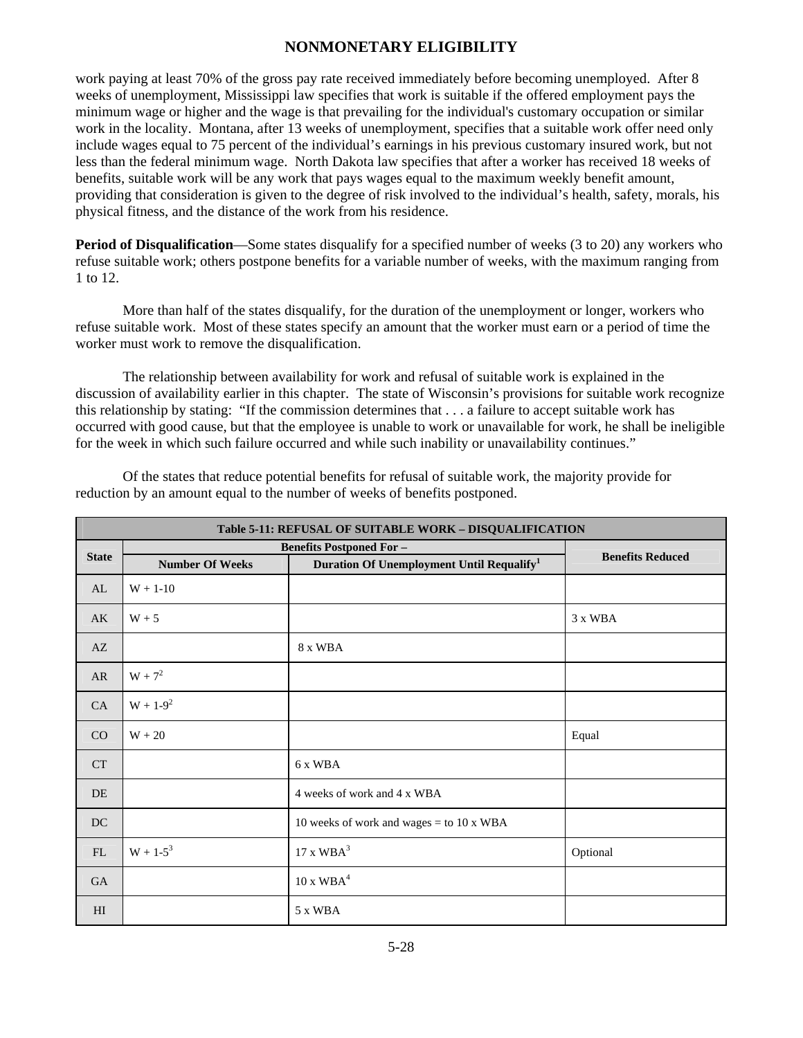work paying at least 70% of the gross pay rate received immediately before becoming unemployed. After 8 weeks of unemployment, Mississippi law specifies that work is suitable if the offered employment pays the minimum wage or higher and the wage is that prevailing for the individual's customary occupation or similar work in the locality. Montana, after 13 weeks of unemployment, specifies that a suitable work offer need only include wages equal to 75 percent of the individual's earnings in his previous customary insured work, but not less than the federal minimum wage. North Dakota law specifies that after a worker has received 18 weeks of benefits, suitable work will be any work that pays wages equal to the maximum weekly benefit amount, providing that consideration is given to the degree of risk involved to the individual's health, safety, morals, his physical fitness, and the distance of the work from his residence.

**Period of Disqualification**—Some states disqualify for a specified number of weeks (3 to 20) any workers who refuse suitable work; others postpone benefits for a variable number of weeks, with the maximum ranging from 1 to 12.

More than half of the states disqualify, for the duration of the unemployment or longer, workers who refuse suitable work. Most of these states specify an amount that the worker must earn or a period of time the worker must work to remove the disqualification.

The relationship between availability for work and refusal of suitable work is explained in the discussion of availability earlier in this chapter. The state of Wisconsin's provisions for suitable work recognize this relationship by stating: "If the commission determines that . . . a failure to accept suitable work has occurred with good cause, but that the employee is unable to work or unavailable for work, he shall be ineligible for the week in which such failure occurred and while such inability or unavailability continues."

Of the states that reduce potential benefits for refusal of suitable work, the majority provide for reduction by an amount equal to the number of weeks of benefits postponed.

**Table 5-11: REFUSAL OF SUITABLE WORK – DISQUALIFICATION**

| State | Benefits Postponed For – | | Benefits Reduced |
|---|---|---|---|
| | Number Of Weeks | Duration Of Unemployment Until Requalify[1] | |
| AL | W + 1-10 | | |
| AK | W + 5 | | 3 x WBA |
| AZ | | 8 x WBA | |
| AR | W + 7[2] | | |
| CA | W + 1-9[2] | | |
| CO | W + 20 | | Equal |
| CT | | 6 x WBA | |
| DE | | 4 weeks of work and 4 x WBA | |
| DC | | 10 weeks of work and wages = to 10 x WBA | |
| FL | W + 1-5[3] | 17 x WBA[3] | Optional |
| GA | | 10 x WBA[4] | |
| HI | | 5 x WBA | |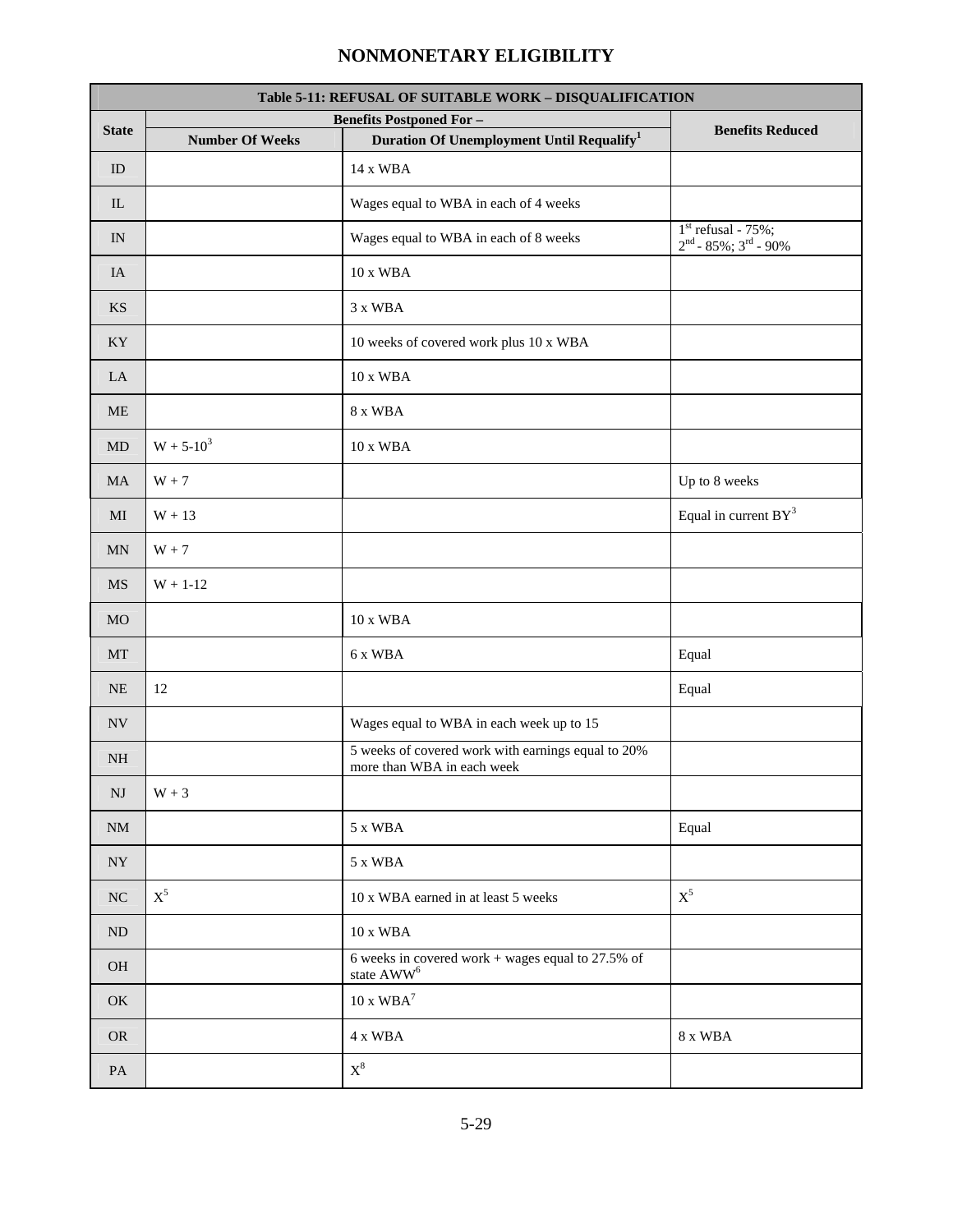# NONMONETARY ELIGIBILITY

| Table 5-11: REFUSAL OF SUITABLE WORK – DISQUALIFICATION | | | |
|---|---|---|---|
| State | Benefits Postponed For – | | Benefits Reduced |
| | Number Of Weeks | Duration Of Unemployment Until Requalify[1] | |
| ID | | 14 x WBA | |
| IL | | Wages equal to WBA in each of 4 weeks | |
| IN | | Wages equal to WBA in each of 8 weeks | 1st refusal - 75%; 2nd - 85%; 3rd - 90% |
| IA | | 10 x WBA | |
| KS | | 3 x WBA | |
| KY | | 10 weeks of covered work plus 10 x WBA | |
| LA | | 10 x WBA | |
| ME | | 8 x WBA | |
| MD | W + 5-10[3] | 10 x WBA | |
| MA | W + 7 | | Up to 8 weeks |
| MI | W + 13 | | Equal in current BY[3] |
| MN | W + 7 | | |
| MS | W + 1-12 | | |
| MO | | 10 x WBA | |
| MT | | 6 x WBA | Equal |
| NE | 12 | | Equal |
| NV | | Wages equal to WBA in each week up to 15 | |
| NH | | 5 weeks of covered work with earnings equal to 20% more than WBA in each week | |
| NJ | W + 3 | | |
| NM | | 5 x WBA | Equal |
| NY | | 5 x WBA | |
| NC | X[5] | 10 x WBA earned in at least 5 weeks | X[5] |
| ND | | 10 x WBA | |
| OH | | 6 weeks in covered work + wages equal to 27.5% of state AWW[6] | |
| OK | | 10 x WBA[7] | |
| OR | | 4 x WBA | 8 x WBA |
| PA | | X[8] | |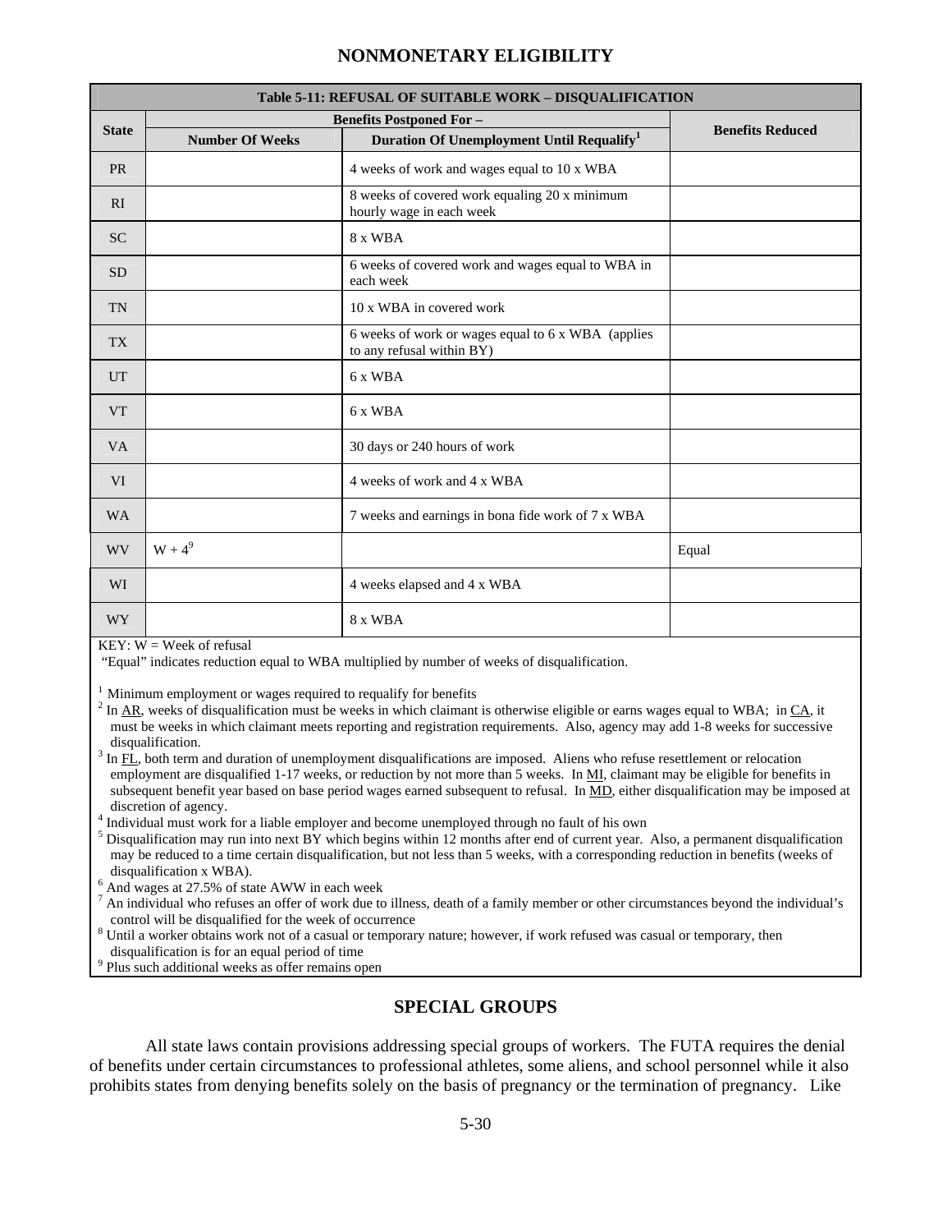## NONMONETARY ELIGIBILITY

| Table 5-11: REFUSAL OF SUITABLE WORK – DISQUALIFICATION | | | |
|---|---|---|---|
| State | Benefits Postponed For – | | Benefits Reduced |
| | Number Of Weeks | Duration Of Unemployment Until Requalify[1] | |
| PR | | 4 weeks of work and wages equal to 10 x WBA | |
| RI | | 8 weeks of covered work equaling 20 x minimum hourly wage in each week | |
| SC | | 8 x WBA | |
| SD | | 6 weeks of covered work and wages equal to WBA in each week | |
| TN | | 10 x WBA in covered work | |
| TX | | 6 weeks of work or wages equal to 6 x WBA (applies to any refusal within BY) | |
| UT | | 6 x WBA | |
| VT | | 6 x WBA | |
| VA | | 30 days or 240 hours of work | |
| VI | | 4 weeks of work and 4 x WBA | |
| WA | | 7 weeks and earnings in bona fide work of 7 x WBA | |
| WV | W + 4[9] | | Equal |
| WI | | 4 weeks elapsed and 4 x WBA | |
| WY | | 8 x WBA | |

KEY: W = Week of refusal

"Equal" indicates reduction equal to WBA multiplied by number of weeks of disqualification.

[1] Minimum employment or wages required to requalify for benefits

[2] In AR, weeks of disqualification must be weeks in which claimant is otherwise eligible or earns wages equal to WBA; in CA, it must be weeks in which claimant meets reporting and registration requirements. Also, agency may add 1-8 weeks for successive disqualification.

[3] In FL, both term and duration of unemployment disqualifications are imposed. Aliens who refuse resettlement or relocation employment are disqualified 1-17 weeks, or reduction by not more than 5 weeks. In MI, claimant may be eligible for benefits in subsequent benefit year based on base period wages earned subsequent to refusal. In MD, either disqualification may be imposed at discretion of agency.

[4] Individual must work for a liable employer and become unemployed through no fault of his own

[5] Disqualification may run into next BY which begins within 12 months after end of current year. Also, a permanent disqualification may be reduced to a time certain disqualification, but not less than 5 weeks, with a corresponding reduction in benefits (weeks of disqualification x WBA).

[6] And wages at 27.5% of state AWW in each week

[7] An individual who refuses an offer of work due to illness, death of a family member or other circumstances beyond the individual's control will be disqualified for the week of occurrence

[8] Until a worker obtains work not of a casual or temporary nature; however, if work refused was casual or temporary, then disqualification is for an equal period of time

[9] Plus such additional weeks as offer remains open

## SPECIAL GROUPS

All state laws contain provisions addressing special groups of workers. The FUTA requires the denial of benefits under certain circumstances to professional athletes, some aliens, and school personnel while it also prohibits states from denying benefits solely on the basis of pregnancy or the termination of pregnancy. Like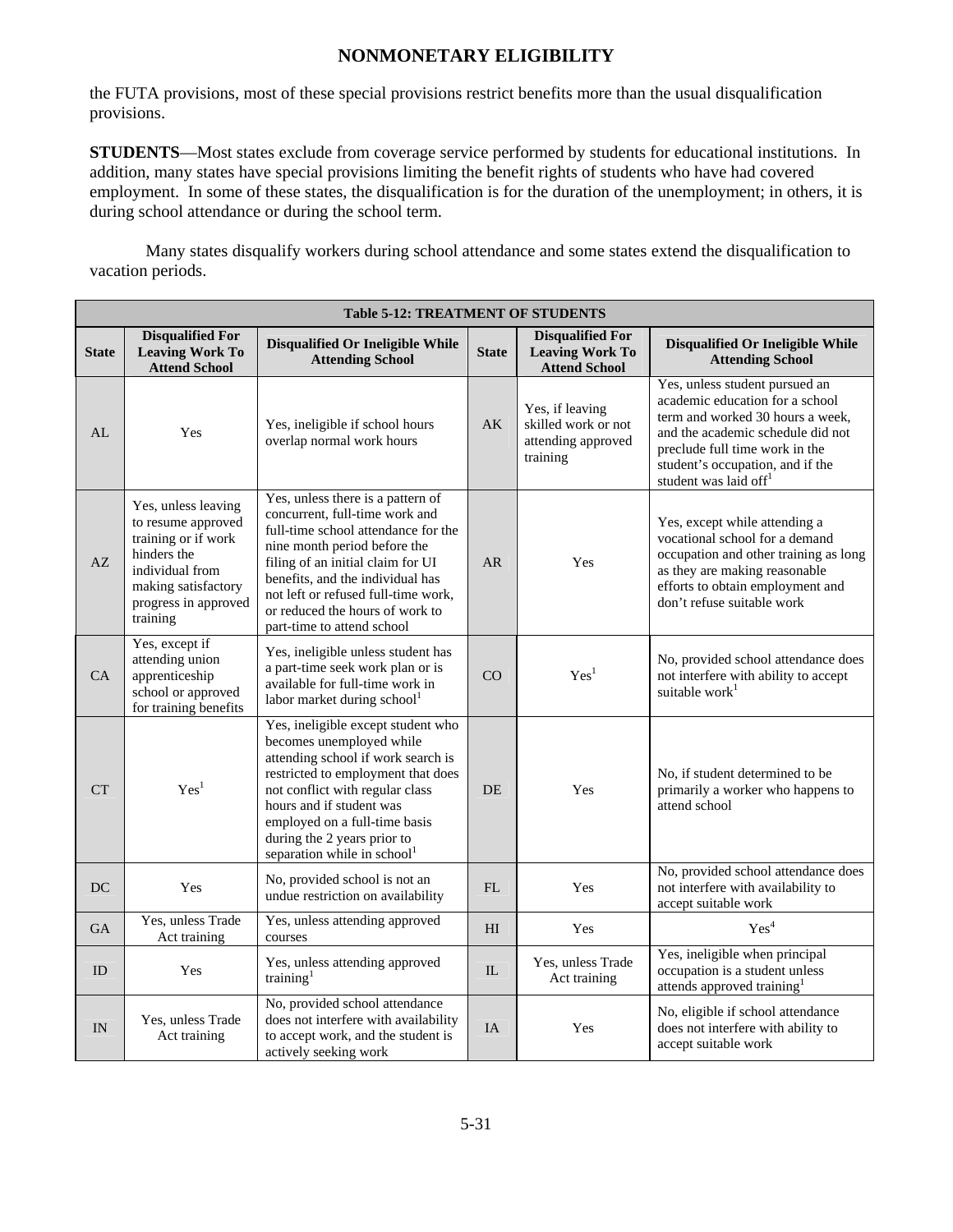# NONMONETARY ELIGIBILITY

the FUTA provisions, most of these special provisions restrict benefits more than the usual disqualification provisions.

**STUDENTS**—Most states exclude from coverage service performed by students for educational institutions. In addition, many states have special provisions limiting the benefit rights of students who have had covered employment. In some of these states, the disqualification is for the duration of the unemployment; in others, it is during school attendance or during the school term.

Many states disqualify workers during school attendance and some states extend the disqualification to vacation periods.

| Table 5-12: TREATMENT OF STUDENTS | | | | | |
|---|---|---|---|---|---|
| **State** | **Disqualified For Leaving Work To Attend School** | **Disqualified Or Ineligible While Attending School** | **State** | **Disqualified For Leaving Work To Attend School** | **Disqualified Or Ineligible While Attending School** |
| AL | Yes | Yes, ineligible if school hours overlap normal work hours | AK | Yes, if leaving skilled work or not attending approved training | Yes, unless student pursued an academic education for a school term and worked 30 hours a week, and the academic schedule did not preclude full time work in the student's occupation, and if the student was laid off[1] |
| AZ | Yes, unless leaving to resume approved training or if work hinders the individual from making satisfactory progress in approved training | Yes, unless there is a pattern of concurrent, full-time work and full-time school attendance for the nine month period before the filing of an initial claim for UI benefits, and the individual has not left or refused full-time work, or reduced the hours of work to part-time to attend school | AR | Yes | Yes, except while attending a vocational school for a demand occupation and other training as long as they are making reasonable efforts to obtain employment and don't refuse suitable work |
| CA | Yes, except if attending union apprenticeship school or approved for training benefits | Yes, ineligible unless student has a part-time seek work plan or is available for full-time work in labor market during school[1] | CO | Yes[1] | No, provided school attendance does not interfere with ability to accept suitable work[1] |
| CT | Yes[1] | Yes, ineligible except student who becomes unemployed while attending school if work search is restricted to employment that does not conflict with regular class hours and if student was employed on a full-time basis during the 2 years prior to separation while in school[1] | DE | Yes | No, if student determined to be primarily a worker who happens to attend school |
| DC | Yes | No, provided school is not an undue restriction on availability | FL | Yes | No, provided school attendance does not interfere with availability to accept suitable work |
| GA | Yes, unless Trade Act training | Yes, unless attending approved courses | HI | Yes | Yes[4] |
| ID | Yes | Yes, unless attending approved training[1] | IL | Yes, unless Trade Act training | Yes, ineligible when principal occupation is a student unless attends approved training[1] |
| IN | Yes, unless Trade Act training | No, provided school attendance does not interfere with availability to accept work, and the student is actively seeking work | IA | Yes | No, eligible if school attendance does not interfere with ability to accept suitable work |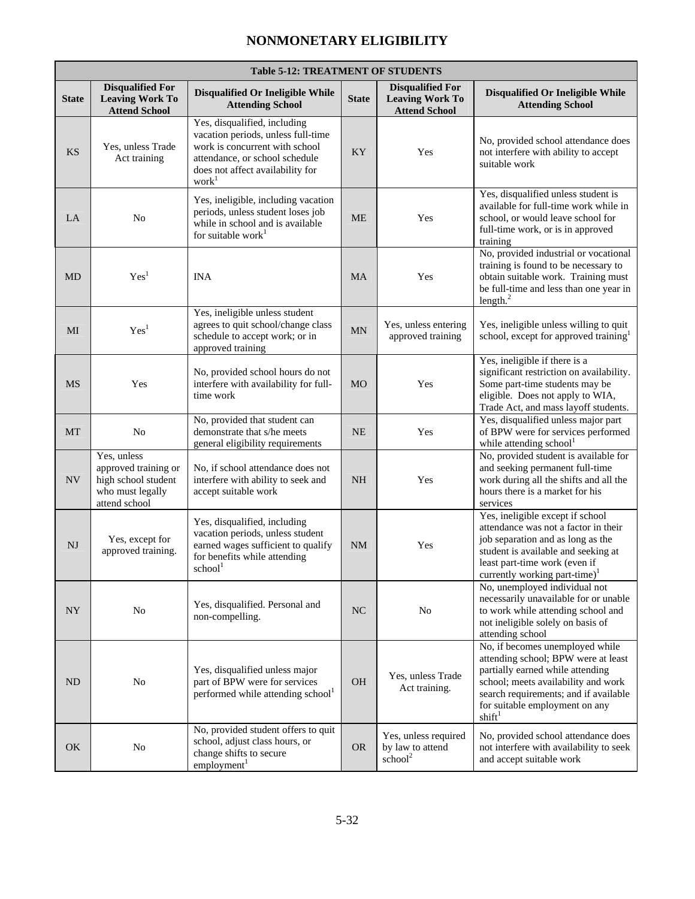# NONMONETARY ELIGIBILITY

| Table 5-12: TREATMENT OF STUDENTS | | | | | |
|---|---|---|---|---|---|
| State | Disqualified For Leaving Work To Attend School | Disqualified Or Ineligible While Attending School | State | Disqualified For Leaving Work To Attend School | Disqualified Or Ineligible While Attending School |
| KS | Yes, unless Trade Act training | Yes, disqualified, including vacation periods, unless full-time work is concurrent with school attendance, or school schedule does not affect availability for work[1] | KY | Yes | No, provided school attendance does not interfere with ability to accept suitable work |
| LA | No | Yes, ineligible, including vacation periods, unless student loses job while in school and is available for suitable work[1] | ME | Yes | Yes, disqualified unless student is available for full-time work while in school, or would leave school for full-time work, or is in approved training |
| MD | Yes[1] | INA | MA | Yes | No, provided industrial or vocational training is found to be necessary to obtain suitable work. Training must be full-time and less than one year in length.[2] |
| MI | Yes[1] | Yes, ineligible unless student agrees to quit school/change class schedule to accept work; or in approved training | MN | Yes, unless entering approved training | Yes, ineligible unless willing to quit school, except for approved training[1] |
| MS | Yes | No, provided school hours do not interfere with availability for full-time work | MO | Yes | Yes, ineligible if there is a significant restriction on availability. Some part-time students may be eligible. Does not apply to WIA, Trade Act, and mass layoff students. |
| MT | No | No, provided that student can demonstrate that s/he meets general eligibility requirements | NE | Yes | Yes, disqualified unless major part of BPW were for services performed while attending school[1] |
| NV | Yes, unless approved training or high school student who must legally attend school | No, if school attendance does not interfere with ability to seek and accept suitable work | NH | Yes | No, provided student is available for and seeking permanent full-time work during all the shifts and all the hours there is a market for his services |
| NJ | Yes, except for approved training. | Yes, disqualified, including vacation periods, unless student earned wages sufficient to qualify for benefits while attending school[1] | NM | Yes | Yes, ineligible except if school attendance was not a factor in their job separation and as long as the student is available and seeking at least part-time work (even if currently working part-time)[1] |
| NY | No | Yes, disqualified. Personal and non-compelling. | NC | No | No, unemployed individual not necessarily unavailable for or unable to work while attending school and not ineligible solely on basis of attending school |
| ND | No | Yes, disqualified unless major part of BPW were for services performed while attending school[1] | OH | Yes, unless Trade Act training. | No, if becomes unemployed while attending school; BPW were at least partially earned while attending school; meets availability and work search requirements; and if available for suitable employment on any shift[1] |
| OK | No | No, provided student offers to quit school, adjust class hours, or change shifts to secure employment[1] | OR | Yes, unless required by law to attend school[2] | No, provided school attendance does not interfere with availability to seek and accept suitable work |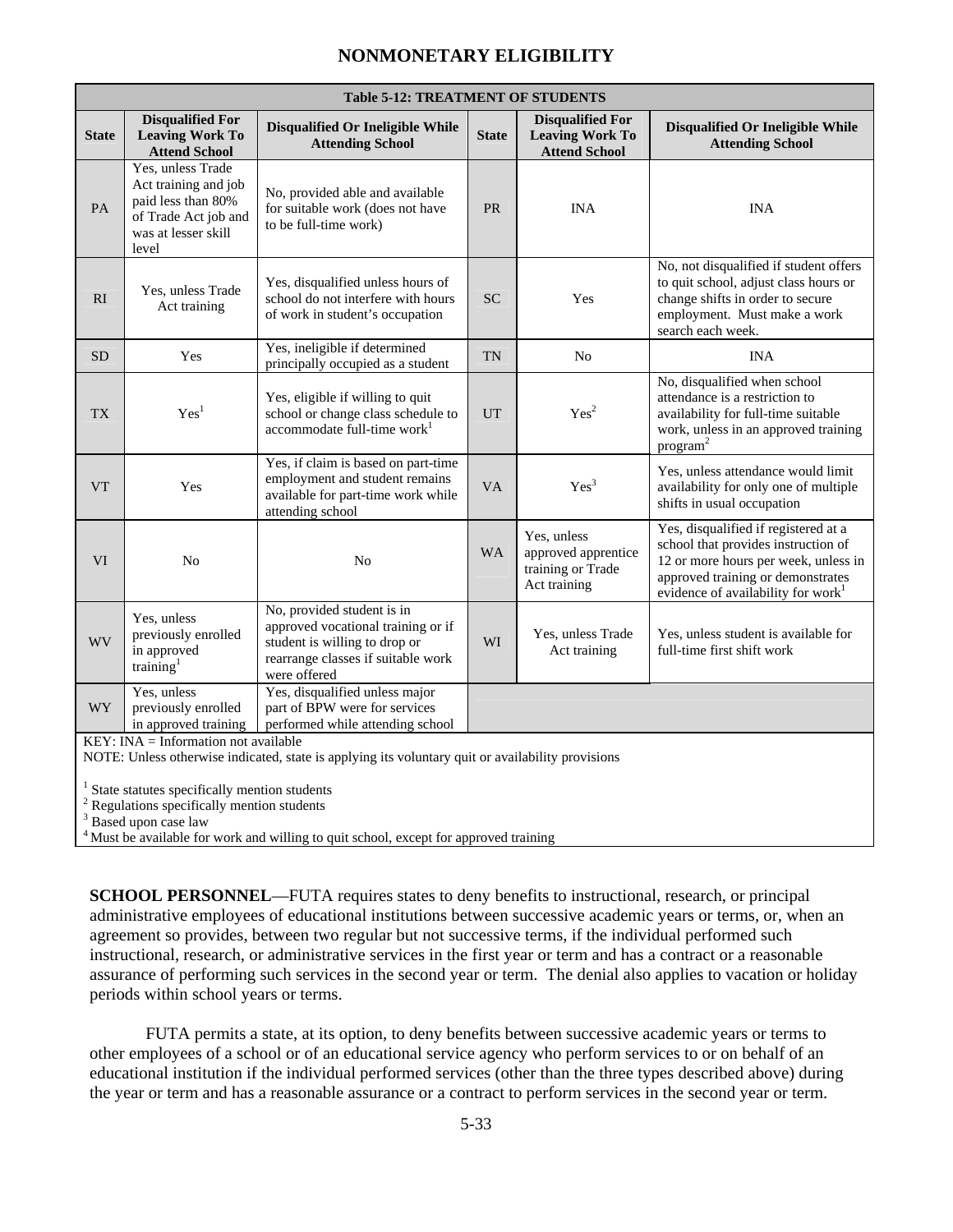# NONMONETARY ELIGIBILITY

**Table 5-12: TREATMENT OF STUDENTS**

| State | Disqualified For Leaving Work To Attend School | Disqualified Or Ineligible While Attending School | State | Disqualified For Leaving Work To Attend School | Disqualified Or Ineligible While Attending School |
|---|---|---|---|---|---|
| PA | Yes, unless Trade Act training and job paid less than 80% of Trade Act job and was at lesser skill level | No, provided able and available for suitable work (does not have to be full-time work) | PR | INA | INA |
| RI | Yes, unless Trade Act training | Yes, disqualified unless hours of school do not interfere with hours of work in student's occupation | SC | Yes | No, not disqualified if student offers to quit school, adjust class hours or change shifts in order to secure employment. Must make a work search each week. |
| SD | Yes | Yes, ineligible if determined principally occupied as a student | TN | No | INA |
| TX | Yes[1] | Yes, eligible if willing to quit school or change class schedule to accommodate full-time work[1] | UT | Yes[2] | No, disqualified when school attendance is a restriction to availability for full-time suitable work, unless in an approved training program[2] |
| VT | Yes | Yes, if claim is based on part-time employment and student remains available for part-time work while attending school | VA | Yes[3] | Yes, unless attendance would limit availability for only one of multiple shifts in usual occupation |
| VI | No | No | WA | Yes, unless approved apprentice training or Trade Act training | Yes, disqualified if registered at a school that provides instruction of 12 or more hours per week, unless in approved training or demonstrates evidence of availability for work[1] |
| WV | Yes, unless previously enrolled in approved training[1] | No, provided student is in approved vocational training or if student is willing to drop or rearrange classes if suitable work were offered | WI | Yes, unless Trade Act training | Yes, unless student is available for full-time first shift work |
| WY | Yes, unless previously enrolled in approved training | Yes, disqualified unless major part of BPW were for services performed while attending school | | | |

KEY: INA = Information not available

NOTE: Unless otherwise indicated, state is applying its voluntary quit or availability provisions

[1] State statutes specifically mention students
[2] Regulations specifically mention students
[3] Based upon case law
[4] Must be available for work and willing to quit school, except for approved training

**SCHOOL PERSONNEL**—FUTA requires states to deny benefits to instructional, research, or principal administrative employees of educational institutions between successive academic years or terms, or, when an agreement so provides, between two regular but not successive terms, if the individual performed such instructional, research, or administrative services in the first year or term and has a contract or a reasonable assurance of performing such services in the second year or term. The denial also applies to vacation or holiday periods within school years or terms.

FUTA permits a state, at its option, to deny benefits between successive academic years or terms to other employees of a school or of an educational service agency who perform services to or on behalf of an educational institution if the individual performed services (other than the three types described above) during the year or term and has a reasonable assurance or a contract to perform services in the second year or term.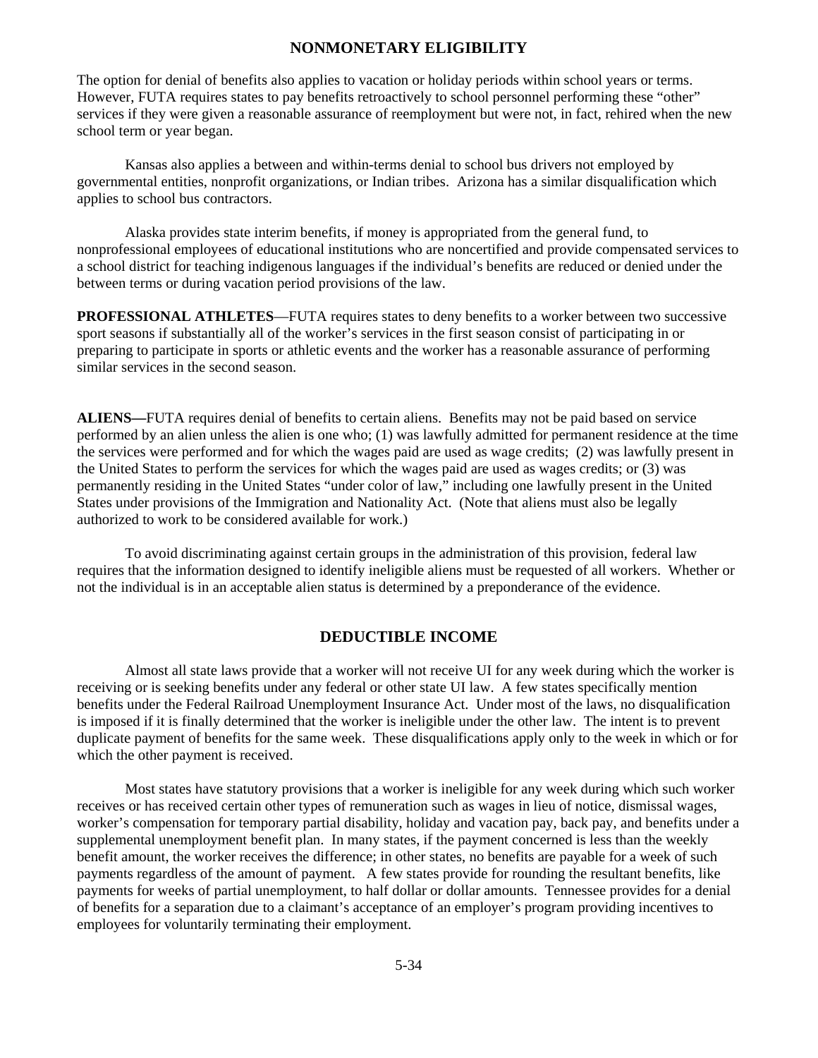## NONMONETARY ELIGIBILITY

The option for denial of benefits also applies to vacation or holiday periods within school years or terms. However, FUTA requires states to pay benefits retroactively to school personnel performing these “other” services if they were given a reasonable assurance of reemployment but were not, in fact, rehired when the new school term or year began.

Kansas also applies a between and within-terms denial to school bus drivers not employed by governmental entities, nonprofit organizations, or Indian tribes. Arizona has a similar disqualification which applies to school bus contractors.

Alaska provides state interim benefits, if money is appropriated from the general fund, to nonprofessional employees of educational institutions who are noncertified and provide compensated services to a school district for teaching indigenous languages if the individual’s benefits are reduced or denied under the between terms or during vacation period provisions of the law.

**PROFESSIONAL ATHLETES**—FUTA requires states to deny benefits to a worker between two successive sport seasons if substantially all of the worker’s services in the first season consist of participating in or preparing to participate in sports or athletic events and the worker has a reasonable assurance of performing similar services in the second season.

**ALIENS—**FUTA requires denial of benefits to certain aliens. Benefits may not be paid based on service performed by an alien unless the alien is one who; (1) was lawfully admitted for permanent residence at the time the services were performed and for which the wages paid are used as wage credits; (2) was lawfully present in the United States to perform the services for which the wages paid are used as wages credits; or (3) was permanently residing in the United States “under color of law,” including one lawfully present in the United States under provisions of the Immigration and Nationality Act. (Note that aliens must also be legally authorized to work to be considered available for work.)

To avoid discriminating against certain groups in the administration of this provision, federal law requires that the information designed to identify ineligible aliens must be requested of all workers. Whether or not the individual is in an acceptable alien status is determined by a preponderance of the evidence.

## DEDUCTIBLE INCOME

Almost all state laws provide that a worker will not receive UI for any week during which the worker is receiving or is seeking benefits under any federal or other state UI law. A few states specifically mention benefits under the Federal Railroad Unemployment Insurance Act. Under most of the laws, no disqualification is imposed if it is finally determined that the worker is ineligible under the other law. The intent is to prevent duplicate payment of benefits for the same week. These disqualifications apply only to the week in which or for which the other payment is received.

Most states have statutory provisions that a worker is ineligible for any week during which such worker receives or has received certain other types of remuneration such as wages in lieu of notice, dismissal wages, worker’s compensation for temporary partial disability, holiday and vacation pay, back pay, and benefits under a supplemental unemployment benefit plan. In many states, if the payment concerned is less than the weekly benefit amount, the worker receives the difference; in other states, no benefits are payable for a week of such payments regardless of the amount of payment. A few states provide for rounding the resultant benefits, like payments for weeks of partial unemployment, to half dollar or dollar amounts. Tennessee provides for a denial of benefits for a separation due to a claimant’s acceptance of an employer’s program providing incentives to employees for voluntarily terminating their employment.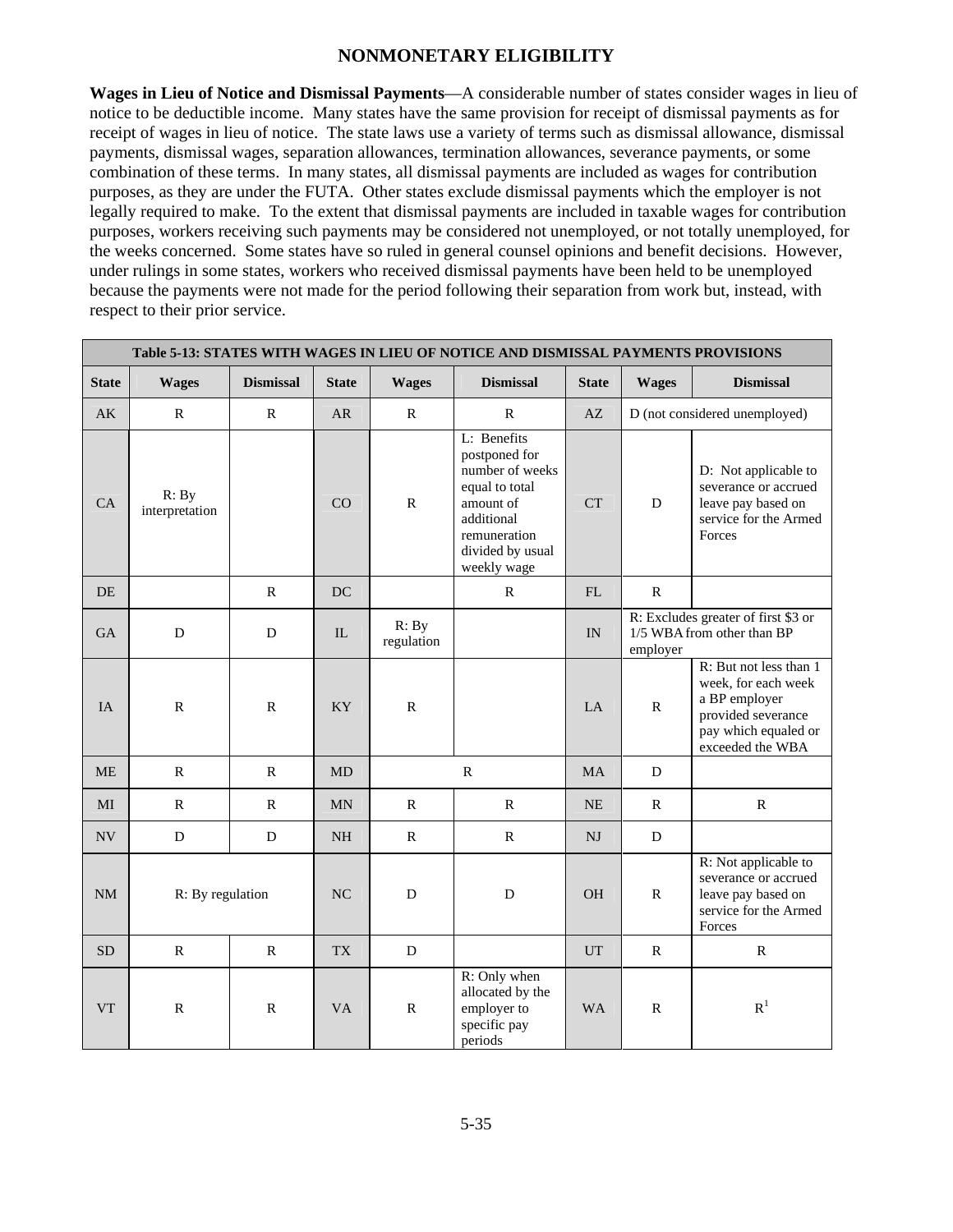## NONMONETARY ELIGIBILITY

**Wages in Lieu of Notice and Dismissal Payments**—A considerable number of states consider wages in lieu of notice to be deductible income. Many states have the same provision for receipt of dismissal payments as for receipt of wages in lieu of notice. The state laws use a variety of terms such as dismissal allowance, dismissal payments, dismissal wages, separation allowances, termination allowances, severance payments, or some combination of these terms. In many states, all dismissal payments are included as wages for contribution purposes, as they are under the FUTA. Other states exclude dismissal payments which the employer is not legally required to make. To the extent that dismissal payments are included in taxable wages for contribution purposes, workers receiving such payments may be considered not unemployed, or not totally unemployed, for the weeks concerned. Some states have so ruled in general counsel opinions and benefit decisions. However, under rulings in some states, workers who received dismissal payments have been held to be unemployed because the payments were not made for the period following their separation from work but, instead, with respect to their prior service.

| Table 5-13: STATES WITH WAGES IN LIEU OF NOTICE AND DISMISSAL PAYMENTS PROVISIONS | | | | | | | | |
|---|---|---|---|---|---|---|---|---|
| **State** | **Wages** | **Dismissal** | **State** | **Wages** | **Dismissal** | **State** | **Wages** | **Dismissal** |
| AK | R | R | AR | R | R | AZ | D (not considered unemployed) | |
| CA | R: By interpretation | | CO | R | L: Benefits postponed for number of weeks equal to total amount of additional remuneration divided by usual weekly wage | CT | D | D: Not applicable to severance or accrued leave pay based on service for the Armed Forces |
| DE | | R | DC | | R | FL | R | |
| GA | D | D | IL | R: By regulation | | IN | R: Excludes greater of first $3 or 1/5 WBA from other than BP employer | |
| IA | R | R | KY | R | | LA | R | R: But not less than 1 week, for each week a BP employer provided severance pay which equaled or exceeded the WBA |
| ME | R | R | MD | R | | MA | D | |
| MI | R | R | MN | R | R | NE | R | R |
| NV | D | D | NH | R | R | NJ | D | |
| NM | R: By regulation | | NC | D | D | OH | R | R: Not applicable to severance or accrued leave pay based on service for the Armed Forces |
| SD | R | R | TX | D | | UT | R | R |
| VT | R | R | VA | R | R: Only when allocated by the employer to specific pay periods | WA | R | R[1] |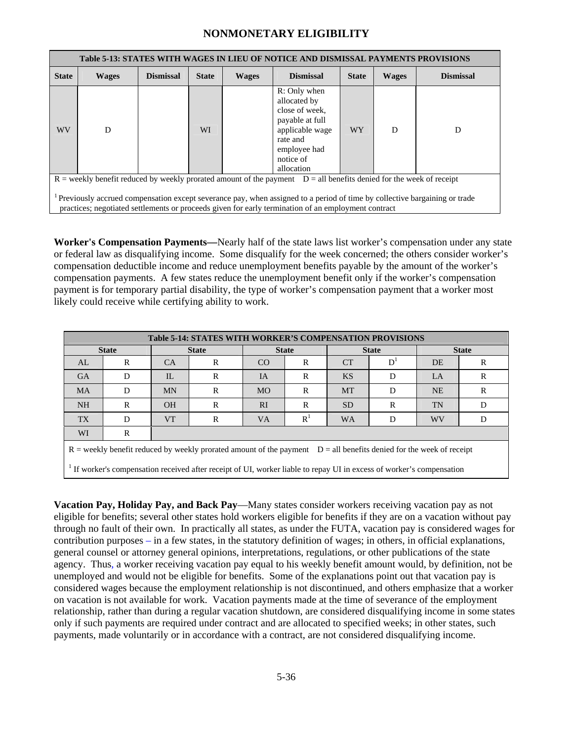## NONMONETARY ELIGIBILITY

| Table 5-13: STATES WITH WAGES IN LIEU OF NOTICE AND DISMISSAL PAYMENTS PROVISIONS | | | | | | | | |
|---|---|---|---|---|---|---|---|---|
| State | Wages | Dismissal | State | Wages | Dismissal | State | Wages | Dismissal |
| WV | D | | WI | | R: Only when allocated by close of week, payable at full applicable wage rate and employee had notice of allocation | WY | D | D |

R = weekly benefit reduced by weekly prorated amount of the payment    D = all benefits denied for the week of receipt

[1] Previously accrued compensation except severance pay, when assigned to a period of time by collective bargaining or trade practices; negotiated settlements or proceeds given for early termination of an employment contract

**Worker's Compensation Payments—**Nearly half of the state laws list worker's compensation under any state or federal law as disqualifying income. Some disqualify for the week concerned; the others consider worker's compensation deductible income and reduce unemployment benefits payable by the amount of the worker's compensation payments. A few states reduce the unemployment benefit only if the worker's compensation payment is for temporary partial disability, the type of worker's compensation payment that a worker most likely could receive while certifying ability to work.

| Table 5-14: STATES WITH WORKER'S COMPENSATION PROVISIONS | | | | | | | | | |
|---|---|---|---|---|---|---|---|---|---|
| State | | State | | State | | State | | State | |
| AL | R | CA | R | CO | R | CT | D[1] | DE | R |
| GA | D | IL | R | IA | R | KS | D | LA | R |
| MA | D | MN | R | MO | R | MT | D | NE | R |
| NH | R | OH | R | RI | R | SD | R | TN | D |
| TX | D | VT | R | VA | R[1] | WA | D | WV | D |
| WI | R | | | | | | | | |

R = weekly benefit reduced by weekly prorated amount of the payment    D = all benefits denied for the week of receipt

[1] If worker's compensation received after receipt of UI, worker liable to repay UI in excess of worker's compensation

**Vacation Pay, Holiday Pay, and Back Pay**—Many states consider workers receiving vacation pay as not eligible for benefits; several other states hold workers eligible for benefits if they are on a vacation without pay through no fault of their own. In practically all states, as under the FUTA, vacation pay is considered wages for contribution purposes – in a few states, in the statutory definition of wages; in others, in official explanations, general counsel or attorney general opinions, interpretations, regulations, or other publications of the state agency. Thus, a worker receiving vacation pay equal to his weekly benefit amount would, by definition, not be unemployed and would not be eligible for benefits. Some of the explanations point out that vacation pay is considered wages because the employment relationship is not discontinued, and others emphasize that a worker on vacation is not available for work. Vacation payments made at the time of severance of the employment relationship, rather than during a regular vacation shutdown, are considered disqualifying income in some states only if such payments are required under contract and are allocated to specified weeks; in other states, such payments, made voluntarily or in accordance with a contract, are not considered disqualifying income.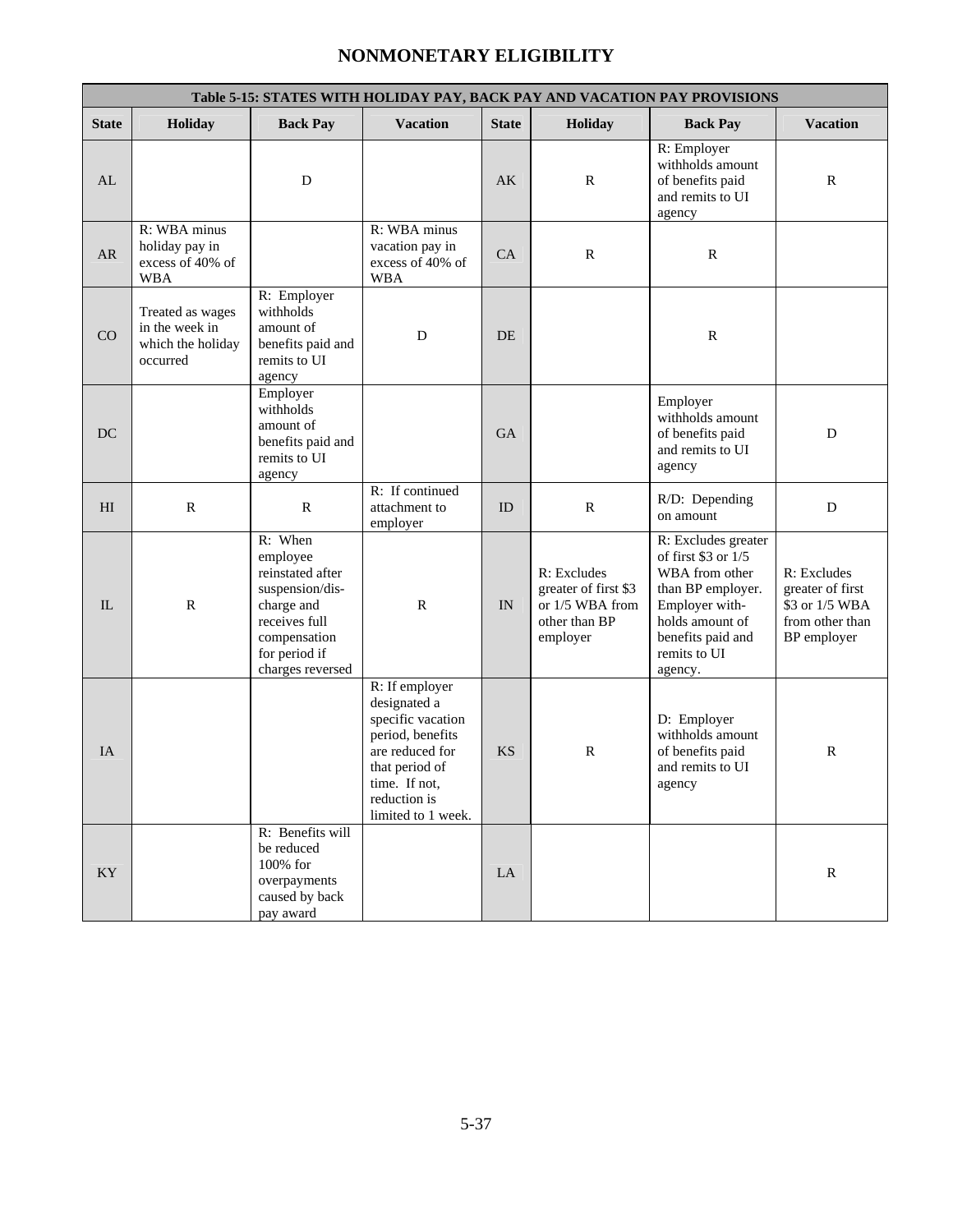# NONMONETARY ELIGIBILITY

| Table 5-15: STATES WITH HOLIDAY PAY, BACK PAY AND VACATION PAY PROVISIONS | | | | | | | |
|---|---|---|---|---|---|---|---|
| **State** | **Holiday** | **Back Pay** | **Vacation** | **State** | **Holiday** | **Back Pay** | **Vacation** |
| AL | | D | | AK | R | R: Employer withholds amount of benefits paid and remits to UI agency | R |
| AR | R: WBA minus holiday pay in excess of 40% of WBA | | R: WBA minus vacation pay in excess of 40% of WBA | CA | R | R | |
| CO | Treated as wages in the week in which the holiday occurred | R: Employer withholds amount of benefits paid and remits to UI agency | D | DE | | R | |
| DC | | Employer withholds amount of benefits paid and remits to UI agency | | GA | | Employer withholds amount of benefits paid and remits to UI agency | D |
| HI | R | R | R: If continued attachment to employer | ID | R | R/D: Depending on amount | D |
| IL | R | R: When employee reinstated after suspension/dis-charge and receives full compensation for period if charges reversed | R | IN | R: Excludes greater of first $3 or 1/5 WBA from other than BP employer | R: Excludes greater of first $3 or 1/5 WBA from other than BP employer. Employer with-holds amount of benefits paid and remits to UI agency. | R: Excludes greater of first $3 or 1/5 WBA from other than BP employer |
| IA | | | R: If employer designated a specific vacation period, benefits are reduced for that period of time. If not, reduction is limited to 1 week. | KS | R | D: Employer withholds amount of benefits paid and remits to UI agency | R |
| KY | | R: Benefits will be reduced 100% for overpayments caused by back pay award | | LA | | | R |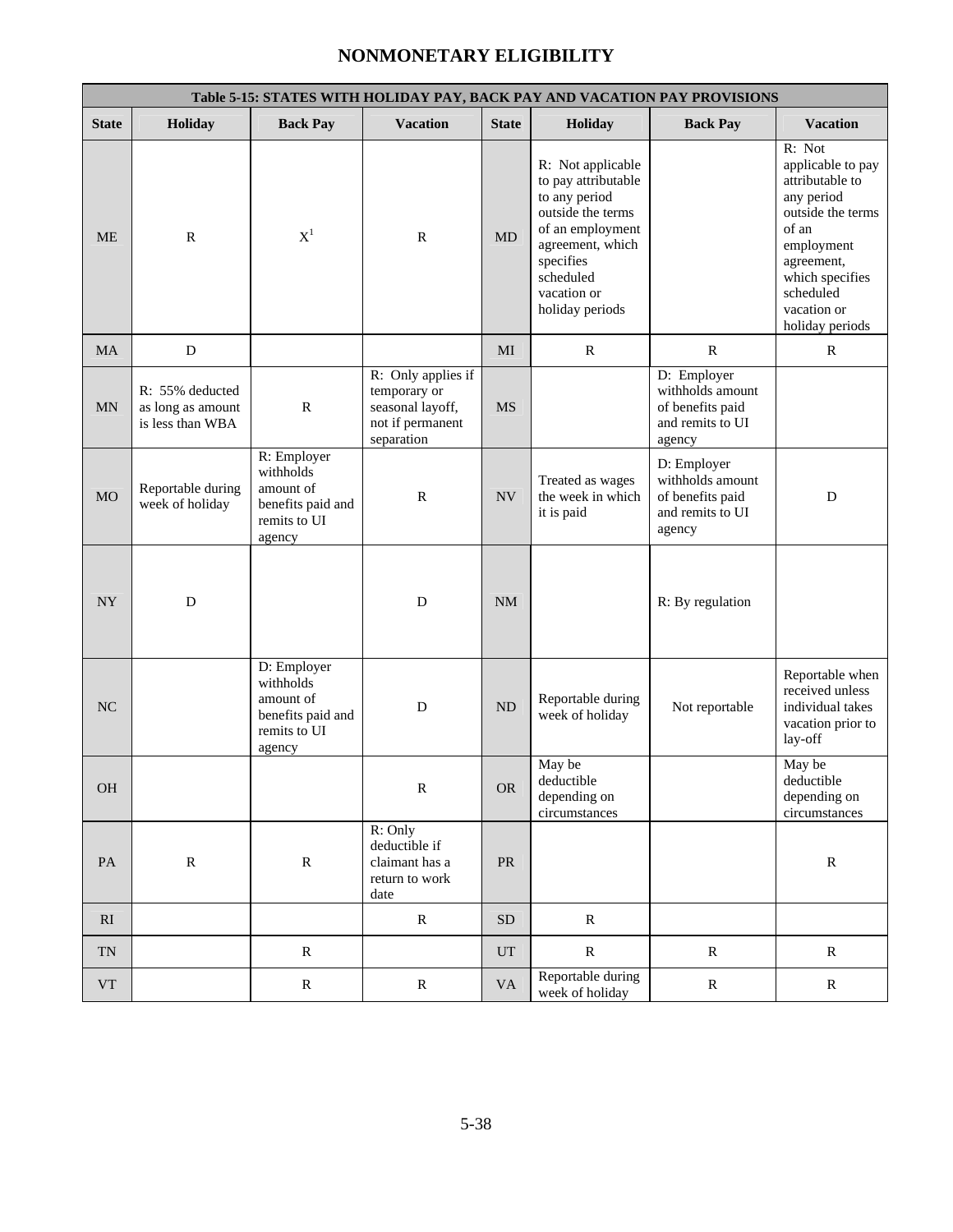# NONMONETARY ELIGIBILITY

| Table 5-15: STATES WITH HOLIDAY PAY, BACK PAY AND VACATION PAY PROVISIONS | | | | | | | |
|---|---|---|---|---|---|---|---|
| **State** | **Holiday** | **Back Pay** | **Vacation** | **State** | **Holiday** | **Back Pay** | **Vacation** |
| ME | R | X[1] | R | MD | R: Not applicable to pay attributable to any period outside the terms of an employment agreement, which specifies scheduled vacation or holiday periods | | R: Not applicable to pay attributable to any period outside the terms of an employment agreement, which specifies scheduled vacation or holiday periods |
| MA | D | | | MI | R | R | R |
| MN | R: 55% deducted as long as amount is less than WBA | R | R: Only applies if temporary or seasonal layoff, not if permanent separation | MS | | D: Employer withholds amount of benefits paid and remits to UI agency | |
| MO | Reportable during week of holiday | R: Employer withholds amount of benefits paid and remits to UI agency | R | NV | Treated as wages the week in which it is paid | D: Employer withholds amount of benefits paid and remits to UI agency | D |
| NY | D | | D | NM | | R: By regulation | |
| NC | | D: Employer withholds amount of benefits paid and remits to UI agency | D | ND | Reportable during week of holiday | Not reportable | Reportable when received unless individual takes vacation prior to lay-off |
| OH | | | R | OR | May be deductible depending on circumstances | | May be deductible depending on circumstances |
| PA | R | R | R: Only deductible if claimant has a return to work date | PR | | | R |
| RI | | | R | SD | R | | |
| TN | | R | | UT | R | R | R |
| VT | | R | R | VA | Reportable during week of holiday | R | R |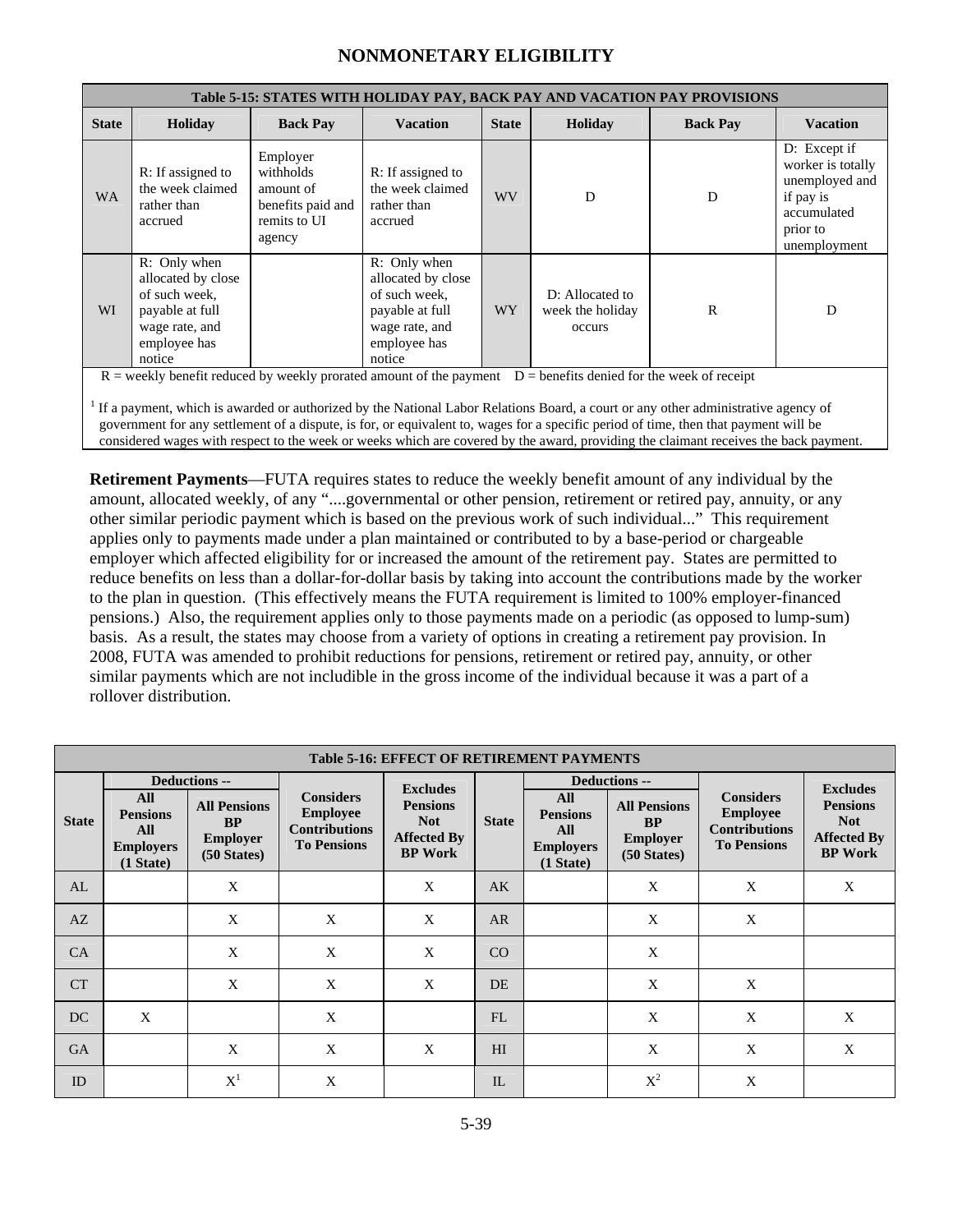## NONMONETARY ELIGIBILITY

| Table 5-15: STATES WITH HOLIDAY PAY, BACK PAY AND VACATION PAY PROVISIONS | | | | | | | |
|---|---|---|---|---|---|---|---|
| State | Holiday | Back Pay | Vacation | State | Holiday | Back Pay | Vacation |
| WA | R: If assigned to the week claimed rather than accrued | Employer withholds amount of benefits paid and remits to UI agency | R: If assigned to the week claimed rather than accrued | WV | D | D | D: Except if worker is totally unemployed and if pay is accumulated prior to unemployment |
| WI | R: Only when allocated by close of such week, payable at full wage rate, and employee has notice | | R: Only when allocated by close of such week, payable at full wage rate, and employee has notice | WY | D: Allocated to week the holiday occurs | R | D |

R = weekly benefit reduced by weekly prorated amount of the payment D = benefits denied for the week of receipt

[1] If a payment, which is awarded or authorized by the National Labor Relations Board, a court or any other administrative agency of government for any settlement of a dispute, is for, or equivalent to, wages for a specific period of time, then that payment will be considered wages with respect to the week or weeks which are covered by the award, providing the claimant receives the back payment.

**Retirement Payments**—FUTA requires states to reduce the weekly benefit amount of any individual by the amount, allocated weekly, of any "....governmental or other pension, retirement or retired pay, annuity, or any other similar periodic payment which is based on the previous work of such individual..." This requirement applies only to payments made under a plan maintained or contributed to by a base-period or chargeable employer which affected eligibility for or increased the amount of the retirement pay. States are permitted to reduce benefits on less than a dollar-for-dollar basis by taking into account the contributions made by the worker to the plan in question. (This effectively means the FUTA requirement is limited to 100% employer-financed pensions.) Also, the requirement applies only to those payments made on a periodic (as opposed to lump-sum) basis. As a result, the states may choose from a variety of options in creating a retirement pay provision. In 2008, FUTA was amended to prohibit reductions for pensions, retirement or retired pay, annuity, or other similar payments which are not includible in the gross income of the individual because it was a part of a rollover distribution.

| Table 5-16: EFFECT OF RETIREMENT PAYMENTS | | | | | | | | | |
|---|---|---|---|---|---|---|---|---|---|
| State | Deductions -- | | Considers Employee Contributions To Pensions | Excludes Pensions Not Affected By BP Work | State | Deductions -- | | Considers Employee Contributions To Pensions | Excludes Pensions Not Affected By BP Work |
| | All Pensions All Employers (1 State) | All Pensions BP Employer (50 States) | | | | All Pensions All Employers (1 State) | All Pensions BP Employer (50 States) | | |
| AL | | X | | X | AK | | X | X | X |
| AZ | | X | X | X | AR | | X | X | |
| CA | | X | X | X | CO | | X | | |
| CT | | X | X | X | DE | | X | X | |
| DC | X | | X | | FL | | X | X | X |
| GA | | X | X | X | HI | | X | X | X |
| ID | | X[1] | X | | IL | | X[2] | X | |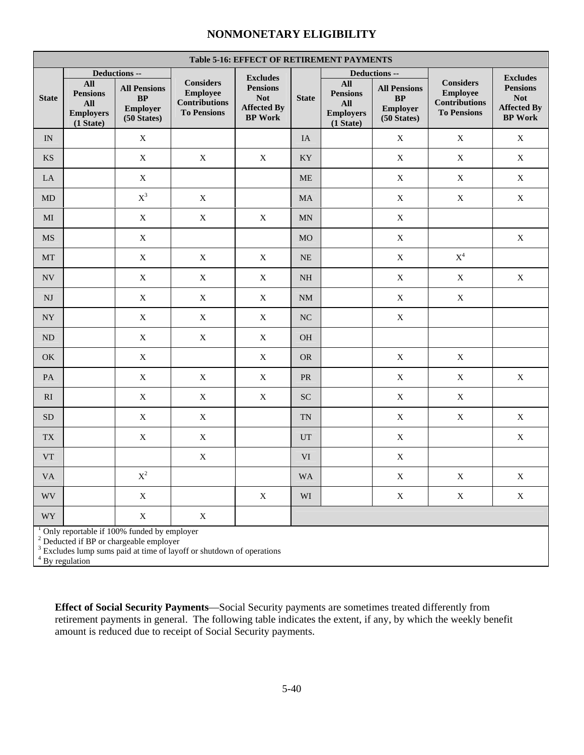## NONMONETARY ELIGIBILITY

| Table 5-16: EFFECT OF RETIREMENT PAYMENTS | | | | | | | | | |
|---|---|---|---|---|---|---|---|---|---|
| State | Deductions -- | | Considers Employee Contributions To Pensions | Excludes Pensions Not Affected By BP Work | State | Deductions -- | | Considers Employee Contributions To Pensions | Excludes Pensions Not Affected By BP Work |
| | All Pensions All Employers (1 State) | All Pensions BP Employer (50 States) | | | | All Pensions All Employers (1 State) | All Pensions BP Employer (50 States) | | |
| IN | | X | | | IA | | X | X | X |
| KS | | X | X | X | KY | | X | X | X |
| LA | | X | | | ME | | X | X | X |
| MD | | X[3] | X | | MA | | X | X | X |
| MI | | X | X | X | MN | | X | | |
| MS | | X | | | MO | | X | | X |
| MT | | X | X | X | NE | | X | X[4] | |
| NV | | X | X | X | NH | | X | X | X |
| NJ | | X | X | X | NM | | X | X | |
| NY | | X | X | X | NC | | X | | |
| ND | | X | X | X | OH | | | | |
| OK | | X | | X | OR | | X | X | |
| PA | | X | X | X | PR | | X | X | X |
| RI | | X | X | X | SC | | X | X | |
| SD | | X | X | | TN | | X | X | X |
| TX | | X | X | | UT | | X | | X |
| VT | | | X | | VI | | X | | |
| VA | | X[2] | | | WA | | X | X | X |
| WV | | X | | X | WI | | X | X | X |
| WY | | X | X | | | | | | |

[1] Only reportable if 100% funded by employer
[2] Deducted if BP or chargeable employer
[3] Excludes lump sums paid at time of layoff or shutdown of operations
[4] By regulation

**Effect of Social Security Payments**—Social Security payments are sometimes treated differently from retirement payments in general. The following table indicates the extent, if any, by which the weekly benefit amount is reduced due to receipt of Social Security payments.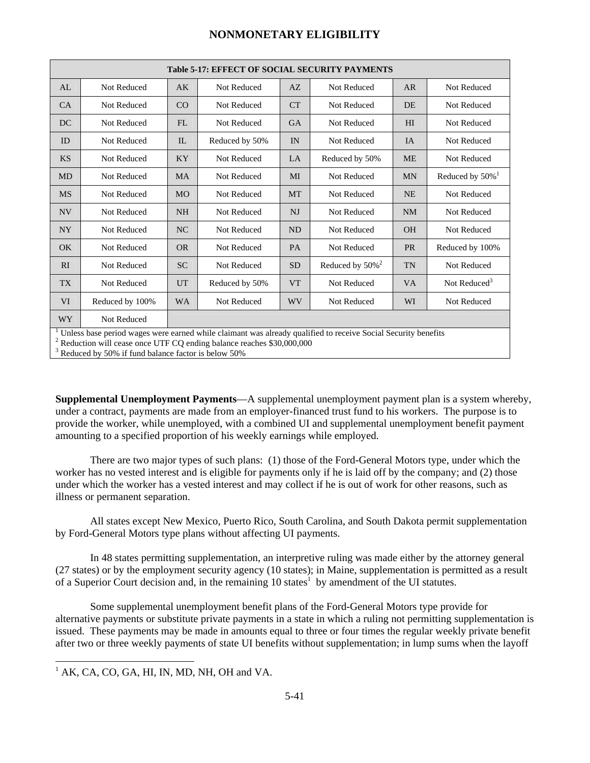## NONMONETARY ELIGIBILITY

| Table 5-17: EFFECT OF SOCIAL SECURITY PAYMENTS | | | | | | | |
|---|---|---|---|---|---|---|---|
| AL | Not Reduced | AK | Not Reduced | AZ | Not Reduced | AR | Not Reduced |
| CA | Not Reduced | CO | Not Reduced | CT | Not Reduced | DE | Not Reduced |
| DC | Not Reduced | FL | Not Reduced | GA | Not Reduced | HI | Not Reduced |
| ID | Not Reduced | IL | Reduced by 50% | IN | Not Reduced | IA | Not Reduced |
| KS | Not Reduced | KY | Not Reduced | LA | Reduced by 50% | ME | Not Reduced |
| MD | Not Reduced | MA | Not Reduced | MI | Not Reduced | MN | Reduced by 50%[1] |
| MS | Not Reduced | MO | Not Reduced | MT | Not Reduced | NE | Not Reduced |
| NV | Not Reduced | NH | Not Reduced | NJ | Not Reduced | NM | Not Reduced |
| NY | Not Reduced | NC | Not Reduced | ND | Not Reduced | OH | Not Reduced |
| OK | Not Reduced | OR | Not Reduced | PA | Not Reduced | PR | Reduced by 100% |
| RI | Not Reduced | SC | Not Reduced | SD | Reduced by 50%[2] | TN | Not Reduced |
| TX | Not Reduced | UT | Reduced by 50% | VT | Not Reduced | VA | Not Reduced[3] |
| VI | Reduced by 100% | WA | Not Reduced | WV | Not Reduced | WI | Not Reduced |
| WY | Not Reduced | | | | | | |

[1] Unless base period wages were earned while claimant was already qualified to receive Social Security benefits
[2] Reduction will cease once UTF CQ ending balance reaches $30,000,000
[3] Reduced by 50% if fund balance factor is below 50%

**Supplemental Unemployment Payments**—A supplemental unemployment payment plan is a system whereby, under a contract, payments are made from an employer-financed trust fund to his workers. The purpose is to provide the worker, while unemployed, with a combined UI and supplemental unemployment benefit payment amounting to a specified proportion of his weekly earnings while employed.

There are two major types of such plans: (1) those of the Ford-General Motors type, under which the worker has no vested interest and is eligible for payments only if he is laid off by the company; and (2) those under which the worker has a vested interest and may collect if he is out of work for other reasons, such as illness or permanent separation.

All states except New Mexico, Puerto Rico, South Carolina, and South Dakota permit supplementation by Ford-General Motors type plans without affecting UI payments.

In 48 states permitting supplementation, an interpretive ruling was made either by the attorney general (27 states) or by the employment security agency (10 states); in Maine, supplementation is permitted as a result of a Superior Court decision and, in the remaining 10 states[1] by amendment of the UI statutes.

Some supplemental unemployment benefit plans of the Ford-General Motors type provide for alternative payments or substitute private payments in a state in which a ruling not permitting supplementation is issued. These payments may be made in amounts equal to three or four times the regular weekly private benefit after two or three weekly payments of state UI benefits without supplementation; in lump sums when the layoff

[1] AK, CA, CO, GA, HI, IN, MD, NH, OH and VA.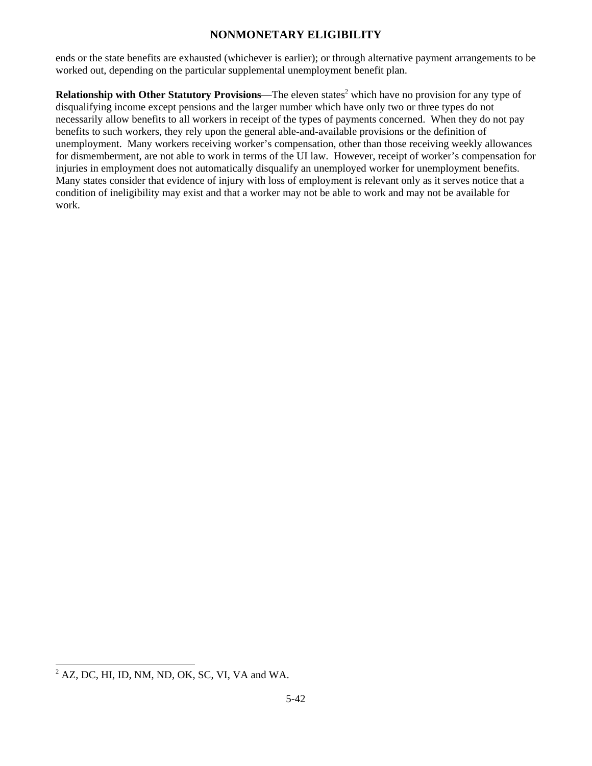ends or the state benefits are exhausted (whichever is earlier); or through alternative payment arrangements to be worked out, depending on the particular supplemental unemployment benefit plan.

**Relationship with Other Statutory Provisions**—The eleven states[2] which have no provision for any type of disqualifying income except pensions and the larger number which have only two or three types do not necessarily allow benefits to all workers in receipt of the types of payments concerned. When they do not pay benefits to such workers, they rely upon the general able-and-available provisions or the definition of unemployment. Many workers receiving worker's compensation, other than those receiving weekly allowances for dismemberment, are not able to work in terms of the UI law. However, receipt of worker's compensation for injuries in employment does not automatically disqualify an unemployed worker for unemployment benefits. Many states consider that evidence of injury with loss of employment is relevant only as it serves notice that a condition of ineligibility may exist and that a worker may not be able to work and may not be available for work.

[2] AZ, DC, HI, ID, NM, ND, OK, SC, VI, VA and WA.